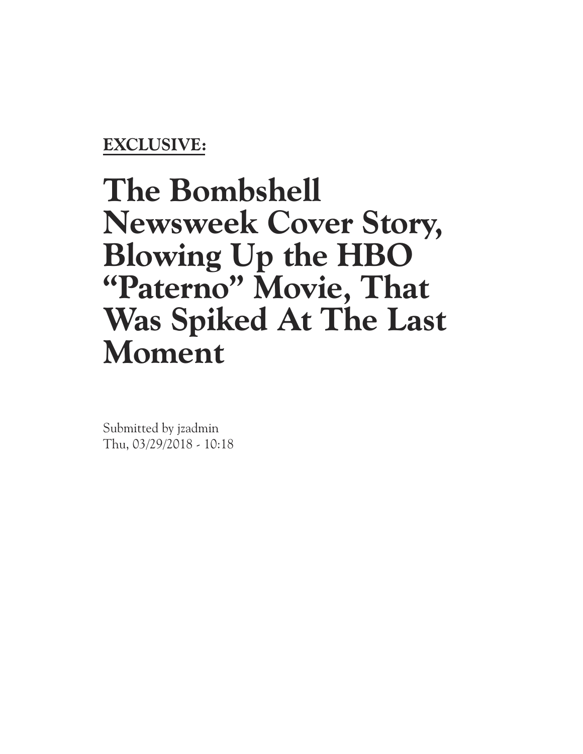**EXCLUSIVE:**

# The Bombshell Newsweek Cover Story, Blowing Up the HBO "Paterno" Movie, That Was Spiked At The Last Moment

Submitted by jzadmin
Thu, 03/29/2018 - 10:18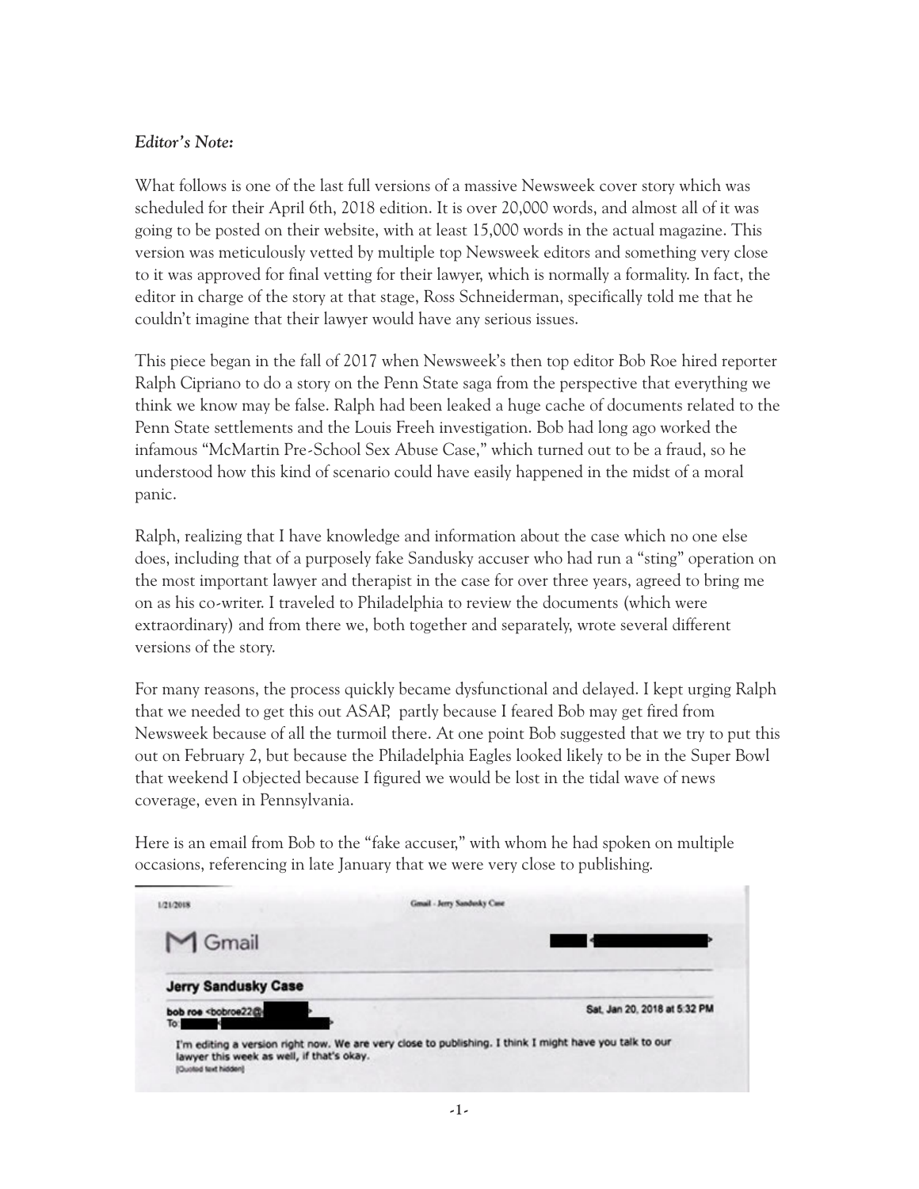***Editor's Note:***

What follows is one of the last full versions of a massive Newsweek cover story which was scheduled for their April 6th, 2018 edition. It is over 20,000 words, and almost all of it was going to be posted on their website, with at least 15,000 words in the actual magazine. This version was meticulously vetted by multiple top Newsweek editors and something very close to it was approved for final vetting for their lawyer, which is normally a formality. In fact, the editor in charge of the story at that stage, Ross Schneiderman, specifically told me that he couldn't imagine that their lawyer would have any serious issues.

This piece began in the fall of 2017 when Newsweek's then top editor Bob Roe hired reporter Ralph Cipriano to do a story on the Penn State saga from the perspective that everything we think we know may be false. Ralph had been leaked a huge cache of documents related to the Penn State settlements and the Louis Freeh investigation. Bob had long ago worked the infamous "McMartin Pre-School Sex Abuse Case," which turned out to be a fraud, so he understood how this kind of scenario could have easily happened in the midst of a moral panic.

Ralph, realizing that I have knowledge and information about the case which no one else does, including that of a purposely fake Sandusky accuser who had run a "sting" operation on the most important lawyer and therapist in the case for over three years, agreed to bring me on as his co-writer. I traveled to Philadelphia to review the documents (which were extraordinary) and from there we, both together and separately, wrote several different versions of the story.

For many reasons, the process quickly became dysfunctional and delayed. I kept urging Ralph that we needed to get this out ASAP, partly because I feared Bob may get fired from Newsweek because of all the turmoil there. At one point Bob suggested that we try to put this out on February 2, but because the Philadelphia Eagles looked likely to be in the Super Bowl that weekend I objected because I figured we would be lost in the tidal wave of news coverage, even in Pennsylvania.

Here is an email from Bob to the "fake accuser," with whom he had spoken on multiple occasions, referencing in late January that we were very close to publishing.

1/21/2018 — Gmail - Jerry Sandusky Case

Gmail

**Jerry Sandusky Case**

**bob roe** <bobroe22@[redacted]> — Sat, Jan 20, 2018 at 5:32 PM
To: [redacted]

I'm editing a version right now. We are very close to publishing. I think I might have you talk to our lawyer this week as well, if that's okay.

[Quoted text hidden]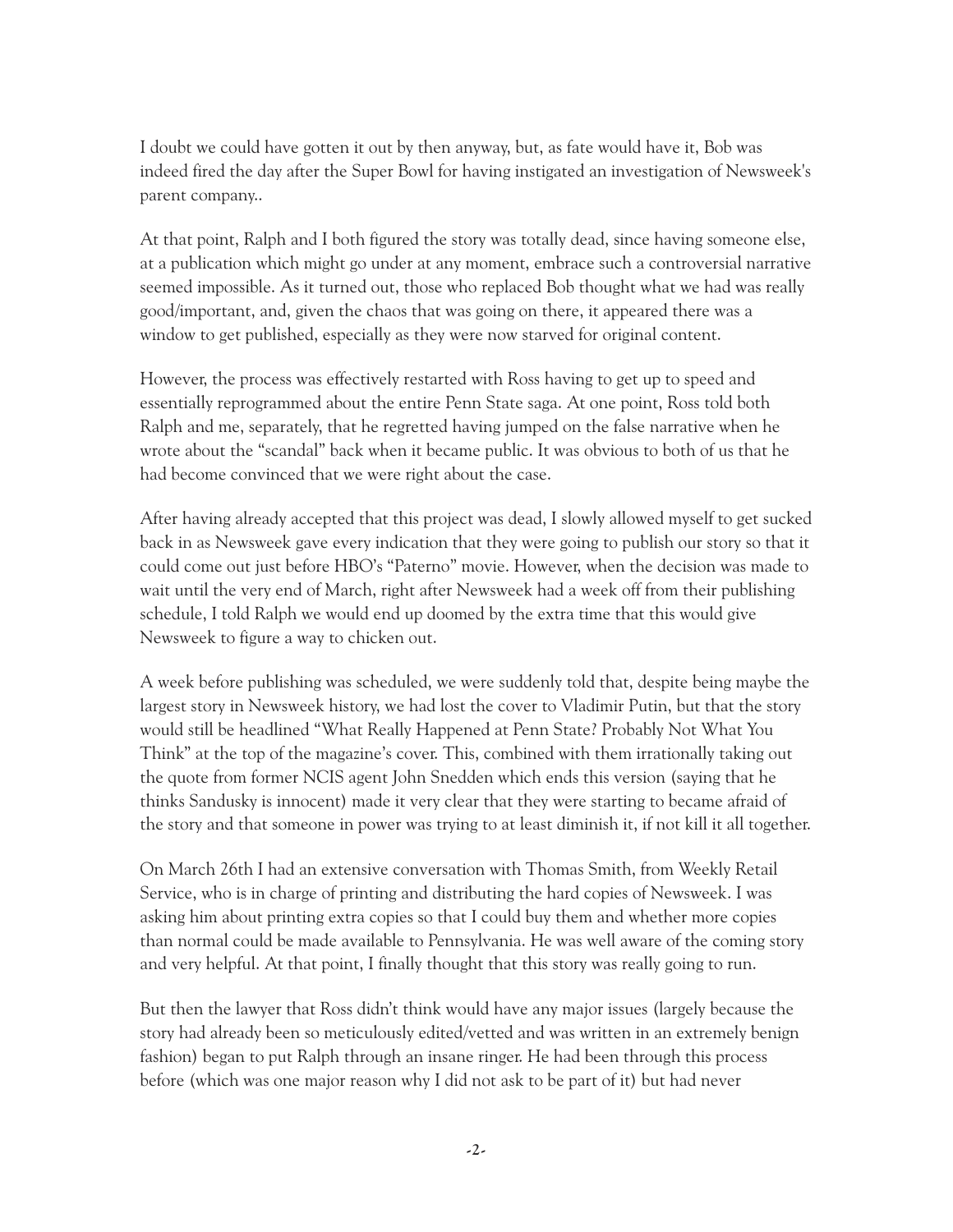I doubt we could have gotten it out by then anyway, but, as fate would have it, Bob was indeed fired the day after the Super Bowl for having instigated an investigation of Newsweek's parent company..

At that point, Ralph and I both figured the story was totally dead, since having someone else, at a publication which might go under at any moment, embrace such a controversial narrative seemed impossible. As it turned out, those who replaced Bob thought what we had was really good/important, and, given the chaos that was going on there, it appeared there was a window to get published, especially as they were now starved for original content.

However, the process was effectively restarted with Ross having to get up to speed and essentially reprogrammed about the entire Penn State saga. At one point, Ross told both Ralph and me, separately, that he regretted having jumped on the false narrative when he wrote about the "scandal" back when it became public. It was obvious to both of us that he had become convinced that we were right about the case.

After having already accepted that this project was dead, I slowly allowed myself to get sucked back in as Newsweek gave every indication that they were going to publish our story so that it could come out just before HBO's "Paterno" movie. However, when the decision was made to wait until the very end of March, right after Newsweek had a week off from their publishing schedule, I told Ralph we would end up doomed by the extra time that this would give Newsweek to figure a way to chicken out.

A week before publishing was scheduled, we were suddenly told that, despite being maybe the largest story in Newsweek history, we had lost the cover to Vladimir Putin, but that the story would still be headlined "What Really Happened at Penn State? Probably Not What You Think" at the top of the magazine's cover. This, combined with them irrationally taking out the quote from former NCIS agent John Snedden which ends this version (saying that he thinks Sandusky is innocent) made it very clear that they were starting to became afraid of the story and that someone in power was trying to at least diminish it, if not kill it all together.

On March 26th I had an extensive conversation with Thomas Smith, from Weekly Retail Service, who is in charge of printing and distributing the hard copies of Newsweek. I was asking him about printing extra copies so that I could buy them and whether more copies than normal could be made available to Pennsylvania. He was well aware of the coming story and very helpful. At that point, I finally thought that this story was really going to run.

But then the lawyer that Ross didn't think would have any major issues (largely because the story had already been so meticulously edited/vetted and was written in an extremely benign fashion) began to put Ralph through an insane ringer. He had been through this process before (which was one major reason why I did not ask to be part of it) but had never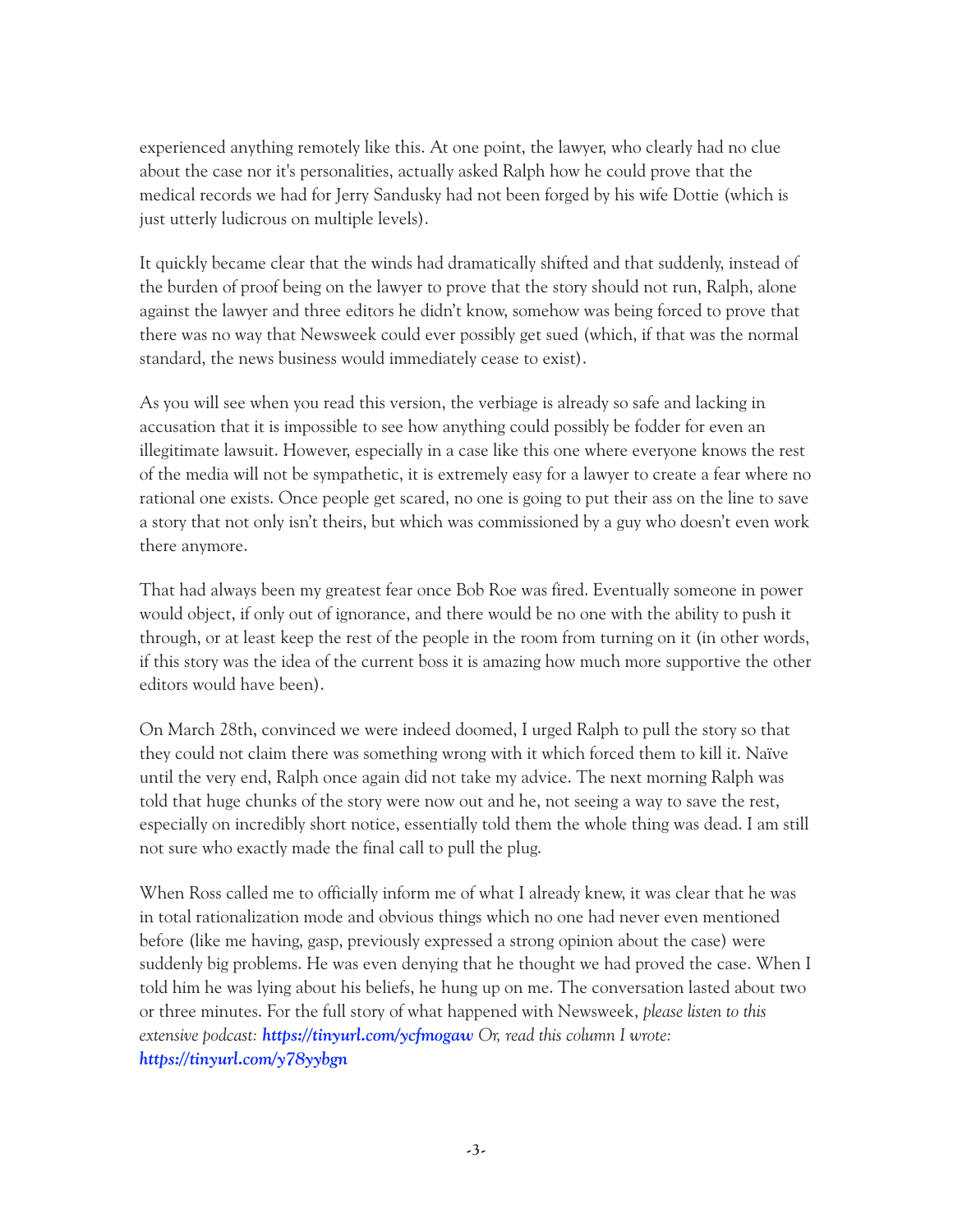experienced anything remotely like this. At one point, the lawyer, who clearly had no clue about the case nor it's personalities, actually asked Ralph how he could prove that the medical records we had for Jerry Sandusky had not been forged by his wife Dottie (which is just utterly ludicrous on multiple levels).

It quickly became clear that the winds had dramatically shifted and that suddenly, instead of the burden of proof being on the lawyer to prove that the story should not run, Ralph, alone against the lawyer and three editors he didn't know, somehow was being forced to prove that there was no way that Newsweek could ever possibly get sued (which, if that was the normal standard, the news business would immediately cease to exist).

As you will see when you read this version, the verbiage is already so safe and lacking in accusation that it is impossible to see how anything could possibly be fodder for even an illegitimate lawsuit. However, especially in a case like this one where everyone knows the rest of the media will not be sympathetic, it is extremely easy for a lawyer to create a fear where no rational one exists. Once people get scared, no one is going to put their ass on the line to save a story that not only isn't theirs, but which was commissioned by a guy who doesn't even work there anymore.

That had always been my greatest fear once Bob Roe was fired. Eventually someone in power would object, if only out of ignorance, and there would be no one with the ability to push it through, or at least keep the rest of the people in the room from turning on it (in other words, if this story was the idea of the current boss it is amazing how much more supportive the other editors would have been).

On March 28th, convinced we were indeed doomed, I urged Ralph to pull the story so that they could not claim there was something wrong with it which forced them to kill it. Naïve until the very end, Ralph once again did not take my advice. The next morning Ralph was told that huge chunks of the story were now out and he, not seeing a way to save the rest, especially on incredibly short notice, essentially told them the whole thing was dead. I am still not sure who exactly made the final call to pull the plug.

When Ross called me to officially inform me of what I already knew, it was clear that he was in total rationalization mode and obvious things which no one had never even mentioned before (like me having, gasp, previously expressed a strong opinion about the case) were suddenly big problems. He was even denying that he thought we had proved the case. When I told him he was lying about his beliefs, he hung up on me. The conversation lasted about two or three minutes. For the full story of what happened with Newsweek, *please listen to this extensive podcast:* ***https://tinyurl.com/ycfmogaw*** *Or, read this column I wrote:* ***https://tinyurl.com/y78yybgn***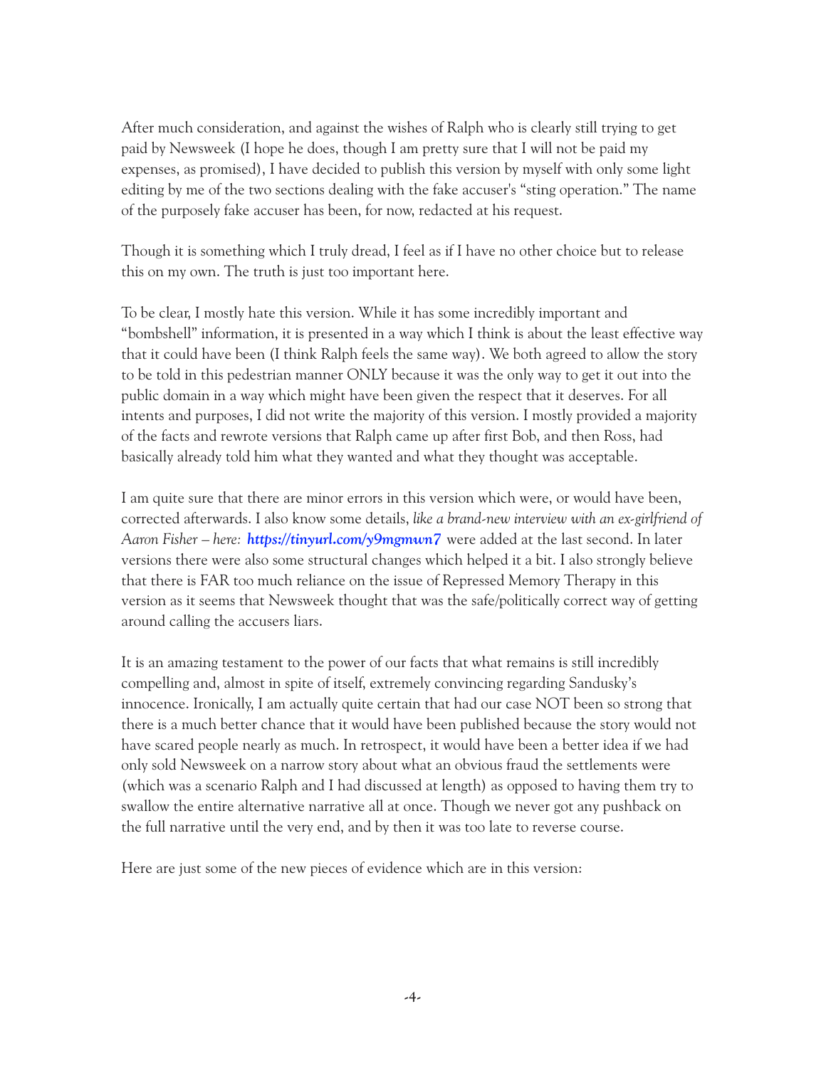After much consideration, and against the wishes of Ralph who is clearly still trying to get paid by Newsweek (I hope he does, though I am pretty sure that I will not be paid my expenses, as promised), I have decided to publish this version by myself with only some light editing by me of the two sections dealing with the fake accuser's "sting operation." The name of the purposely fake accuser has been, for now, redacted at his request.

Though it is something which I truly dread, I feel as if I have no other choice but to release this on my own. The truth is just too important here.

To be clear, I mostly hate this version. While it has some incredibly important and "bombshell" information, it is presented in a way which I think is about the least effective way that it could have been (I think Ralph feels the same way). We both agreed to allow the story to be told in this pedestrian manner ONLY because it was the only way to get it out into the public domain in a way which might have been given the respect that it deserves. For all intents and purposes, I did not write the majority of this version. I mostly provided a majority of the facts and rewrote versions that Ralph came up after first Bob, and then Ross, had basically already told him what they wanted and what they thought was acceptable.

I am quite sure that there are minor errors in this version which were, or would have been, corrected afterwards. I also know some details, *like a brand-new interview with an ex-girlfriend of Aaron Fisher – here:* ***https://tinyurl.com/y9mgmwn7*** were added at the last second. In later versions there were also some structural changes which helped it a bit. I also strongly believe that there is FAR too much reliance on the issue of Repressed Memory Therapy in this version as it seems that Newsweek thought that was the safe/politically correct way of getting around calling the accusers liars.

It is an amazing testament to the power of our facts that what remains is still incredibly compelling and, almost in spite of itself, extremely convincing regarding Sandusky's innocence. Ironically, I am actually quite certain that had our case NOT been so strong that there is a much better chance that it would have been published because the story would not have scared people nearly as much. In retrospect, it would have been a better idea if we had only sold Newsweek on a narrow story about what an obvious fraud the settlements were (which was a scenario Ralph and I had discussed at length) as opposed to having them try to swallow the entire alternative narrative all at once. Though we never got any pushback on the full narrative until the very end, and by then it was too late to reverse course.

Here are just some of the new pieces of evidence which are in this version: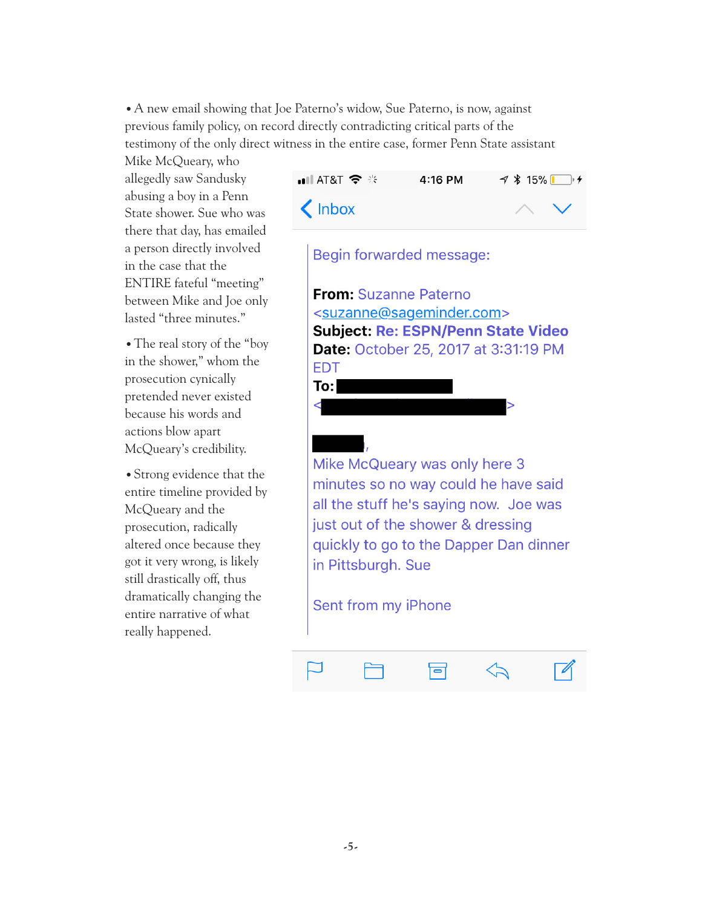- A new email showing that Joe Paterno's widow, Sue Paterno, is now, against previous family policy, on record directly contradicting critical parts of the testimony of the only direct witness in the entire case, former Penn State assistant Mike McQueary, who allegedly saw Sandusky abusing a boy in a Penn State shower. Sue who was there that day, has emailed a person directly involved in the case that the ENTIRE fateful "meeting" between Mike and Joe only lasted "three minutes."

- The real story of the "boy in the shower," whom the prosecution cynically pretended never existed because his words and actions blow apart McQueary's credibility.

- Strong evidence that the entire timeline provided by McQueary and the prosecution, radically altered once because they got it very wrong, is likely still drastically off, thus dramatically changing the entire narrative of what really happened.

AT&T 4:16 PM 15%

Inbox

Begin forwarded message:

**From:** Suzanne Paterno <suzanne@sageminder.com>
**Subject:** **Re: ESPN/Penn State Video**
**Date:** October 25, 2017 at 3:31:19 PM EDT
**To:** [redacted] <[redacted]>

[redacted],

Mike McQueary was only here 3 minutes so no way could he have said all the stuff he's saying now. Joe was just out of the shower & dressing quickly to go to the Dapper Dan dinner in Pittsburgh. Sue

Sent from my iPhone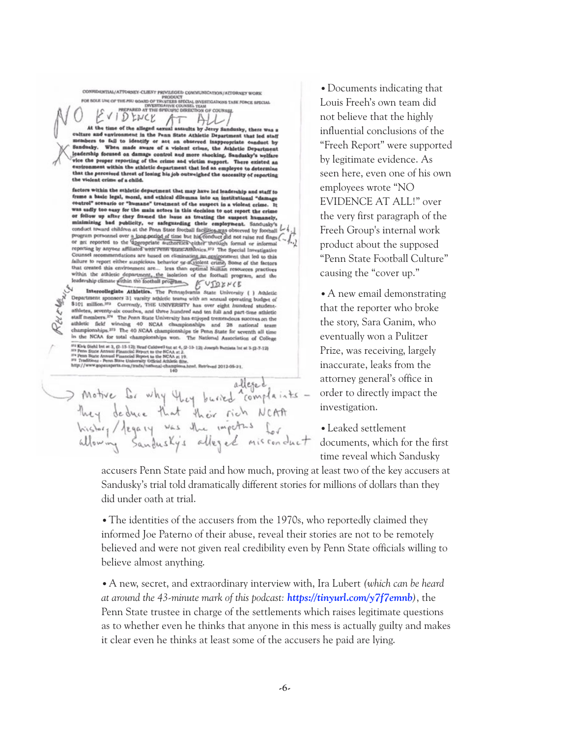CONFIDENTIAL/ATTORNEY-CLIENT PRIVILEGED COMMUNICATION/ATTORNEY WORK PRODUCT
FOR SOLE USE OF THE PSU BOARD OF TRUSTEES SPECIAL INVESTIGATIONS TASK FORCE SPECIAL INVESTIGATIVE COUNSEL TEAM
PREPARED AT THE SPECIFIC DIRECTION OF COUNSEL

NO EVIDENCE AT ALL!

At the time of the alleged sexual assaults by Jerry Sandusky, there was a culture and environment in the Penn State Athletic Department that led staff members to fail to identify or act on observed inappropriate conduct by Sandusky. When made aware of a violent crime, the Athletic Department leadership focused on damage control and more shocking, Sandusky's welfare vice the proper reporting of the crime and victim support. There existed an environment within the athletic department that led an employee to determine that the perceived threat of losing his job outweighed the necessity of reporting the violent crime of a child.

factors within the athletic department that may have led leadership and staff to frame a basic legal, moral, and ethical dilemma into an institutional "damage control" scenario or "humane" treatment of the suspect in a violent crime. It was sadly too easy for the main actors in this decision to not report the crime or follow up after they framed the issue as treating the suspect humanely, minimizing bad publicity, or safeguarding their employment. Sandusky's conduct toward children at the Penn State football facilities was observed by football program personnel over a long period of time but his conduct did not raise red flags or get reported to the appropriate authorities either through formal or informal reporting by anyone affiliated with Penn State Athletics.[372] The Special Investigative Counsel recommendations are based on eliminating an environment that led to this failure to report either suspicious behavior or a violent crime. Some of the factors that created this environment are... less than optimal human resources practices within the athletic department, the isolation of the football program, and the leadership climate within the football program. EVIDENCE

**Intercollegiate Athletics.** The Pennsylvania State University ( ) Athletic Department sponsors 31 varsity athletic teams with an annual operating budget of $101 million.[373] Currently, THE UNIVERSITY has over eight hundred student-athletes, seventy-six coaches, and three hundred and ten full and part-time athletic staff members.[374] The Penn State University has enjoyed tremendous success on the athletic field winning 40 NCAA championships and 28 national team championships.[375] The 40 NCAA championships tie Penn State for seventh all time in the NCAA for total championships won. The National Association of College

[372] Kirk Diehl Int at 3, (2-15-12); Brad Caldwell Int at 4, (2-13-12); Joseph Battista Int at 3 (2-7-12)
[373] Penn State Annual Financial Report to the NCAA at 2.
[374] Penn State Annual Financial Report to the NCAA at 19.
[375] Traditions - Penn State University Official Athletic Site. http://www.gopsusports.com/trads/national-champions.html. Retrieved 2012-05-21.

140

Relevance

→ Motive for why they buried alleged complaints – they deduce that their rich NCAA history/legacy was the impetus for allowing Sandusky's alleged misconduct

• Documents indicating that Louis Freeh's own team did not believe that the highly influential conclusions of the "Freeh Report" were supported by legitimate evidence. As seen here, even one of his own employees wrote "NO EVIDENCE AT ALL!" over the very first paragraph of the Freeh Group's internal work product about the supposed "Penn State Football Culture" causing the "cover up."

• A new email demonstrating that the reporter who broke the story, Sara Ganim, who eventually won a Pulitzer Prize, was receiving, largely inaccurate, leaks from the attorney general's office in order to directly impact the investigation.

• Leaked settlement documents, which for the first time reveal which Sandusky accusers Penn State paid and how much, proving at least two of the key accusers at Sandusky's trial told dramatically different stories for millions of dollars than they did under oath at trial.

• The identities of the accusers from the 1970s, who reportedly claimed they informed Joe Paterno of their abuse, reveal their stories are not to be remotely believed and were not given real credibility even by Penn State officials willing to believe almost anything.

• A new, secret, and extraordinary interview with, Ira Lubert *(which can be heard at around the 43-minute mark of this podcast:* ***https://tinyurl.com/y7f7emnb****)*, the Penn State trustee in charge of the settlements which raises legitimate questions as to whether even he thinks that anyone in this mess is actually guilty and makes it clear even he thinks at least some of the accusers he paid are lying.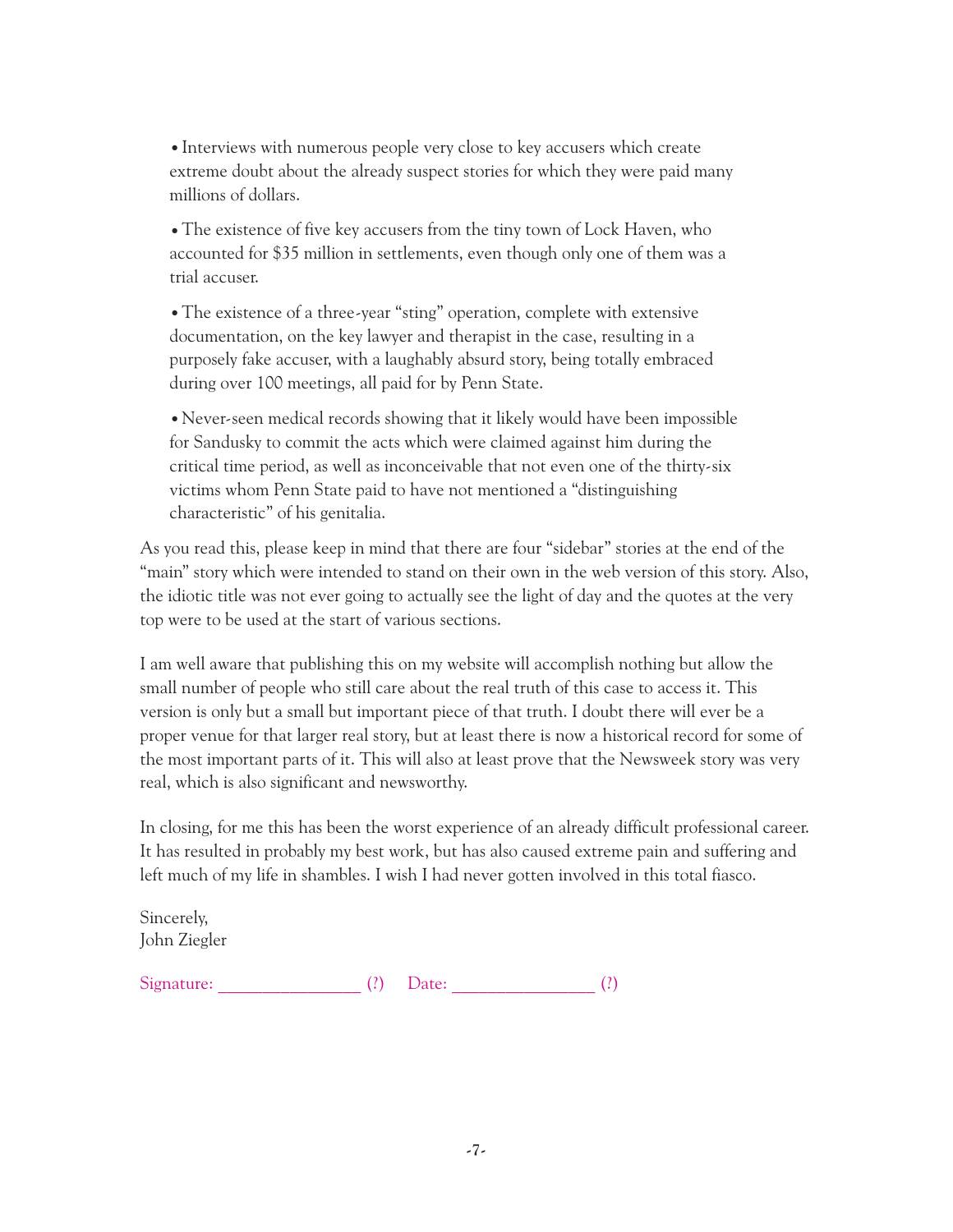- Interviews with numerous people very close to key accusers which create extreme doubt about the already suspect stories for which they were paid many millions of dollars.

- The existence of five key accusers from the tiny town of Lock Haven, who accounted for $35 million in settlements, even though only one of them was a trial accuser.

- The existence of a three-year "sting" operation, complete with extensive documentation, on the key lawyer and therapist in the case, resulting in a purposely fake accuser, with a laughably absurd story, being totally embraced during over 100 meetings, all paid for by Penn State.

- Never-seen medical records showing that it likely would have been impossible for Sandusky to commit the acts which were claimed against him during the critical time period, as well as inconceivable that not even one of the thirty-six victims whom Penn State paid to have not mentioned a "distinguishing characteristic" of his genitalia.

As you read this, please keep in mind that there are four "sidebar" stories at the end of the "main" story which were intended to stand on their own in the web version of this story. Also, the idiotic title was not ever going to actually see the light of day and the quotes at the very top were to be used at the start of various sections.

I am well aware that publishing this on my website will accomplish nothing but allow the small number of people who still care about the real truth of this case to access it. This version is only but a small but important piece of that truth. I doubt there will ever be a proper venue for that larger real story, but at least there is now a historical record for some of the most important parts of it. This will also at least prove that the Newsweek story was very real, which is also significant and newsworthy.

In closing, for me this has been the worst experience of an already difficult professional career. It has resulted in probably my best work, but has also caused extreme pain and suffering and left much of my life in shambles. I wish I had never gotten involved in this total fiasco.

Sincerely,
John Ziegler

Signature: ________________ (?) Date: ________________ (?)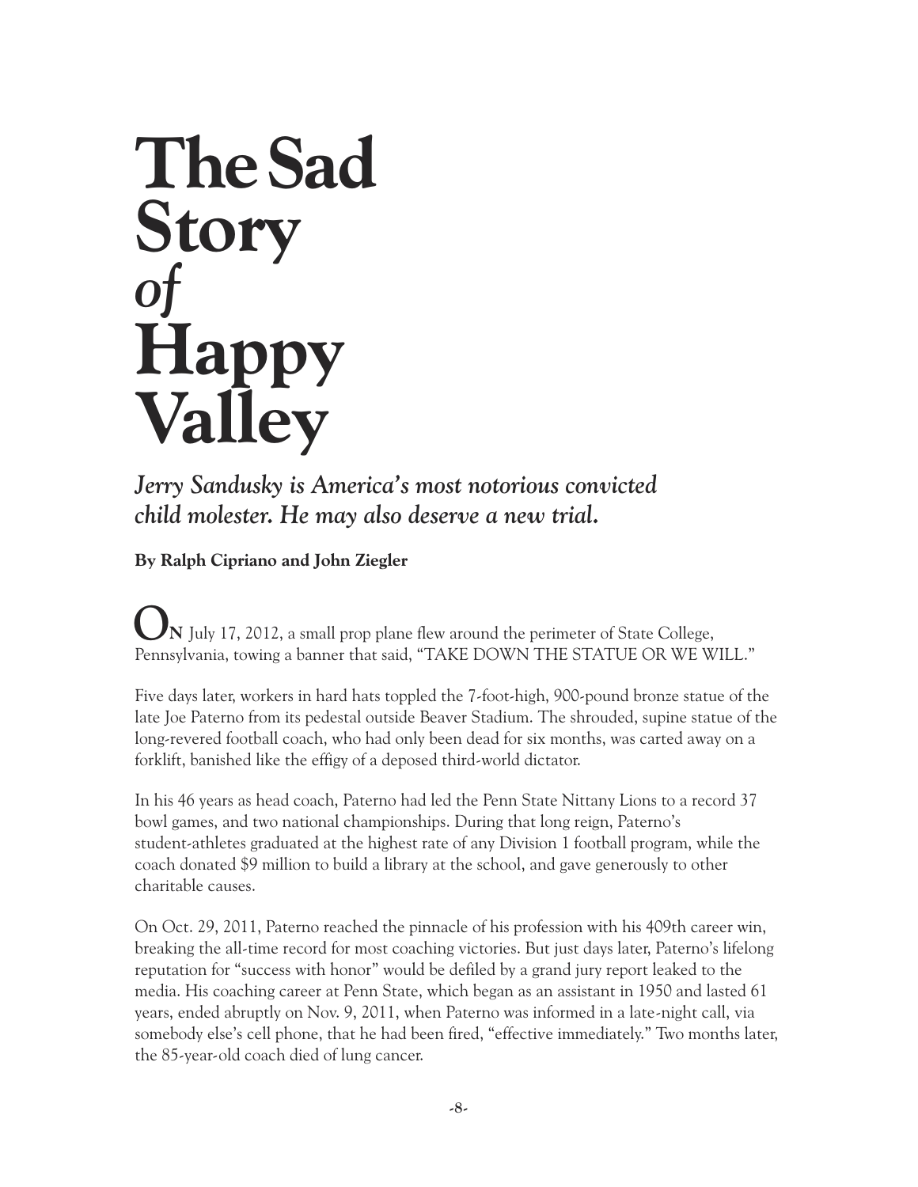# The Sad Story *of* Happy Valley

***Jerry Sandusky is America's most notorious convicted child molester. He may also deserve a new trial.***

**By Ralph Cipriano and John Ziegler**

**ON** July 17, 2012, a small prop plane flew around the perimeter of State College, Pennsylvania, towing a banner that said, "TAKE DOWN THE STATUE OR WE WILL."

Five days later, workers in hard hats toppled the 7-foot-high, 900-pound bronze statue of the late Joe Paterno from its pedestal outside Beaver Stadium. The shrouded, supine statue of the long-revered football coach, who had only been dead for six months, was carted away on a forklift, banished like the effigy of a deposed third-world dictator.

In his 46 years as head coach, Paterno had led the Penn State Nittany Lions to a record 37 bowl games, and two national championships. During that long reign, Paterno's student-athletes graduated at the highest rate of any Division 1 football program, while the coach donated $9 million to build a library at the school, and gave generously to other charitable causes.

On Oct. 29, 2011, Paterno reached the pinnacle of his profession with his 409th career win, breaking the all-time record for most coaching victories. But just days later, Paterno's lifelong reputation for "success with honor" would be defiled by a grand jury report leaked to the media. His coaching career at Penn State, which began as an assistant in 1950 and lasted 61 years, ended abruptly on Nov. 9, 2011, when Paterno was informed in a late-night call, via somebody else's cell phone, that he had been fired, "effective immediately." Two months later, the 85-year-old coach died of lung cancer.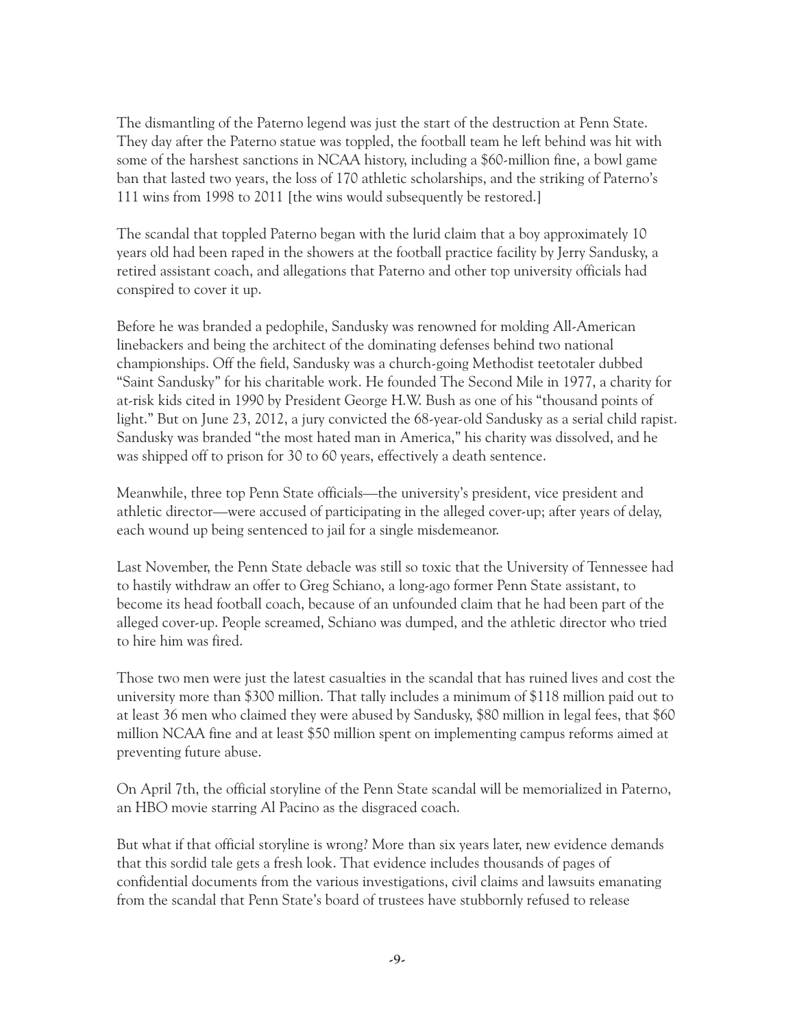The dismantling of the Paterno legend was just the start of the destruction at Penn State. They day after the Paterno statue was toppled, the football team he left behind was hit with some of the harshest sanctions in NCAA history, including a $60-million fine, a bowl game ban that lasted two years, the loss of 170 athletic scholarships, and the striking of Paterno's 111 wins from 1998 to 2011 [the wins would subsequently be restored.]

The scandal that toppled Paterno began with the lurid claim that a boy approximately 10 years old had been raped in the showers at the football practice facility by Jerry Sandusky, a retired assistant coach, and allegations that Paterno and other top university officials had conspired to cover it up.

Before he was branded a pedophile, Sandusky was renowned for molding All-American linebackers and being the architect of the dominating defenses behind two national championships. Off the field, Sandusky was a church-going Methodist teetotaler dubbed "Saint Sandusky" for his charitable work. He founded The Second Mile in 1977, a charity for at-risk kids cited in 1990 by President George H.W. Bush as one of his "thousand points of light." But on June 23, 2012, a jury convicted the 68-year-old Sandusky as a serial child rapist. Sandusky was branded "the most hated man in America," his charity was dissolved, and he was shipped off to prison for 30 to 60 years, effectively a death sentence.

Meanwhile, three top Penn State officials—the university's president, vice president and athletic director—were accused of participating in the alleged cover-up; after years of delay, each wound up being sentenced to jail for a single misdemeanor.

Last November, the Penn State debacle was still so toxic that the University of Tennessee had to hastily withdraw an offer to Greg Schiano, a long-ago former Penn State assistant, to become its head football coach, because of an unfounded claim that he had been part of the alleged cover-up. People screamed, Schiano was dumped, and the athletic director who tried to hire him was fired.

Those two men were just the latest casualties in the scandal that has ruined lives and cost the university more than $300 million. That tally includes a minimum of $118 million paid out to at least 36 men who claimed they were abused by Sandusky, $80 million in legal fees, that $60 million NCAA fine and at least $50 million spent on implementing campus reforms aimed at preventing future abuse.

On April 7th, the official storyline of the Penn State scandal will be memorialized in Paterno, an HBO movie starring Al Pacino as the disgraced coach.

But what if that official storyline is wrong? More than six years later, new evidence demands that this sordid tale gets a fresh look. That evidence includes thousands of pages of confidential documents from the various investigations, civil claims and lawsuits emanating from the scandal that Penn State's board of trustees have stubbornly refused to release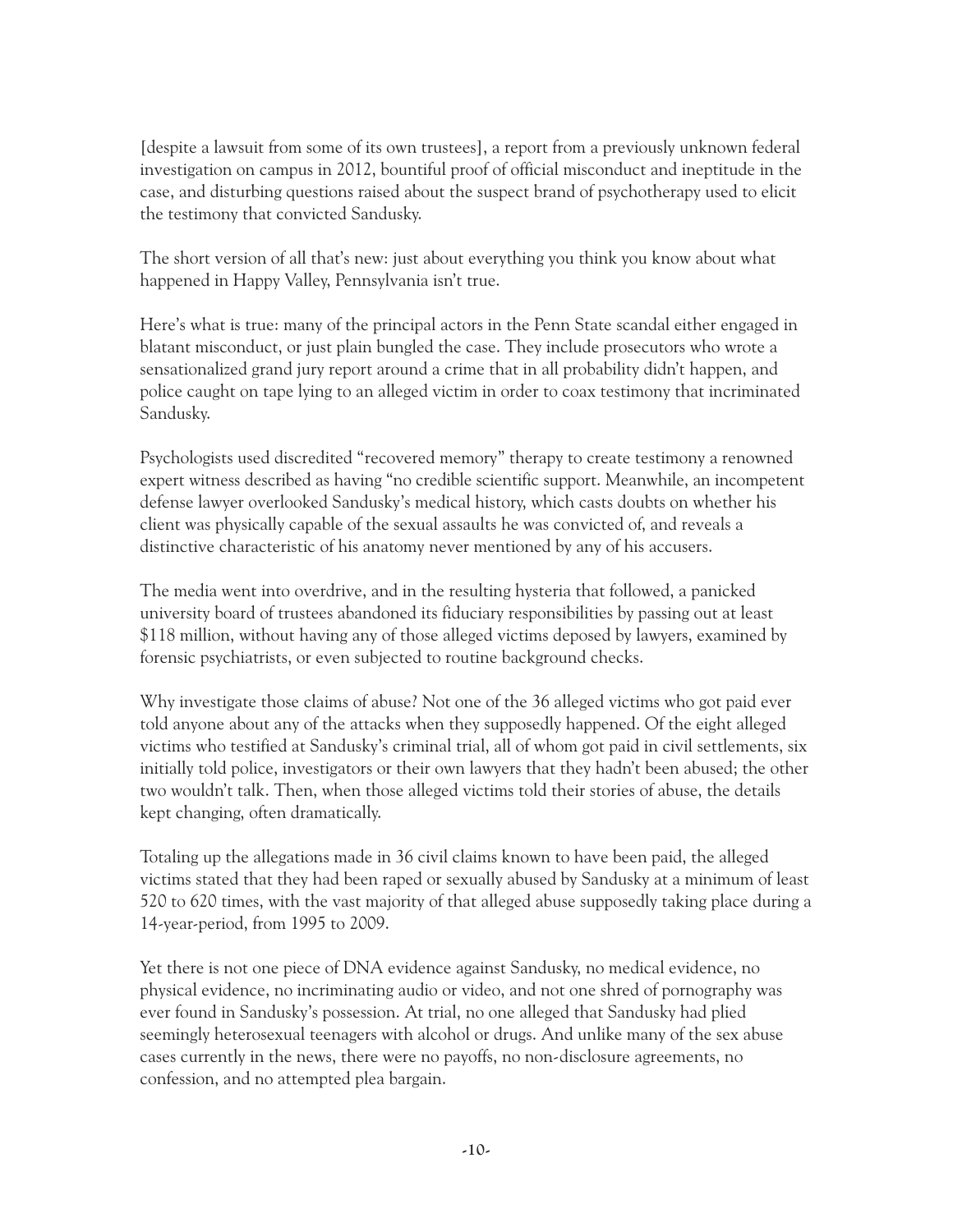[despite a lawsuit from some of its own trustees], a report from a previously unknown federal investigation on campus in 2012, bountiful proof of official misconduct and ineptitude in the case, and disturbing questions raised about the suspect brand of psychotherapy used to elicit the testimony that convicted Sandusky.

The short version of all that's new: just about everything you think you know about what happened in Happy Valley, Pennsylvania isn't true.

Here's what is true: many of the principal actors in the Penn State scandal either engaged in blatant misconduct, or just plain bungled the case. They include prosecutors who wrote a sensationalized grand jury report around a crime that in all probability didn't happen, and police caught on tape lying to an alleged victim in order to coax testimony that incriminated Sandusky.

Psychologists used discredited "recovered memory" therapy to create testimony a renowned expert witness described as having "no credible scientific support. Meanwhile, an incompetent defense lawyer overlooked Sandusky's medical history, which casts doubts on whether his client was physically capable of the sexual assaults he was convicted of, and reveals a distinctive characteristic of his anatomy never mentioned by any of his accusers.

The media went into overdrive, and in the resulting hysteria that followed, a panicked university board of trustees abandoned its fiduciary responsibilities by passing out at least \$118 million, without having any of those alleged victims deposed by lawyers, examined by forensic psychiatrists, or even subjected to routine background checks.

Why investigate those claims of abuse? Not one of the 36 alleged victims who got paid ever told anyone about any of the attacks when they supposedly happened. Of the eight alleged victims who testified at Sandusky's criminal trial, all of whom got paid in civil settlements, six initially told police, investigators or their own lawyers that they hadn't been abused; the other two wouldn't talk. Then, when those alleged victims told their stories of abuse, the details kept changing, often dramatically.

Totaling up the allegations made in 36 civil claims known to have been paid, the alleged victims stated that they had been raped or sexually abused by Sandusky at a minimum of least 520 to 620 times, with the vast majority of that alleged abuse supposedly taking place during a 14-year-period, from 1995 to 2009.

Yet there is not one piece of DNA evidence against Sandusky, no medical evidence, no physical evidence, no incriminating audio or video, and not one shred of pornography was ever found in Sandusky's possession. At trial, no one alleged that Sandusky had plied seemingly heterosexual teenagers with alcohol or drugs. And unlike many of the sex abuse cases currently in the news, there were no payoffs, no non-disclosure agreements, no confession, and no attempted plea bargain.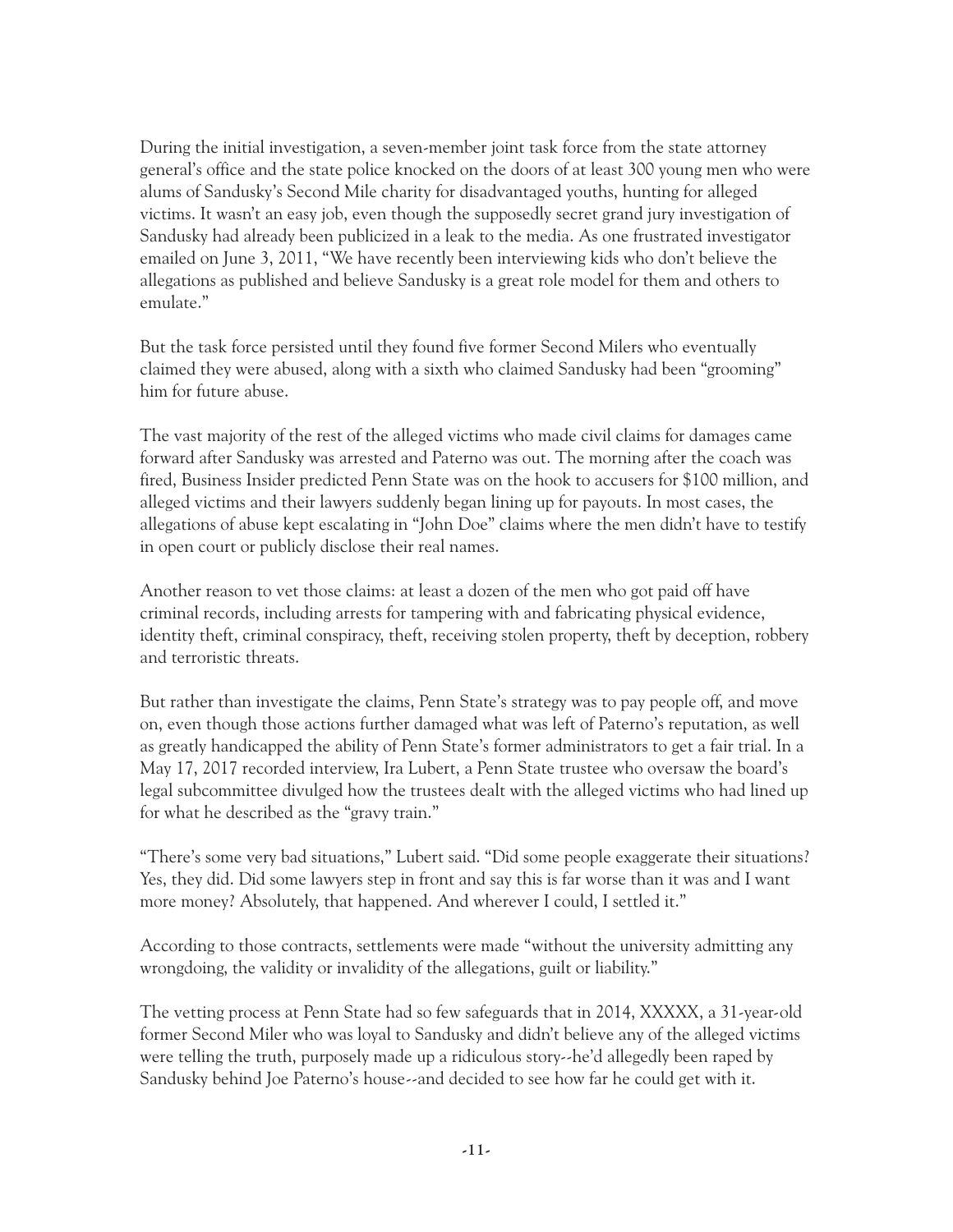During the initial investigation, a seven-member joint task force from the state attorney general's office and the state police knocked on the doors of at least 300 young men who were alums of Sandusky's Second Mile charity for disadvantaged youths, hunting for alleged victims. It wasn't an easy job, even though the supposedly secret grand jury investigation of Sandusky had already been publicized in a leak to the media. As one frustrated investigator emailed on June 3, 2011, "We have recently been interviewing kids who don't believe the allegations as published and believe Sandusky is a great role model for them and others to emulate."

But the task force persisted until they found five former Second Milers who eventually claimed they were abused, along with a sixth who claimed Sandusky had been "grooming" him for future abuse.

The vast majority of the rest of the alleged victims who made civil claims for damages came forward after Sandusky was arrested and Paterno was out. The morning after the coach was fired, Business Insider predicted Penn State was on the hook to accusers for $100 million, and alleged victims and their lawyers suddenly began lining up for payouts. In most cases, the allegations of abuse kept escalating in "John Doe" claims where the men didn't have to testify in open court or publicly disclose their real names.

Another reason to vet those claims: at least a dozen of the men who got paid off have criminal records, including arrests for tampering with and fabricating physical evidence, identity theft, criminal conspiracy, theft, receiving stolen property, theft by deception, robbery and terroristic threats.

But rather than investigate the claims, Penn State's strategy was to pay people off, and move on, even though those actions further damaged what was left of Paterno's reputation, as well as greatly handicapped the ability of Penn State's former administrators to get a fair trial. In a May 17, 2017 recorded interview, Ira Lubert, a Penn State trustee who oversaw the board's legal subcommittee divulged how the trustees dealt with the alleged victims who had lined up for what he described as the "gravy train."

"There's some very bad situations," Lubert said. "Did some people exaggerate their situations? Yes, they did. Did some lawyers step in front and say this is far worse than it was and I want more money? Absolutely, that happened. And wherever I could, I settled it."

According to those contracts, settlements were made "without the university admitting any wrongdoing, the validity or invalidity of the allegations, guilt or liability."

The vetting process at Penn State had so few safeguards that in 2014, XXXXX, a 31-year-old former Second Miler who was loyal to Sandusky and didn't believe any of the alleged victims were telling the truth, purposely made up a ridiculous story--he'd allegedly been raped by Sandusky behind Joe Paterno's house--and decided to see how far he could get with it.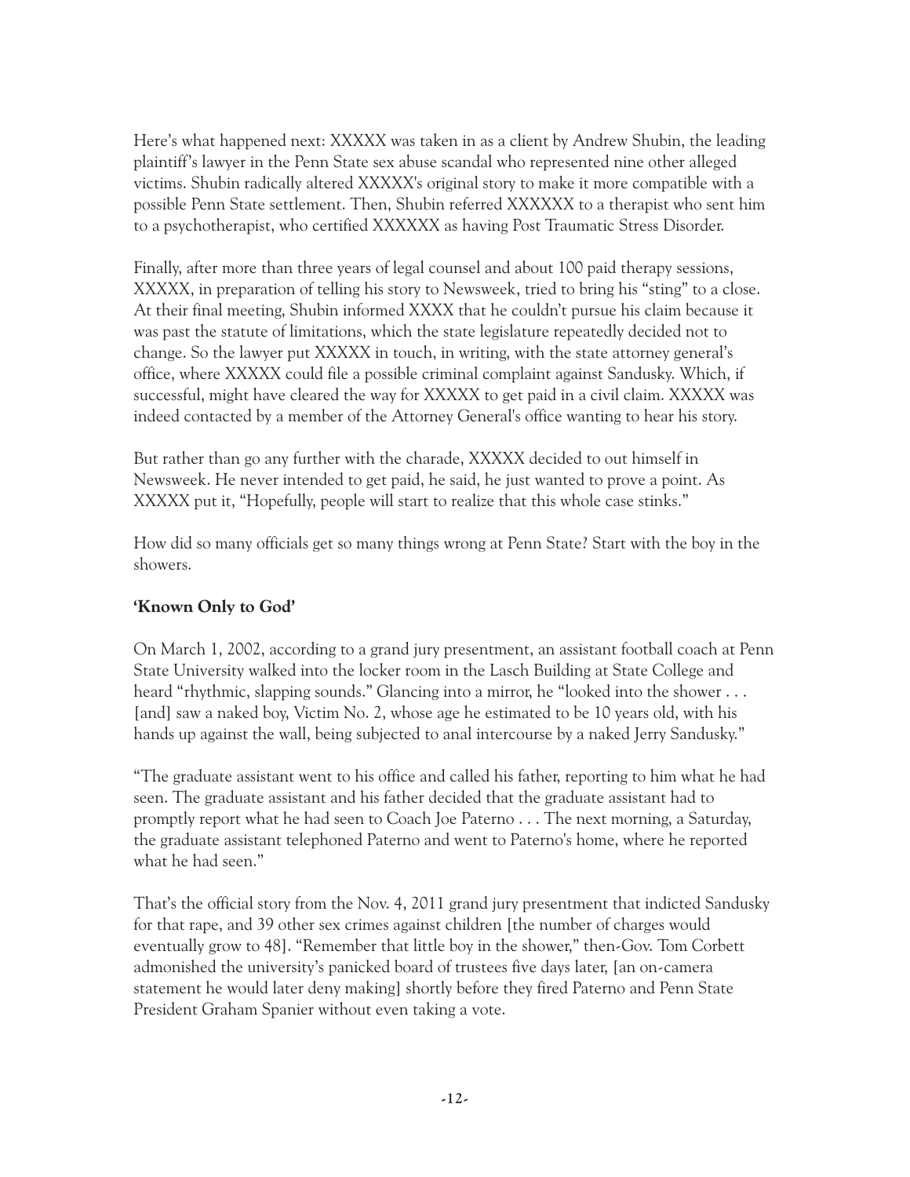Here's what happened next: XXXXX was taken in as a client by Andrew Shubin, the leading plaintiff's lawyer in the Penn State sex abuse scandal who represented nine other alleged victims. Shubin radically altered XXXXX's original story to make it more compatible with a possible Penn State settlement. Then, Shubin referred XXXXXX to a therapist who sent him to a psychotherapist, who certified XXXXXX as having Post Traumatic Stress Disorder.

Finally, after more than three years of legal counsel and about 100 paid therapy sessions, XXXXX, in preparation of telling his story to Newsweek, tried to bring his "sting" to a close. At their final meeting, Shubin informed XXXX that he couldn't pursue his claim because it was past the statute of limitations, which the state legislature repeatedly decided not to change. So the lawyer put XXXXX in touch, in writing, with the state attorney general's office, where XXXXX could file a possible criminal complaint against Sandusky. Which, if successful, might have cleared the way for XXXXX to get paid in a civil claim. XXXXX was indeed contacted by a member of the Attorney General's office wanting to hear his story.

But rather than go any further with the charade, XXXXX decided to out himself in Newsweek. He never intended to get paid, he said, he just wanted to prove a point. As XXXXX put it, "Hopefully, people will start to realize that this whole case stinks."

How did so many officials get so many things wrong at Penn State? Start with the boy in the showers.

**'Known Only to God'**

On March 1, 2002, according to a grand jury presentment, an assistant football coach at Penn State University walked into the locker room in the Lasch Building at State College and heard "rhythmic, slapping sounds." Glancing into a mirror, he "looked into the shower . . . [and] saw a naked boy, Victim No. 2, whose age he estimated to be 10 years old, with his hands up against the wall, being subjected to anal intercourse by a naked Jerry Sandusky."

"The graduate assistant went to his office and called his father, reporting to him what he had seen. The graduate assistant and his father decided that the graduate assistant had to promptly report what he had seen to Coach Joe Paterno . . . The next morning, a Saturday, the graduate assistant telephoned Paterno and went to Paterno's home, where he reported what he had seen."

That's the official story from the Nov. 4, 2011 grand jury presentment that indicted Sandusky for that rape, and 39 other sex crimes against children [the number of charges would eventually grow to 48]. "Remember that little boy in the shower," then-Gov. Tom Corbett admonished the university's panicked board of trustees five days later, [an on-camera statement he would later deny making] shortly before they fired Paterno and Penn State President Graham Spanier without even taking a vote.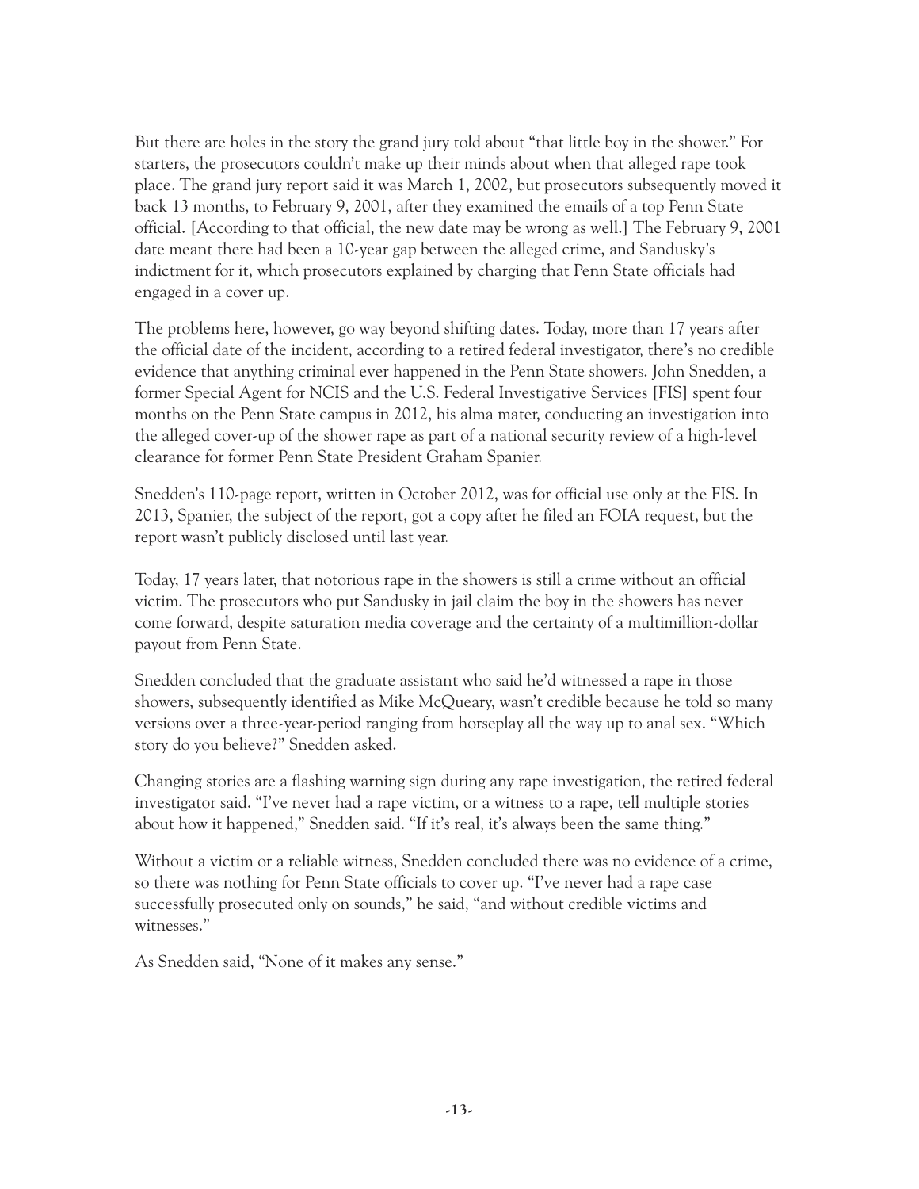But there are holes in the story the grand jury told about "that little boy in the shower." For starters, the prosecutors couldn't make up their minds about when that alleged rape took place. The grand jury report said it was March 1, 2002, but prosecutors subsequently moved it back 13 months, to February 9, 2001, after they examined the emails of a top Penn State official. [According to that official, the new date may be wrong as well.] The February 9, 2001 date meant there had been a 10-year gap between the alleged crime, and Sandusky's indictment for it, which prosecutors explained by charging that Penn State officials had engaged in a cover up.

The problems here, however, go way beyond shifting dates. Today, more than 17 years after the official date of the incident, according to a retired federal investigator, there's no credible evidence that anything criminal ever happened in the Penn State showers. John Snedden, a former Special Agent for NCIS and the U.S. Federal Investigative Services [FIS] spent four months on the Penn State campus in 2012, his alma mater, conducting an investigation into the alleged cover-up of the shower rape as part of a national security review of a high-level clearance for former Penn State President Graham Spanier.

Snedden's 110-page report, written in October 2012, was for official use only at the FIS. In 2013, Spanier, the subject of the report, got a copy after he filed an FOIA request, but the report wasn't publicly disclosed until last year.

Today, 17 years later, that notorious rape in the showers is still a crime without an official victim. The prosecutors who put Sandusky in jail claim the boy in the showers has never come forward, despite saturation media coverage and the certainty of a multimillion-dollar payout from Penn State.

Snedden concluded that the graduate assistant who said he'd witnessed a rape in those showers, subsequently identified as Mike McQueary, wasn't credible because he told so many versions over a three-year-period ranging from horseplay all the way up to anal sex. "Which story do you believe?" Snedden asked.

Changing stories are a flashing warning sign during any rape investigation, the retired federal investigator said. "I've never had a rape victim, or a witness to a rape, tell multiple stories about how it happened," Snedden said. "If it's real, it's always been the same thing."

Without a victim or a reliable witness, Snedden concluded there was no evidence of a crime, so there was nothing for Penn State officials to cover up. "I've never had a rape case successfully prosecuted only on sounds," he said, "and without credible victims and witnesses."

As Snedden said, "None of it makes any sense."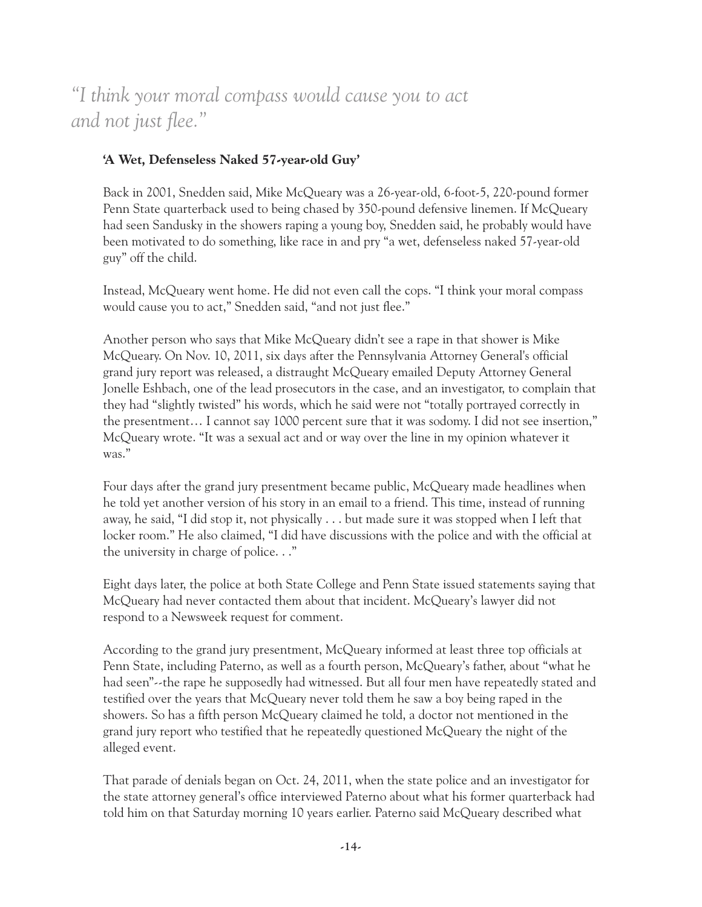*"I think your moral compass would cause you to act and not just flee."*

**'A Wet, Defenseless Naked 57-year-old Guy'**

Back in 2001, Snedden said, Mike McQueary was a 26-year-old, 6-foot-5, 220-pound former Penn State quarterback used to being chased by 350-pound defensive linemen. If McQueary had seen Sandusky in the showers raping a young boy, Snedden said, he probably would have been motivated to do something, like race in and pry "a wet, defenseless naked 57-year-old guy" off the child.

Instead, McQueary went home. He did not even call the cops. "I think your moral compass would cause you to act," Snedden said, "and not just flee."

Another person who says that Mike McQueary didn't see a rape in that shower is Mike McQueary. On Nov. 10, 2011, six days after the Pennsylvania Attorney General's official grand jury report was released, a distraught McQueary emailed Deputy Attorney General Jonelle Eshbach, one of the lead prosecutors in the case, and an investigator, to complain that they had "slightly twisted" his words, which he said were not "totally portrayed correctly in the presentment… I cannot say 1000 percent sure that it was sodomy. I did not see insertion," McQueary wrote. "It was a sexual act and or way over the line in my opinion whatever it was."

Four days after the grand jury presentment became public, McQueary made headlines when he told yet another version of his story in an email to a friend. This time, instead of running away, he said, "I did stop it, not physically . . . but made sure it was stopped when I left that locker room." He also claimed, "I did have discussions with the police and with the official at the university in charge of police. . ."

Eight days later, the police at both State College and Penn State issued statements saying that McQueary had never contacted them about that incident. McQueary's lawyer did not respond to a Newsweek request for comment.

According to the grand jury presentment, McQueary informed at least three top officials at Penn State, including Paterno, as well as a fourth person, McQueary's father, about "what he had seen"--the rape he supposedly had witnessed. But all four men have repeatedly stated and testified over the years that McQueary never told them he saw a boy being raped in the showers. So has a fifth person McQueary claimed he told, a doctor not mentioned in the grand jury report who testified that he repeatedly questioned McQueary the night of the alleged event.

That parade of denials began on Oct. 24, 2011, when the state police and an investigator for the state attorney general's office interviewed Paterno about what his former quarterback had told him on that Saturday morning 10 years earlier. Paterno said McQueary described what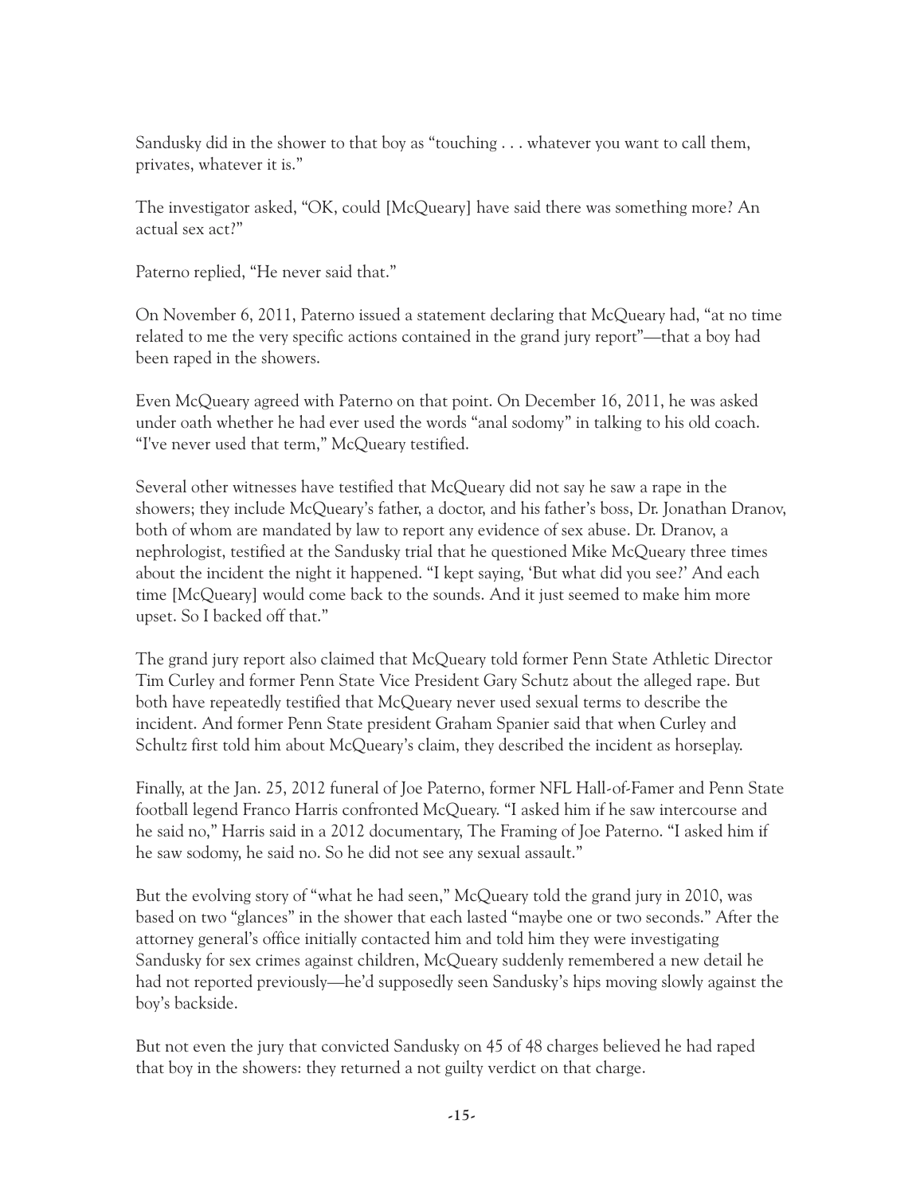Sandusky did in the shower to that boy as "touching . . . whatever you want to call them, privates, whatever it is."

The investigator asked, "OK, could [McQueary] have said there was something more? An actual sex act?"

Paterno replied, "He never said that."

On November 6, 2011, Paterno issued a statement declaring that McQueary had, "at no time related to me the very specific actions contained in the grand jury report"—that a boy had been raped in the showers.

Even McQueary agreed with Paterno on that point. On December 16, 2011, he was asked under oath whether he had ever used the words "anal sodomy" in talking to his old coach. "I've never used that term," McQueary testified.

Several other witnesses have testified that McQueary did not say he saw a rape in the showers; they include McQueary's father, a doctor, and his father's boss, Dr. Jonathan Dranov, both of whom are mandated by law to report any evidence of sex abuse. Dr. Dranov, a nephrologist, testified at the Sandusky trial that he questioned Mike McQueary three times about the incident the night it happened. "I kept saying, 'But what did you see?' And each time [McQueary] would come back to the sounds. And it just seemed to make him more upset. So I backed off that."

The grand jury report also claimed that McQueary told former Penn State Athletic Director Tim Curley and former Penn State Vice President Gary Schutz about the alleged rape. But both have repeatedly testified that McQueary never used sexual terms to describe the incident. And former Penn State president Graham Spanier said that when Curley and Schultz first told him about McQueary's claim, they described the incident as horseplay.

Finally, at the Jan. 25, 2012 funeral of Joe Paterno, former NFL Hall-of-Famer and Penn State football legend Franco Harris confronted McQueary. "I asked him if he saw intercourse and he said no," Harris said in a 2012 documentary, The Framing of Joe Paterno. "I asked him if he saw sodomy, he said no. So he did not see any sexual assault."

But the evolving story of "what he had seen," McQueary told the grand jury in 2010, was based on two "glances" in the shower that each lasted "maybe one or two seconds." After the attorney general's office initially contacted him and told him they were investigating Sandusky for sex crimes against children, McQueary suddenly remembered a new detail he had not reported previously—he'd supposedly seen Sandusky's hips moving slowly against the boy's backside.

But not even the jury that convicted Sandusky on 45 of 48 charges believed he had raped that boy in the showers: they returned a not guilty verdict on that charge.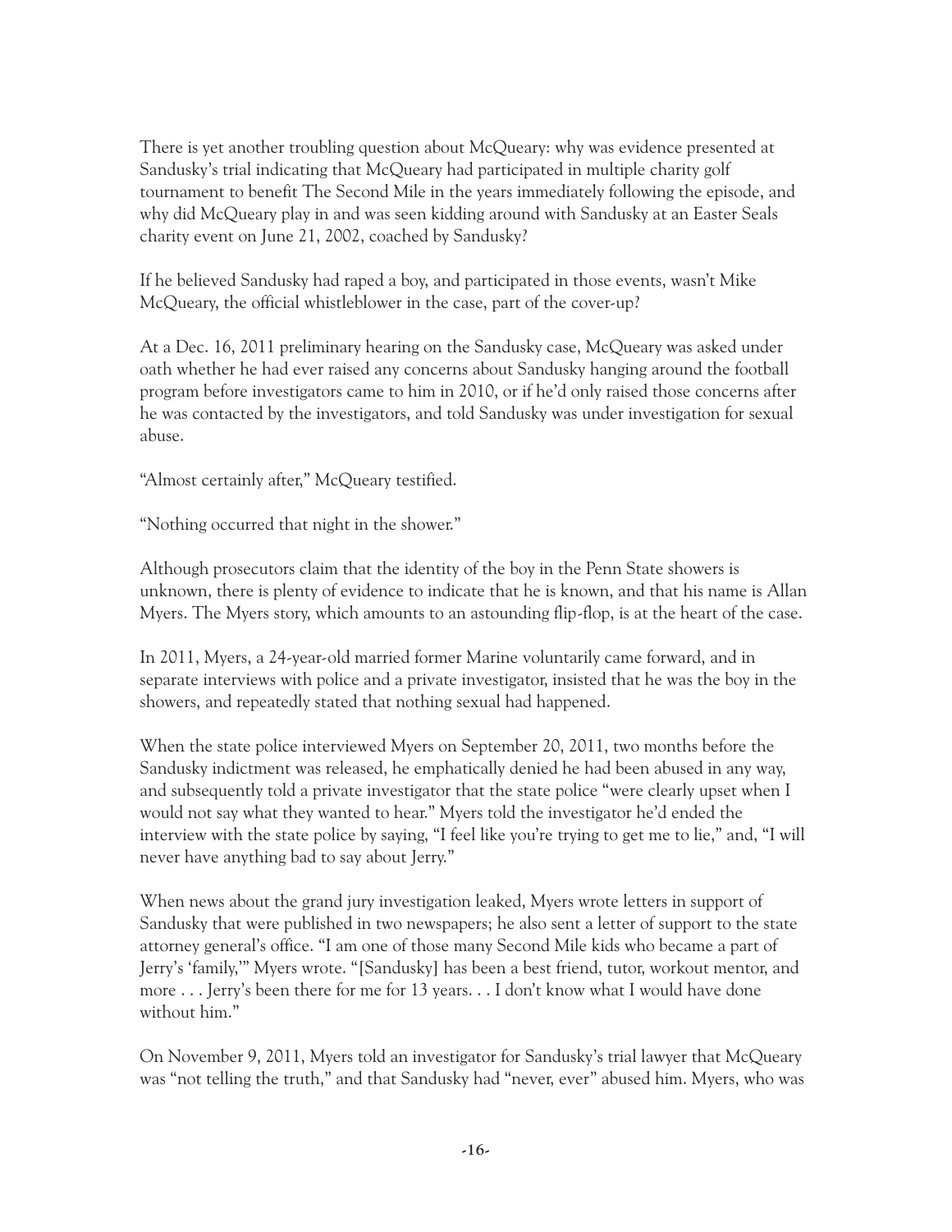There is yet another troubling question about McQueary: why was evidence presented at Sandusky's trial indicating that McQueary had participated in multiple charity golf tournament to benefit The Second Mile in the years immediately following the episode, and why did McQueary play in and was seen kidding around with Sandusky at an Easter Seals charity event on June 21, 2002, coached by Sandusky?

If he believed Sandusky had raped a boy, and participated in those events, wasn't Mike McQueary, the official whistleblower in the case, part of the cover-up?

At a Dec. 16, 2011 preliminary hearing on the Sandusky case, McQueary was asked under oath whether he had ever raised any concerns about Sandusky hanging around the football program before investigators came to him in 2010, or if he'd only raised those concerns after he was contacted by the investigators, and told Sandusky was under investigation for sexual abuse.

"Almost certainly after," McQueary testified.

"Nothing occurred that night in the shower."

Although prosecutors claim that the identity of the boy in the Penn State showers is unknown, there is plenty of evidence to indicate that he is known, and that his name is Allan Myers. The Myers story, which amounts to an astounding flip-flop, is at the heart of the case.

In 2011, Myers, a 24-year-old married former Marine voluntarily came forward, and in separate interviews with police and a private investigator, insisted that he was the boy in the showers, and repeatedly stated that nothing sexual had happened.

When the state police interviewed Myers on September 20, 2011, two months before the Sandusky indictment was released, he emphatically denied he had been abused in any way, and subsequently told a private investigator that the state police "were clearly upset when I would not say what they wanted to hear." Myers told the investigator he'd ended the interview with the state police by saying, "I feel like you're trying to get me to lie," and, "I will never have anything bad to say about Jerry."

When news about the grand jury investigation leaked, Myers wrote letters in support of Sandusky that were published in two newspapers; he also sent a letter of support to the state attorney general's office. "I am one of those many Second Mile kids who became a part of Jerry's 'family,'" Myers wrote. "[Sandusky] has been a best friend, tutor, workout mentor, and more . . . Jerry's been there for me for 13 years. . . I don't know what I would have done without him."

On November 9, 2011, Myers told an investigator for Sandusky's trial lawyer that McQueary was "not telling the truth," and that Sandusky had "never, ever" abused him. Myers, who was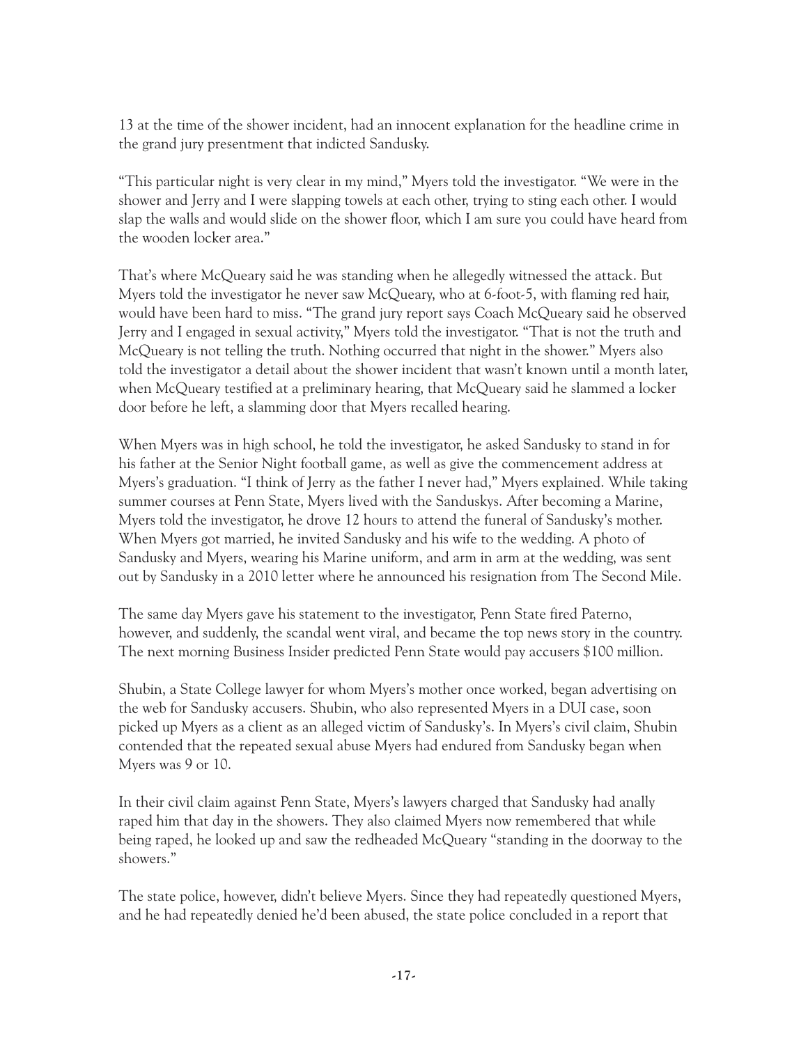13 at the time of the shower incident, had an innocent explanation for the headline crime in the grand jury presentment that indicted Sandusky.

"This particular night is very clear in my mind," Myers told the investigator. "We were in the shower and Jerry and I were slapping towels at each other, trying to sting each other. I would slap the walls and would slide on the shower floor, which I am sure you could have heard from the wooden locker area."

That's where McQueary said he was standing when he allegedly witnessed the attack. But Myers told the investigator he never saw McQueary, who at 6-foot-5, with flaming red hair, would have been hard to miss. "The grand jury report says Coach McQueary said he observed Jerry and I engaged in sexual activity," Myers told the investigator. "That is not the truth and McQueary is not telling the truth. Nothing occurred that night in the shower." Myers also told the investigator a detail about the shower incident that wasn't known until a month later, when McQueary testified at a preliminary hearing, that McQueary said he slammed a locker door before he left, a slamming door that Myers recalled hearing.

When Myers was in high school, he told the investigator, he asked Sandusky to stand in for his father at the Senior Night football game, as well as give the commencement address at Myers's graduation. "I think of Jerry as the father I never had," Myers explained. While taking summer courses at Penn State, Myers lived with the Sanduskys. After becoming a Marine, Myers told the investigator, he drove 12 hours to attend the funeral of Sandusky's mother. When Myers got married, he invited Sandusky and his wife to the wedding. A photo of Sandusky and Myers, wearing his Marine uniform, and arm in arm at the wedding, was sent out by Sandusky in a 2010 letter where he announced his resignation from The Second Mile.

The same day Myers gave his statement to the investigator, Penn State fired Paterno, however, and suddenly, the scandal went viral, and became the top news story in the country. The next morning Business Insider predicted Penn State would pay accusers $100 million.

Shubin, a State College lawyer for whom Myers's mother once worked, began advertising on the web for Sandusky accusers. Shubin, who also represented Myers in a DUI case, soon picked up Myers as a client as an alleged victim of Sandusky's. In Myers's civil claim, Shubin contended that the repeated sexual abuse Myers had endured from Sandusky began when Myers was 9 or 10.

In their civil claim against Penn State, Myers's lawyers charged that Sandusky had anally raped him that day in the showers. They also claimed Myers now remembered that while being raped, he looked up and saw the redheaded McQueary "standing in the doorway to the showers."

The state police, however, didn't believe Myers. Since they had repeatedly questioned Myers, and he had repeatedly denied he'd been abused, the state police concluded in a report that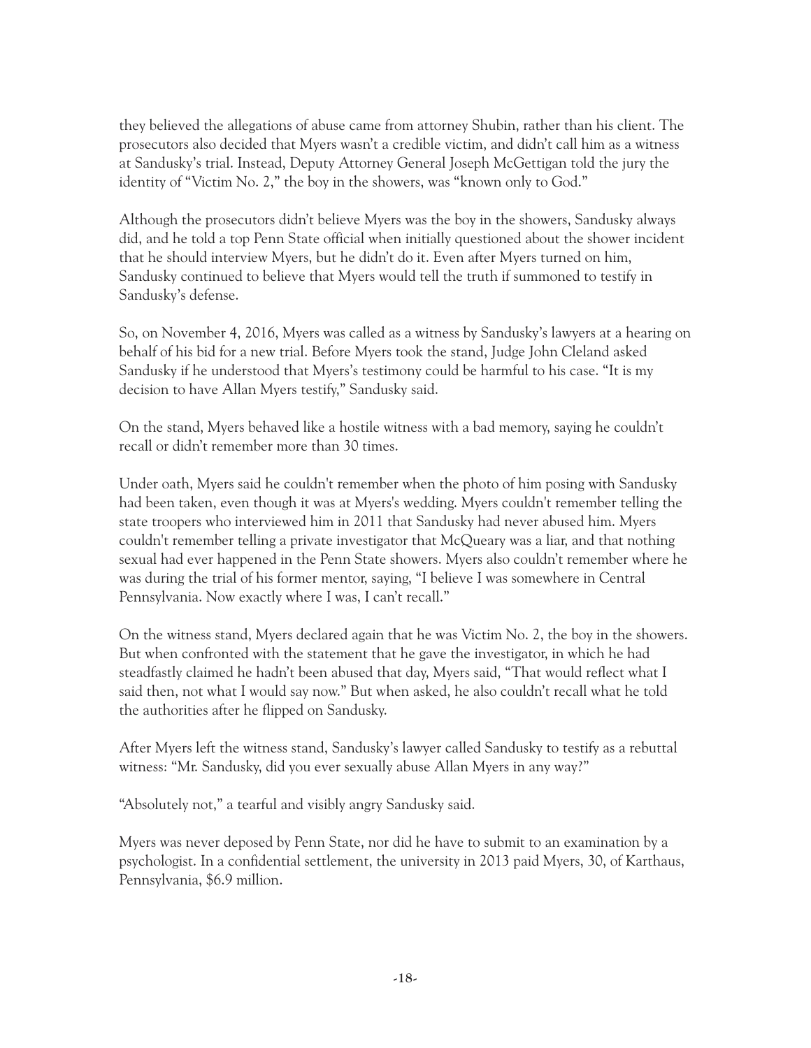they believed the allegations of abuse came from attorney Shubin, rather than his client. The prosecutors also decided that Myers wasn't a credible victim, and didn't call him as a witness at Sandusky's trial. Instead, Deputy Attorney General Joseph McGettigan told the jury the identity of "Victim No. 2," the boy in the showers, was "known only to God."

Although the prosecutors didn't believe Myers was the boy in the showers, Sandusky always did, and he told a top Penn State official when initially questioned about the shower incident that he should interview Myers, but he didn't do it. Even after Myers turned on him, Sandusky continued to believe that Myers would tell the truth if summoned to testify in Sandusky's defense.

So, on November 4, 2016, Myers was called as a witness by Sandusky's lawyers at a hearing on behalf of his bid for a new trial. Before Myers took the stand, Judge John Cleland asked Sandusky if he understood that Myers's testimony could be harmful to his case. "It is my decision to have Allan Myers testify," Sandusky said.

On the stand, Myers behaved like a hostile witness with a bad memory, saying he couldn't recall or didn't remember more than 30 times.

Under oath, Myers said he couldn't remember when the photo of him posing with Sandusky had been taken, even though it was at Myers's wedding. Myers couldn't remember telling the state troopers who interviewed him in 2011 that Sandusky had never abused him. Myers couldn't remember telling a private investigator that McQueary was a liar, and that nothing sexual had ever happened in the Penn State showers. Myers also couldn't remember where he was during the trial of his former mentor, saying, "I believe I was somewhere in Central Pennsylvania. Now exactly where I was, I can't recall."

On the witness stand, Myers declared again that he was Victim No. 2, the boy in the showers. But when confronted with the statement that he gave the investigator, in which he had steadfastly claimed he hadn't been abused that day, Myers said, "That would reflect what I said then, not what I would say now." But when asked, he also couldn't recall what he told the authorities after he flipped on Sandusky.

After Myers left the witness stand, Sandusky's lawyer called Sandusky to testify as a rebuttal witness: "Mr. Sandusky, did you ever sexually abuse Allan Myers in any way?"

"Absolutely not," a tearful and visibly angry Sandusky said.

Myers was never deposed by Penn State, nor did he have to submit to an examination by a psychologist. In a confidential settlement, the university in 2013 paid Myers, 30, of Karthaus, Pennsylvania, $6.9 million.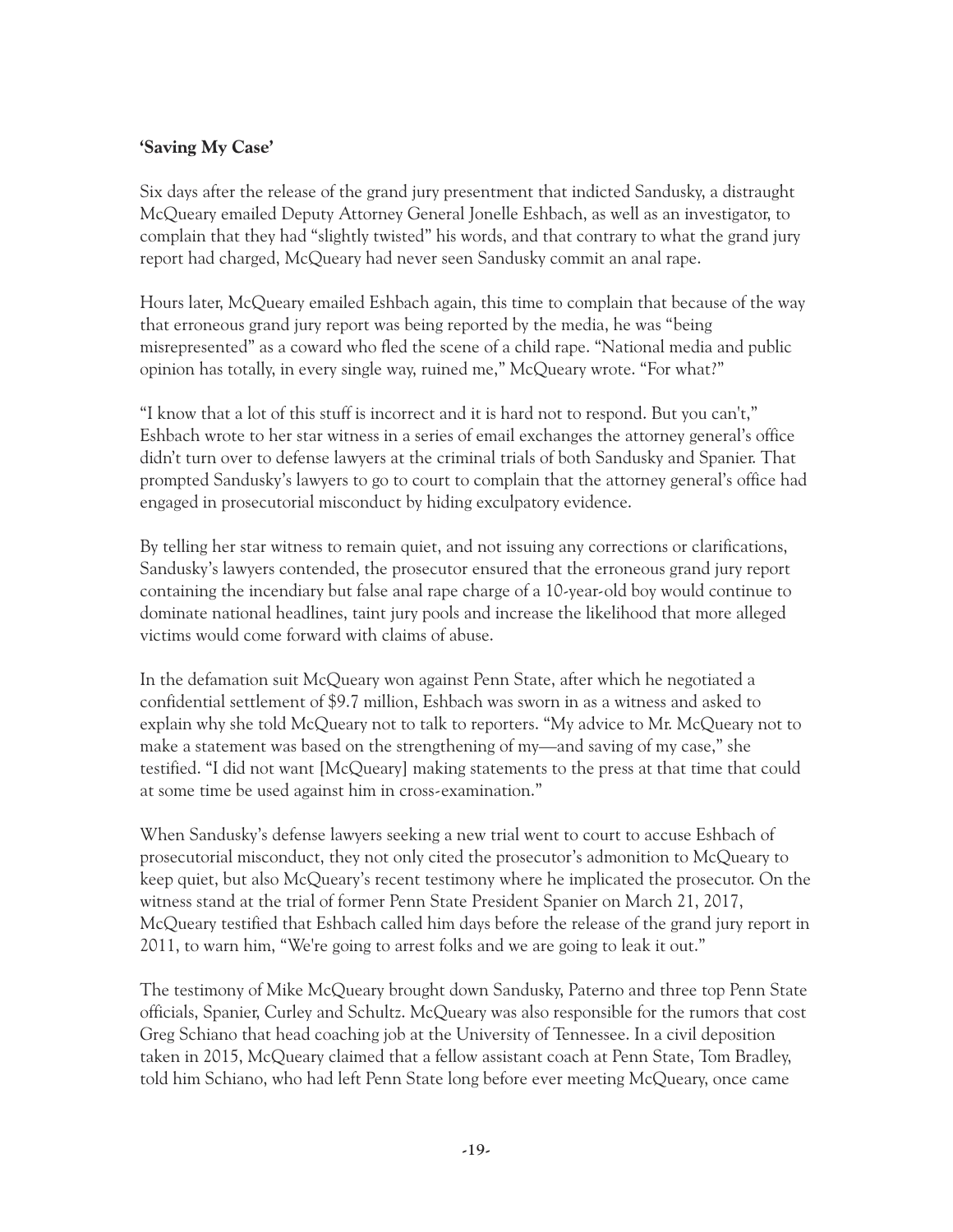**'Saving My Case'**

Six days after the release of the grand jury presentment that indicted Sandusky, a distraught McQueary emailed Deputy Attorney General Jonelle Eshbach, as well as an investigator, to complain that they had "slightly twisted" his words, and that contrary to what the grand jury report had charged, McQueary had never seen Sandusky commit an anal rape.

Hours later, McQueary emailed Eshbach again, this time to complain that because of the way that erroneous grand jury report was being reported by the media, he was "being misrepresented" as a coward who fled the scene of a child rape. "National media and public opinion has totally, in every single way, ruined me," McQueary wrote. "For what?"

"I know that a lot of this stuff is incorrect and it is hard not to respond. But you can't," Eshbach wrote to her star witness in a series of email exchanges the attorney general's office didn't turn over to defense lawyers at the criminal trials of both Sandusky and Spanier. That prompted Sandusky's lawyers to go to court to complain that the attorney general's office had engaged in prosecutorial misconduct by hiding exculpatory evidence.

By telling her star witness to remain quiet, and not issuing any corrections or clarifications, Sandusky's lawyers contended, the prosecutor ensured that the erroneous grand jury report containing the incendiary but false anal rape charge of a 10-year-old boy would continue to dominate national headlines, taint jury pools and increase the likelihood that more alleged victims would come forward with claims of abuse.

In the defamation suit McQueary won against Penn State, after which he negotiated a confidential settlement of $9.7 million, Eshbach was sworn in as a witness and asked to explain why she told McQueary not to talk to reporters. "My advice to Mr. McQueary not to make a statement was based on the strengthening of my—and saving of my case," she testified. "I did not want [McQueary] making statements to the press at that time that could at some time be used against him in cross-examination."

When Sandusky's defense lawyers seeking a new trial went to court to accuse Eshbach of prosecutorial misconduct, they not only cited the prosecutor's admonition to McQueary to keep quiet, but also McQueary's recent testimony where he implicated the prosecutor. On the witness stand at the trial of former Penn State President Spanier on March 21, 2017, McQueary testified that Eshbach called him days before the release of the grand jury report in 2011, to warn him, "We're going to arrest folks and we are going to leak it out."

The testimony of Mike McQueary brought down Sandusky, Paterno and three top Penn State officials, Spanier, Curley and Schultz. McQueary was also responsible for the rumors that cost Greg Schiano that head coaching job at the University of Tennessee. In a civil deposition taken in 2015, McQueary claimed that a fellow assistant coach at Penn State, Tom Bradley, told him Schiano, who had left Penn State long before ever meeting McQueary, once came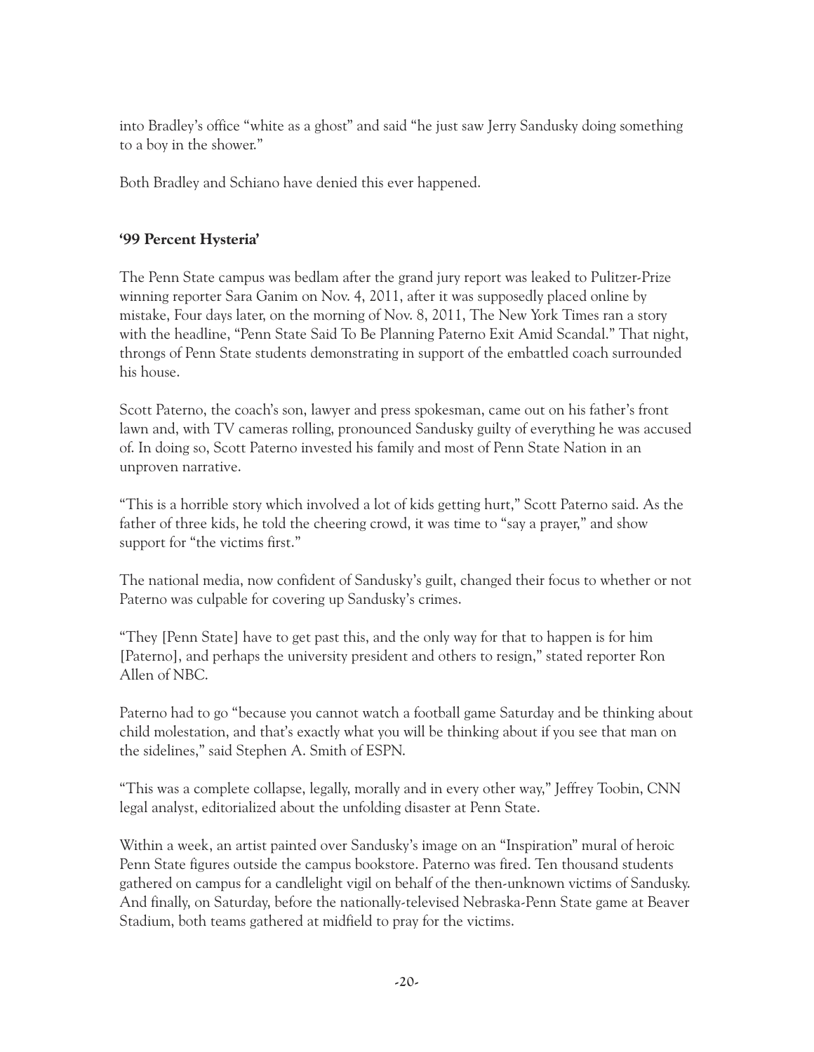into Bradley's office "white as a ghost" and said "he just saw Jerry Sandusky doing something to a boy in the shower."

Both Bradley and Schiano have denied this ever happened.

### '99 Percent Hysteria'

The Penn State campus was bedlam after the grand jury report was leaked to Pulitzer-Prize winning reporter Sara Ganim on Nov. 4, 2011, after it was supposedly placed online by mistake, Four days later, on the morning of Nov. 8, 2011, The New York Times ran a story with the headline, "Penn State Said To Be Planning Paterno Exit Amid Scandal." That night, throngs of Penn State students demonstrating in support of the embattled coach surrounded his house.

Scott Paterno, the coach's son, lawyer and press spokesman, came out on his father's front lawn and, with TV cameras rolling, pronounced Sandusky guilty of everything he was accused of. In doing so, Scott Paterno invested his family and most of Penn State Nation in an unproven narrative.

"This is a horrible story which involved a lot of kids getting hurt," Scott Paterno said. As the father of three kids, he told the cheering crowd, it was time to "say a prayer," and show support for "the victims first."

The national media, now confident of Sandusky's guilt, changed their focus to whether or not Paterno was culpable for covering up Sandusky's crimes.

"They [Penn State] have to get past this, and the only way for that to happen is for him [Paterno], and perhaps the university president and others to resign," stated reporter Ron Allen of NBC.

Paterno had to go "because you cannot watch a football game Saturday and be thinking about child molestation, and that's exactly what you will be thinking about if you see that man on the sidelines," said Stephen A. Smith of ESPN.

"This was a complete collapse, legally, morally and in every other way," Jeffrey Toobin, CNN legal analyst, editorialized about the unfolding disaster at Penn State.

Within a week, an artist painted over Sandusky's image on an "Inspiration" mural of heroic Penn State figures outside the campus bookstore. Paterno was fired. Ten thousand students gathered on campus for a candlelight vigil on behalf of the then-unknown victims of Sandusky. And finally, on Saturday, before the nationally-televised Nebraska-Penn State game at Beaver Stadium, both teams gathered at midfield to pray for the victims.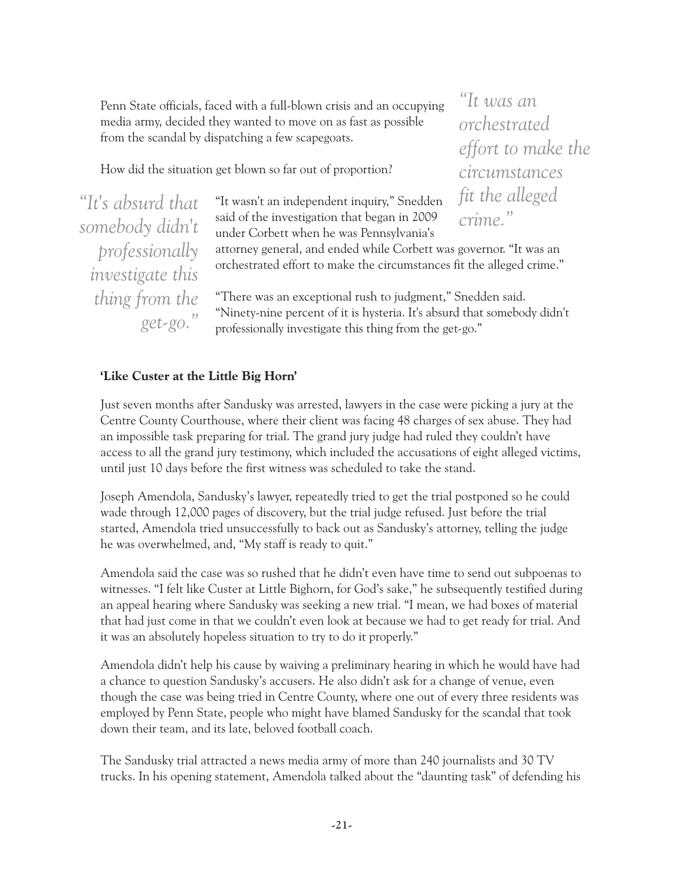Penn State officials, faced with a full-blown crisis and an occupying media army, decided they wanted to move on as fast as possible from the scandal by dispatching a few scapegoats.

*"It was an orchestrated effort to make the circumstances fit the alleged crime."*

How did the situation get blown so far out of proportion?

*"It's absurd that somebody didn't professionally investigate this thing from the get-go."*

"It wasn't an independent inquiry," Snedden said of the investigation that began in 2009 under Corbett when he was Pennsylvania's attorney general, and ended while Corbett was governor. "It was an orchestrated effort to make the circumstances fit the alleged crime."

"There was an exceptional rush to judgment," Snedden said. "Ninety-nine percent of it is hysteria. It's absurd that somebody didn't professionally investigate this thing from the get-go."

**'Like Custer at the Little Big Horn'**

Just seven months after Sandusky was arrested, lawyers in the case were picking a jury at the Centre County Courthouse, where their client was facing 48 charges of sex abuse. They had an impossible task preparing for trial. The grand jury judge had ruled they couldn't have access to all the grand jury testimony, which included the accusations of eight alleged victims, until just 10 days before the first witness was scheduled to take the stand.

Joseph Amendola, Sandusky's lawyer, repeatedly tried to get the trial postponed so he could wade through 12,000 pages of discovery, but the trial judge refused. Just before the trial started, Amendola tried unsuccessfully to back out as Sandusky's attorney, telling the judge he was overwhelmed, and, "My staff is ready to quit."

Amendola said the case was so rushed that he didn't even have time to send out subpoenas to witnesses. "I felt like Custer at Little Bighorn, for God's sake," he subsequently testified during an appeal hearing where Sandusky was seeking a new trial. "I mean, we had boxes of material that had just come in that we couldn't even look at because we had to get ready for trial. And it was an absolutely hopeless situation to try to do it properly."

Amendola didn't help his cause by waiving a preliminary hearing in which he would have had a chance to question Sandusky's accusers. He also didn't ask for a change of venue, even though the case was being tried in Centre County, where one out of every three residents was employed by Penn State, people who might have blamed Sandusky for the scandal that took down their team, and its late, beloved football coach.

The Sandusky trial attracted a news media army of more than 240 journalists and 30 TV trucks. In his opening statement, Amendola talked about the "daunting task" of defending his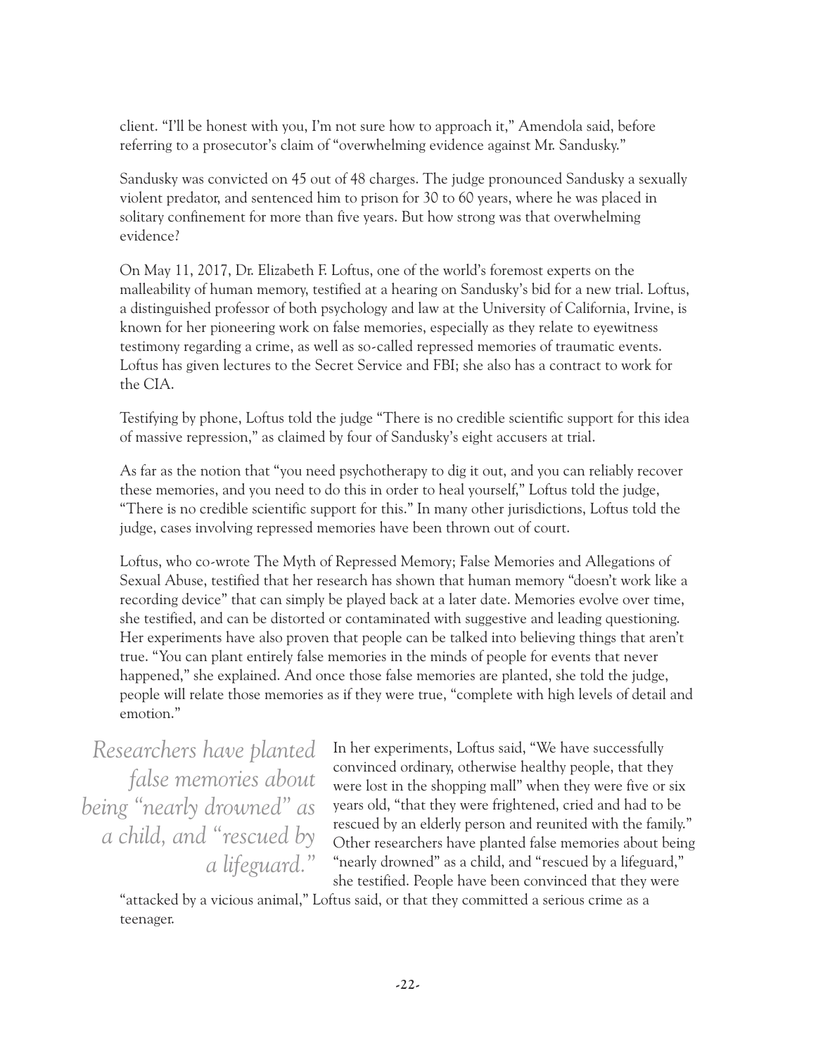client. "I'll be honest with you, I'm not sure how to approach it," Amendola said, before referring to a prosecutor's claim of "overwhelming evidence against Mr. Sandusky."

Sandusky was convicted on 45 out of 48 charges. The judge pronounced Sandusky a sexually violent predator, and sentenced him to prison for 30 to 60 years, where he was placed in solitary confinement for more than five years. But how strong was that overwhelming evidence?

On May 11, 2017, Dr. Elizabeth F. Loftus, one of the world's foremost experts on the malleability of human memory, testified at a hearing on Sandusky's bid for a new trial. Loftus, a distinguished professor of both psychology and law at the University of California, Irvine, is known for her pioneering work on false memories, especially as they relate to eyewitness testimony regarding a crime, as well as so-called repressed memories of traumatic events. Loftus has given lectures to the Secret Service and FBI; she also has a contract to work for the CIA.

Testifying by phone, Loftus told the judge "There is no credible scientific support for this idea of massive repression," as claimed by four of Sandusky's eight accusers at trial.

As far as the notion that "you need psychotherapy to dig it out, and you can reliably recover these memories, and you need to do this in order to heal yourself," Loftus told the judge, "There is no credible scientific support for this." In many other jurisdictions, Loftus told the judge, cases involving repressed memories have been thrown out of court.

Loftus, who co-wrote The Myth of Repressed Memory; False Memories and Allegations of Sexual Abuse, testified that her research has shown that human memory "doesn't work like a recording device" that can simply be played back at a later date. Memories evolve over time, she testified, and can be distorted or contaminated with suggestive and leading questioning. Her experiments have also proven that people can be talked into believing things that aren't true. "You can plant entirely false memories in the minds of people for events that never happened," she explained. And once those false memories are planted, she told the judge, people will relate those memories as if they were true, "complete with high levels of detail and emotion."

*Researchers have planted false memories about being "nearly drowned" as a child, and "rescued by a lifeguard."*

In her experiments, Loftus said, "We have successfully convinced ordinary, otherwise healthy people, that they were lost in the shopping mall" when they were five or six years old, "that they were frightened, cried and had to be rescued by an elderly person and reunited with the family." Other researchers have planted false memories about being "nearly drowned" as a child, and "rescued by a lifeguard," she testified. People have been convinced that they were "attacked by a vicious animal," Loftus said, or that they committed a serious crime as a teenager.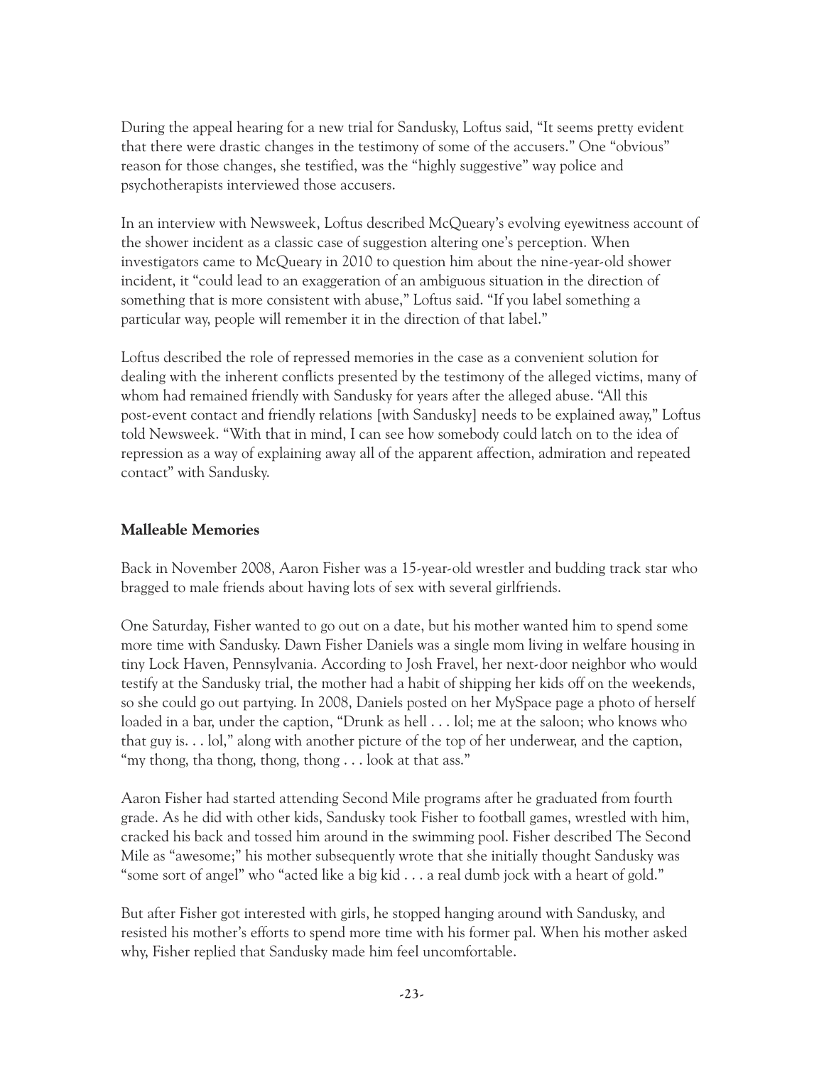During the appeal hearing for a new trial for Sandusky, Loftus said, "It seems pretty evident that there were drastic changes in the testimony of some of the accusers." One "obvious" reason for those changes, she testified, was the "highly suggestive" way police and psychotherapists interviewed those accusers.

In an interview with Newsweek, Loftus described McQueary's evolving eyewitness account of the shower incident as a classic case of suggestion altering one's perception. When investigators came to McQueary in 2010 to question him about the nine-year-old shower incident, it "could lead to an exaggeration of an ambiguous situation in the direction of something that is more consistent with abuse," Loftus said. "If you label something a particular way, people will remember it in the direction of that label."

Loftus described the role of repressed memories in the case as a convenient solution for dealing with the inherent conflicts presented by the testimony of the alleged victims, many of whom had remained friendly with Sandusky for years after the alleged abuse. "All this post-event contact and friendly relations [with Sandusky] needs to be explained away," Loftus told Newsweek. "With that in mind, I can see how somebody could latch on to the idea of repression as a way of explaining away all of the apparent affection, admiration and repeated contact" with Sandusky.

**Malleable Memories**

Back in November 2008, Aaron Fisher was a 15-year-old wrestler and budding track star who bragged to male friends about having lots of sex with several girlfriends.

One Saturday, Fisher wanted to go out on a date, but his mother wanted him to spend some more time with Sandusky. Dawn Fisher Daniels was a single mom living in welfare housing in tiny Lock Haven, Pennsylvania. According to Josh Fravel, her next-door neighbor who would testify at the Sandusky trial, the mother had a habit of shipping her kids off on the weekends, so she could go out partying. In 2008, Daniels posted on her MySpace page a photo of herself loaded in a bar, under the caption, "Drunk as hell . . . lol; me at the saloon; who knows who that guy is. . . lol," along with another picture of the top of her underwear, and the caption, "my thong, tha thong, thong, thong . . . look at that ass."

Aaron Fisher had started attending Second Mile programs after he graduated from fourth grade. As he did with other kids, Sandusky took Fisher to football games, wrestled with him, cracked his back and tossed him around in the swimming pool. Fisher described The Second Mile as "awesome;" his mother subsequently wrote that she initially thought Sandusky was "some sort of angel" who "acted like a big kid . . . a real dumb jock with a heart of gold."

But after Fisher got interested with girls, he stopped hanging around with Sandusky, and resisted his mother's efforts to spend more time with his former pal. When his mother asked why, Fisher replied that Sandusky made him feel uncomfortable.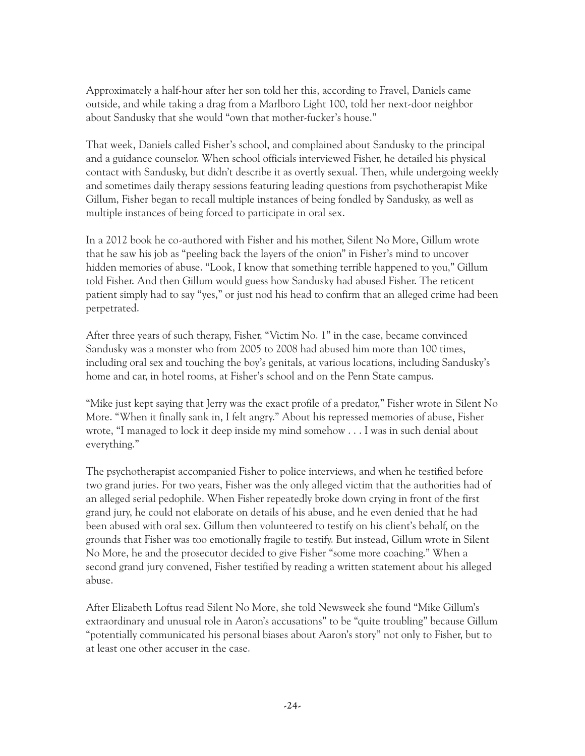Approximately a half-hour after her son told her this, according to Fravel, Daniels came outside, and while taking a drag from a Marlboro Light 100, told her next-door neighbor about Sandusky that she would "own that mother-fucker's house."

That week, Daniels called Fisher's school, and complained about Sandusky to the principal and a guidance counselor. When school officials interviewed Fisher, he detailed his physical contact with Sandusky, but didn't describe it as overtly sexual. Then, while undergoing weekly and sometimes daily therapy sessions featuring leading questions from psychotherapist Mike Gillum, Fisher began to recall multiple instances of being fondled by Sandusky, as well as multiple instances of being forced to participate in oral sex.

In a 2012 book he co-authored with Fisher and his mother, Silent No More, Gillum wrote that he saw his job as "peeling back the layers of the onion" in Fisher's mind to uncover hidden memories of abuse. "Look, I know that something terrible happened to you," Gillum told Fisher. And then Gillum would guess how Sandusky had abused Fisher. The reticent patient simply had to say "yes," or just nod his head to confirm that an alleged crime had been perpetrated.

After three years of such therapy, Fisher, "Victim No. 1" in the case, became convinced Sandusky was a monster who from 2005 to 2008 had abused him more than 100 times, including oral sex and touching the boy's genitals, at various locations, including Sandusky's home and car, in hotel rooms, at Fisher's school and on the Penn State campus.

"Mike just kept saying that Jerry was the exact profile of a predator," Fisher wrote in Silent No More. "When it finally sank in, I felt angry." About his repressed memories of abuse, Fisher wrote, "I managed to lock it deep inside my mind somehow . . . I was in such denial about everything."

The psychotherapist accompanied Fisher to police interviews, and when he testified before two grand juries. For two years, Fisher was the only alleged victim that the authorities had of an alleged serial pedophile. When Fisher repeatedly broke down crying in front of the first grand jury, he could not elaborate on details of his abuse, and he even denied that he had been abused with oral sex. Gillum then volunteered to testify on his client's behalf, on the grounds that Fisher was too emotionally fragile to testify. But instead, Gillum wrote in Silent No More, he and the prosecutor decided to give Fisher "some more coaching." When a second grand jury convened, Fisher testified by reading a written statement about his alleged abuse.

After Elizabeth Loftus read Silent No More, she told Newsweek she found "Mike Gillum's extraordinary and unusual role in Aaron's accusations" to be "quite troubling" because Gillum "potentially communicated his personal biases about Aaron's story" not only to Fisher, but to at least one other accuser in the case.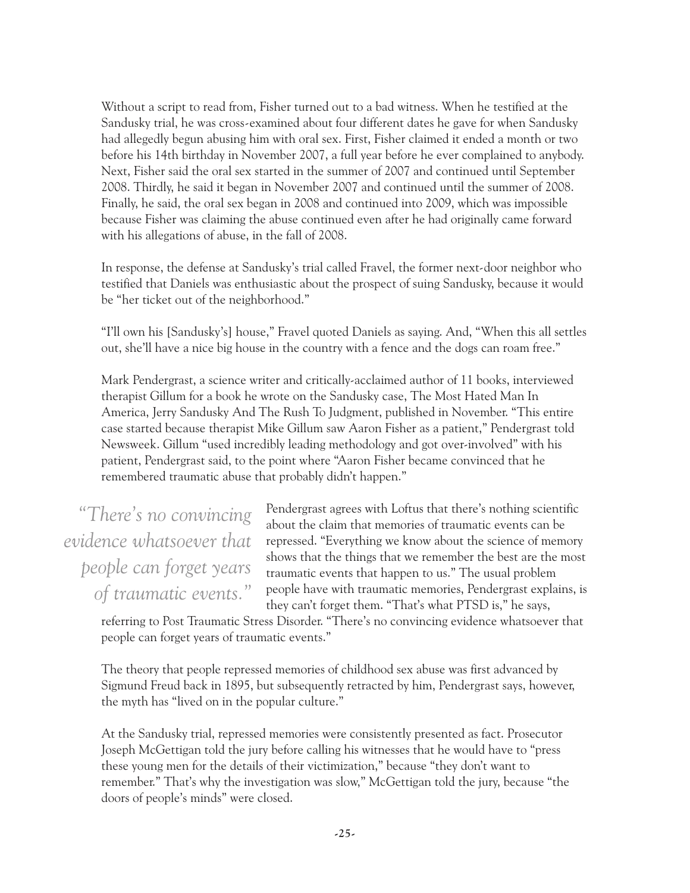Without a script to read from, Fisher turned out to a bad witness. When he testified at the Sandusky trial, he was cross-examined about four different dates he gave for when Sandusky had allegedly begun abusing him with oral sex. First, Fisher claimed it ended a month or two before his 14th birthday in November 2007, a full year before he ever complained to anybody. Next, Fisher said the oral sex started in the summer of 2007 and continued until September 2008. Thirdly, he said it began in November 2007 and continued until the summer of 2008. Finally, he said, the oral sex began in 2008 and continued into 2009, which was impossible because Fisher was claiming the abuse continued even after he had originally came forward with his allegations of abuse, in the fall of 2008.

In response, the defense at Sandusky's trial called Fravel, the former next-door neighbor who testified that Daniels was enthusiastic about the prospect of suing Sandusky, because it would be "her ticket out of the neighborhood."

"I'll own his [Sandusky's] house," Fravel quoted Daniels as saying. And, "When this all settles out, she'll have a nice big house in the country with a fence and the dogs can roam free."

Mark Pendergrast, a science writer and critically-acclaimed author of 11 books, interviewed therapist Gillum for a book he wrote on the Sandusky case, The Most Hated Man In America, Jerry Sandusky And The Rush To Judgment, published in November. "This entire case started because therapist Mike Gillum saw Aaron Fisher as a patient," Pendergrast told Newsweek. Gillum "used incredibly leading methodology and got over-involved" with his patient, Pendergrast said, to the point where "Aaron Fisher became convinced that he remembered traumatic abuse that probably didn't happen."

*"There's no convincing evidence whatsoever that people can forget years of traumatic events."*

Pendergrast agrees with Loftus that there's nothing scientific about the claim that memories of traumatic events can be repressed. "Everything we know about the science of memory shows that the things that we remember the best are the most traumatic events that happen to us." The usual problem people have with traumatic memories, Pendergrast explains, is they can't forget them. "That's what PTSD is," he says, referring to Post Traumatic Stress Disorder. "There's no convincing evidence whatsoever that people can forget years of traumatic events."

The theory that people repressed memories of childhood sex abuse was first advanced by Sigmund Freud back in 1895, but subsequently retracted by him, Pendergrast says, however, the myth has "lived on in the popular culture."

At the Sandusky trial, repressed memories were consistently presented as fact. Prosecutor Joseph McGettigan told the jury before calling his witnesses that he would have to "press these young men for the details of their victimization," because "they don't want to remember." That's why the investigation was slow," McGettigan told the jury, because "the doors of people's minds" were closed.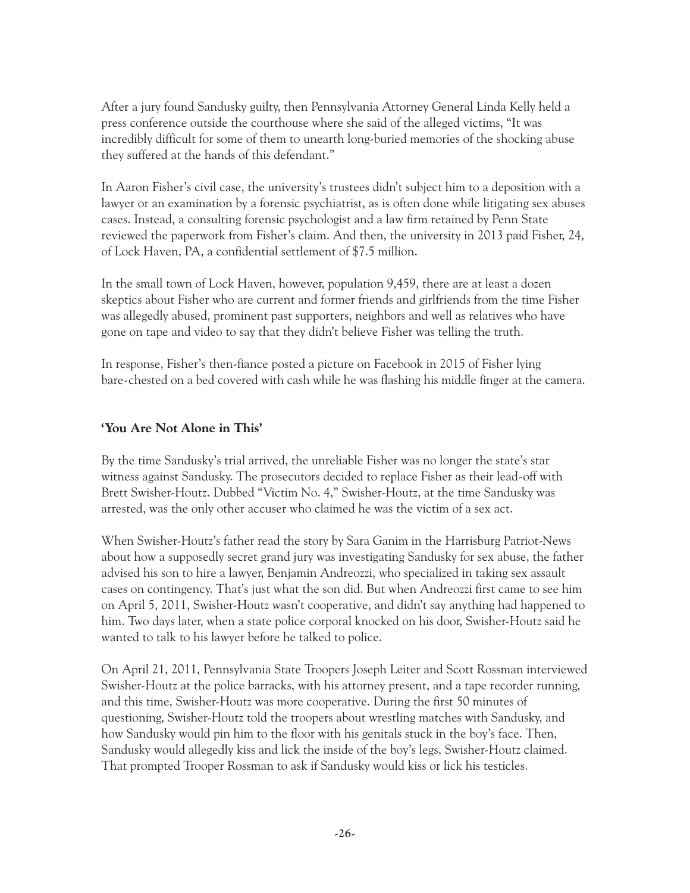After a jury found Sandusky guilty, then Pennsylvania Attorney General Linda Kelly held a press conference outside the courthouse where she said of the alleged victims, "It was incredibly difficult for some of them to unearth long-buried memories of the shocking abuse they suffered at the hands of this defendant."

In Aaron Fisher's civil case, the university's trustees didn't subject him to a deposition with a lawyer or an examination by a forensic psychiatrist, as is often done while litigating sex abuses cases. Instead, a consulting forensic psychologist and a law firm retained by Penn State reviewed the paperwork from Fisher's claim. And then, the university in 2013 paid Fisher, 24, of Lock Haven, PA, a confidential settlement of $7.5 million.

In the small town of Lock Haven, however, population 9,459, there are at least a dozen skeptics about Fisher who are current and former friends and girlfriends from the time Fisher was allegedly abused, prominent past supporters, neighbors and well as relatives who have gone on tape and video to say that they didn't believe Fisher was telling the truth.

In response, Fisher's then-fiance posted a picture on Facebook in 2015 of Fisher lying bare-chested on a bed covered with cash while he was flashing his middle finger at the camera.

## 'You Are Not Alone in This'

By the time Sandusky's trial arrived, the unreliable Fisher was no longer the state's star witness against Sandusky. The prosecutors decided to replace Fisher as their lead-off with Brett Swisher-Houtz. Dubbed "Victim No. 4," Swisher-Houtz, at the time Sandusky was arrested, was the only other accuser who claimed he was the victim of a sex act.

When Swisher-Houtz's father read the story by Sara Ganim in the Harrisburg Patriot-News about how a supposedly secret grand jury was investigating Sandusky for sex abuse, the father advised his son to hire a lawyer, Benjamin Andreozzi, who specialized in taking sex assault cases on contingency. That's just what the son did. But when Andreozzi first came to see him on April 5, 2011, Swisher-Houtz wasn't cooperative, and didn't say anything had happened to him. Two days later, when a state police corporal knocked on his door, Swisher-Houtz said he wanted to talk to his lawyer before he talked to police.

On April 21, 2011, Pennsylvania State Troopers Joseph Leiter and Scott Rossman interviewed Swisher-Houtz at the police barracks, with his attorney present, and a tape recorder running, and this time, Swisher-Houtz was more cooperative. During the first 50 minutes of questioning, Swisher-Houtz told the troopers about wrestling matches with Sandusky, and how Sandusky would pin him to the floor with his genitals stuck in the boy's face. Then, Sandusky would allegedly kiss and lick the inside of the boy's legs, Swisher-Houtz claimed. That prompted Trooper Rossman to ask if Sandusky would kiss or lick his testicles.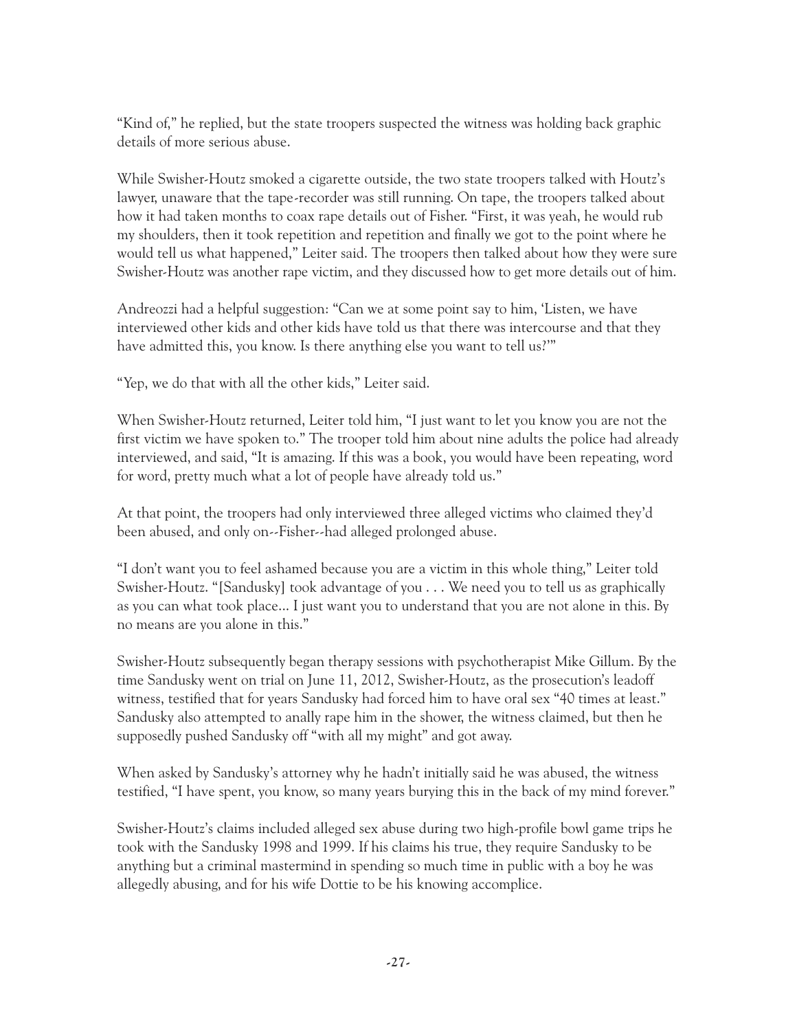"Kind of," he replied, but the state troopers suspected the witness was holding back graphic details of more serious abuse.

While Swisher-Houtz smoked a cigarette outside, the two state troopers talked with Houtz's lawyer, unaware that the tape-recorder was still running. On tape, the troopers talked about how it had taken months to coax rape details out of Fisher. "First, it was yeah, he would rub my shoulders, then it took repetition and repetition and finally we got to the point where he would tell us what happened," Leiter said. The troopers then talked about how they were sure Swisher-Houtz was another rape victim, and they discussed how to get more details out of him.

Andreozzi had a helpful suggestion: "Can we at some point say to him, 'Listen, we have interviewed other kids and other kids have told us that there was intercourse and that they have admitted this, you know. Is there anything else you want to tell us?'"

"Yep, we do that with all the other kids," Leiter said.

When Swisher-Houtz returned, Leiter told him, "I just want to let you know you are not the first victim we have spoken to." The trooper told him about nine adults the police had already interviewed, and said, "It is amazing. If this was a book, you would have been repeating, word for word, pretty much what a lot of people have already told us."

At that point, the troopers had only interviewed three alleged victims who claimed they'd been abused, and only on--Fisher--had alleged prolonged abuse.

"I don't want you to feel ashamed because you are a victim in this whole thing," Leiter told Swisher-Houtz. "[Sandusky] took advantage of you . . . We need you to tell us as graphically as you can what took place… I just want you to understand that you are not alone in this. By no means are you alone in this."

Swisher-Houtz subsequently began therapy sessions with psychotherapist Mike Gillum. By the time Sandusky went on trial on June 11, 2012, Swisher-Houtz, as the prosecution's leadoff witness, testified that for years Sandusky had forced him to have oral sex "40 times at least." Sandusky also attempted to anally rape him in the shower, the witness claimed, but then he supposedly pushed Sandusky off "with all my might" and got away.

When asked by Sandusky's attorney why he hadn't initially said he was abused, the witness testified, "I have spent, you know, so many years burying this in the back of my mind forever."

Swisher-Houtz's claims included alleged sex abuse during two high-profile bowl game trips he took with the Sandusky 1998 and 1999. If his claims his true, they require Sandusky to be anything but a criminal mastermind in spending so much time in public with a boy he was allegedly abusing, and for his wife Dottie to be his knowing accomplice.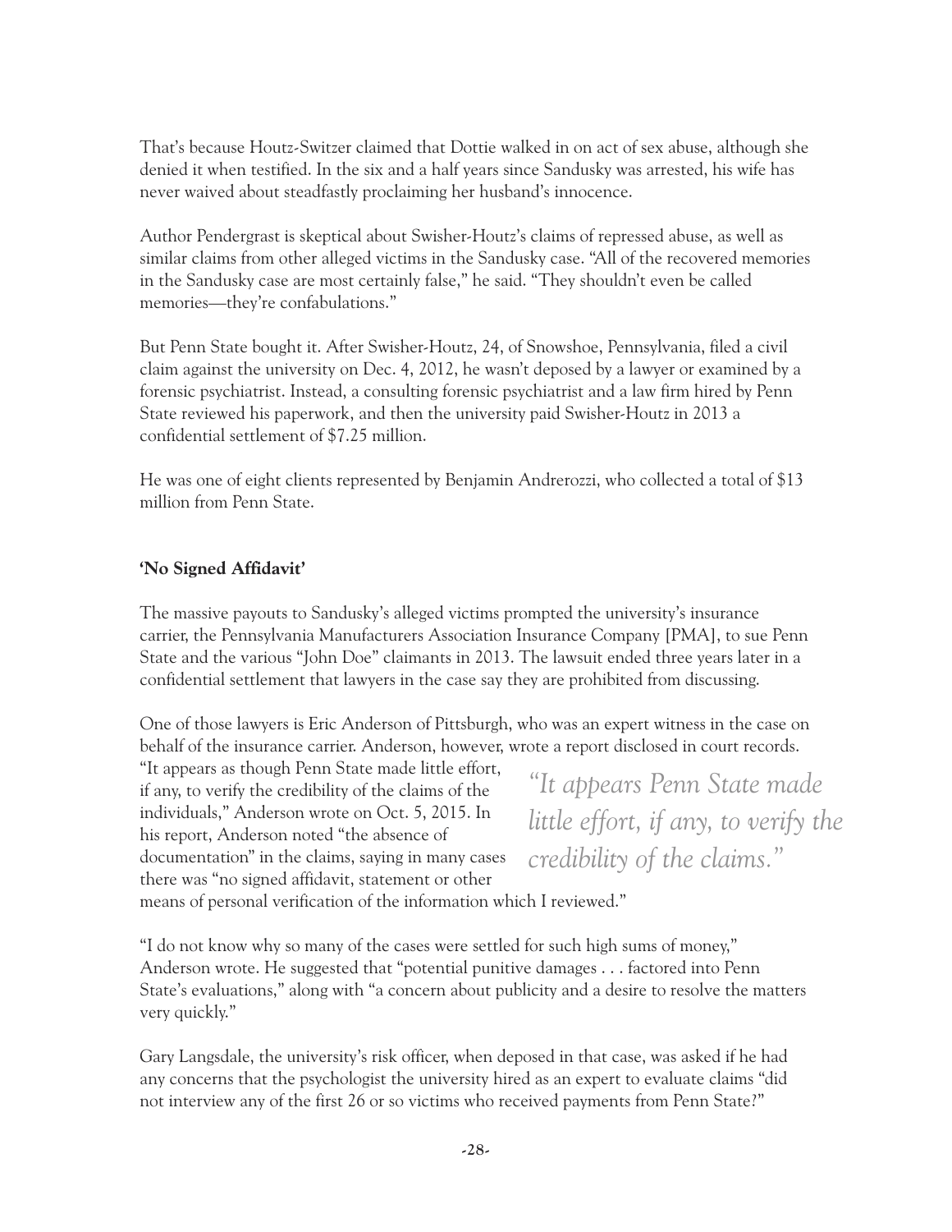That's because Houtz-Switzer claimed that Dottie walked in on act of sex abuse, although she denied it when testified. In the six and a half years since Sandusky was arrested, his wife has never waived about steadfastly proclaiming her husband's innocence.

Author Pendergrast is skeptical about Swisher-Houtz's claims of repressed abuse, as well as similar claims from other alleged victims in the Sandusky case. "All of the recovered memories in the Sandusky case are most certainly false," he said. "They shouldn't even be called memories—they're confabulations."

But Penn State bought it. After Swisher-Houtz, 24, of Snowshoe, Pennsylvania, filed a civil claim against the university on Dec. 4, 2012, he wasn't deposed by a lawyer or examined by a forensic psychiatrist. Instead, a consulting forensic psychiatrist and a law firm hired by Penn State reviewed his paperwork, and then the university paid Swisher-Houtz in 2013 a confidential settlement of $7.25 million.

He was one of eight clients represented by Benjamin Andrerozzi, who collected a total of $13 million from Penn State.

**'No Signed Affidavit'**

The massive payouts to Sandusky's alleged victims prompted the university's insurance carrier, the Pennsylvania Manufacturers Association Insurance Company [PMA], to sue Penn State and the various "John Doe" claimants in 2013. The lawsuit ended three years later in a confidential settlement that lawyers in the case say they are prohibited from discussing.

One of those lawyers is Eric Anderson of Pittsburgh, who was an expert witness in the case on behalf of the insurance carrier. Anderson, however, wrote a report disclosed in court records. "It appears as though Penn State made little effort, if any, to verify the credibility of the claims of the individuals," Anderson wrote on Oct. 5, 2015. In his report, Anderson noted "the absence of documentation" in the claims, saying in many cases there was "no signed affidavit, statement or other means of personal verification of the information which I reviewed."

*"It appears Penn State made little effort, if any, to verify the credibility of the claims."*

"I do not know why so many of the cases were settled for such high sums of money," Anderson wrote. He suggested that "potential punitive damages . . . factored into Penn State's evaluations," along with "a concern about publicity and a desire to resolve the matters very quickly."

Gary Langsdale, the university's risk officer, when deposed in that case, was asked if he had any concerns that the psychologist the university hired as an expert to evaluate claims "did not interview any of the first 26 or so victims who received payments from Penn State?"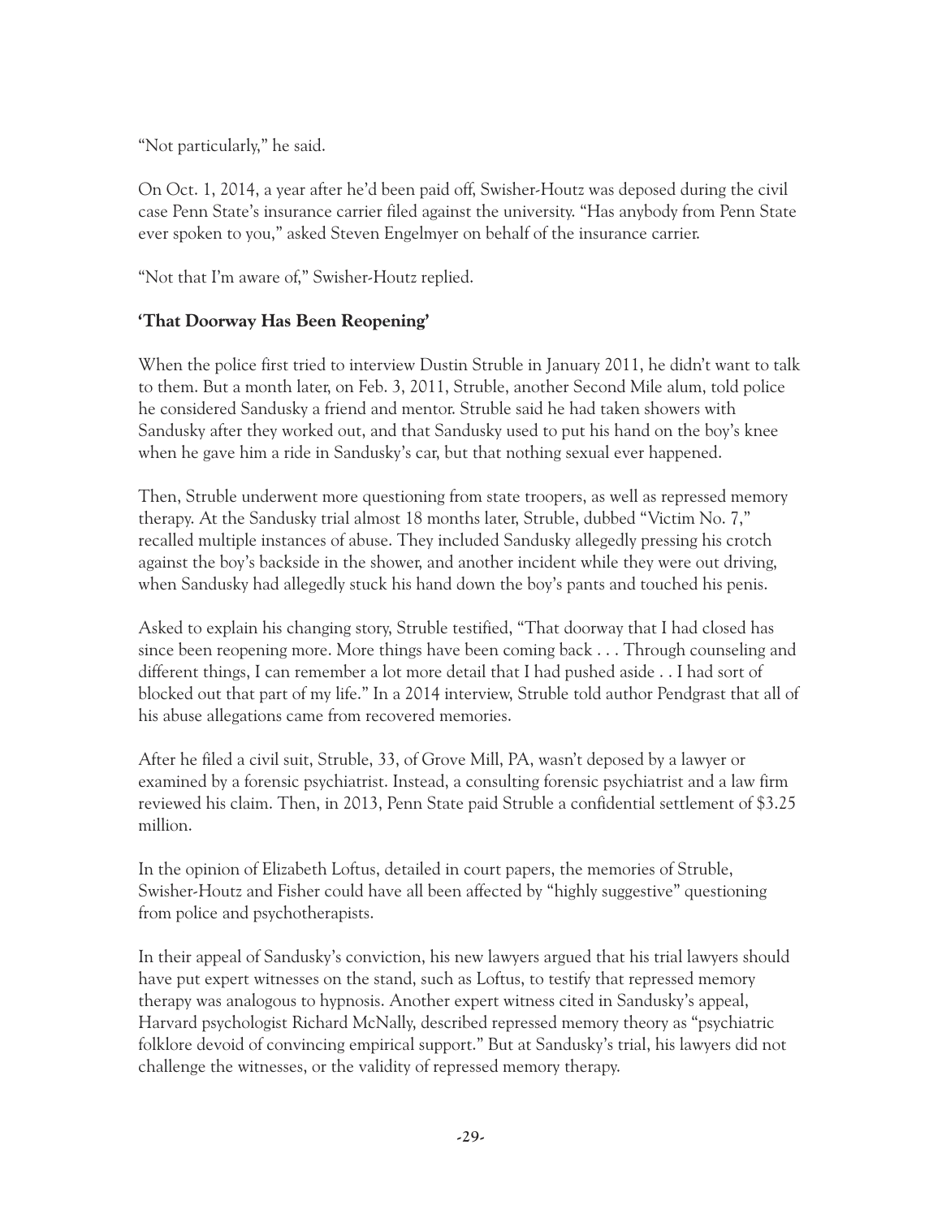"Not particularly," he said.

On Oct. 1, 2014, a year after he'd been paid off, Swisher-Houtz was deposed during the civil case Penn State's insurance carrier filed against the university. "Has anybody from Penn State ever spoken to you," asked Steven Engelmyer on behalf of the insurance carrier.

"Not that I'm aware of," Swisher-Houtz replied.

**'That Doorway Has Been Reopening'**

When the police first tried to interview Dustin Struble in January 2011, he didn't want to talk to them. But a month later, on Feb. 3, 2011, Struble, another Second Mile alum, told police he considered Sandusky a friend and mentor. Struble said he had taken showers with Sandusky after they worked out, and that Sandusky used to put his hand on the boy's knee when he gave him a ride in Sandusky's car, but that nothing sexual ever happened.

Then, Struble underwent more questioning from state troopers, as well as repressed memory therapy. At the Sandusky trial almost 18 months later, Struble, dubbed "Victim No. 7," recalled multiple instances of abuse. They included Sandusky allegedly pressing his crotch against the boy's backside in the shower, and another incident while they were out driving, when Sandusky had allegedly stuck his hand down the boy's pants and touched his penis.

Asked to explain his changing story, Struble testified, "That doorway that I had closed has since been reopening more. More things have been coming back . . . Through counseling and different things, I can remember a lot more detail that I had pushed aside . . I had sort of blocked out that part of my life." In a 2014 interview, Struble told author Pendgrast that all of his abuse allegations came from recovered memories.

After he filed a civil suit, Struble, 33, of Grove Mill, PA, wasn't deposed by a lawyer or examined by a forensic psychiatrist. Instead, a consulting forensic psychiatrist and a law firm reviewed his claim. Then, in 2013, Penn State paid Struble a confidential settlement of $3.25 million.

In the opinion of Elizabeth Loftus, detailed in court papers, the memories of Struble, Swisher-Houtz and Fisher could have all been affected by "highly suggestive" questioning from police and psychotherapists.

In their appeal of Sandusky's conviction, his new lawyers argued that his trial lawyers should have put expert witnesses on the stand, such as Loftus, to testify that repressed memory therapy was analogous to hypnosis. Another expert witness cited in Sandusky's appeal, Harvard psychologist Richard McNally, described repressed memory theory as "psychiatric folklore devoid of convincing empirical support." But at Sandusky's trial, his lawyers did not challenge the witnesses, or the validity of repressed memory therapy.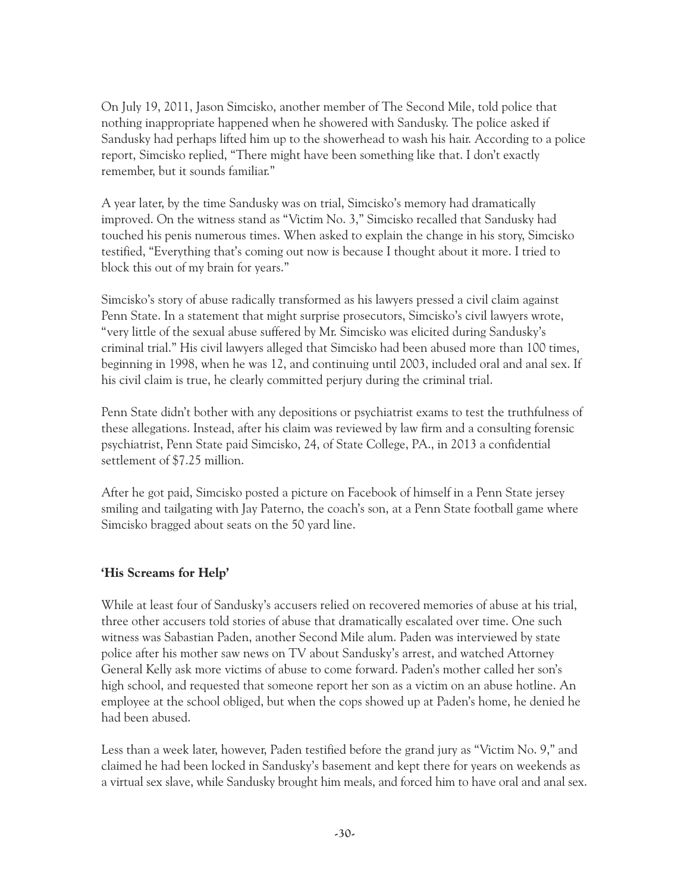On July 19, 2011, Jason Simcisko, another member of The Second Mile, told police that nothing inappropriate happened when he showered with Sandusky. The police asked if Sandusky had perhaps lifted him up to the showerhead to wash his hair. According to a police report, Simcisko replied, "There might have been something like that. I don't exactly remember, but it sounds familiar."

A year later, by the time Sandusky was on trial, Simcisko's memory had dramatically improved. On the witness stand as "Victim No. 3," Simcisko recalled that Sandusky had touched his penis numerous times. When asked to explain the change in his story, Simcisko testified, "Everything that's coming out now is because I thought about it more. I tried to block this out of my brain for years."

Simcisko's story of abuse radically transformed as his lawyers pressed a civil claim against Penn State. In a statement that might surprise prosecutors, Simcisko's civil lawyers wrote, "very little of the sexual abuse suffered by Mr. Simcisko was elicited during Sandusky's criminal trial." His civil lawyers alleged that Simcisko had been abused more than 100 times, beginning in 1998, when he was 12, and continuing until 2003, included oral and anal sex. If his civil claim is true, he clearly committed perjury during the criminal trial.

Penn State didn't bother with any depositions or psychiatrist exams to test the truthfulness of these allegations. Instead, after his claim was reviewed by law firm and a consulting forensic psychiatrist, Penn State paid Simcisko, 24, of State College, PA., in 2013 a confidential settlement of $7.25 million.

After he got paid, Simcisko posted a picture on Facebook of himself in a Penn State jersey smiling and tailgating with Jay Paterno, the coach's son, at a Penn State football game where Simcisko bragged about seats on the 50 yard line.

### 'His Screams for Help'

While at least four of Sandusky's accusers relied on recovered memories of abuse at his trial, three other accusers told stories of abuse that dramatically escalated over time. One such witness was Sabastian Paden, another Second Mile alum. Paden was interviewed by state police after his mother saw news on TV about Sandusky's arrest, and watched Attorney General Kelly ask more victims of abuse to come forward. Paden's mother called her son's high school, and requested that someone report her son as a victim on an abuse hotline. An employee at the school obliged, but when the cops showed up at Paden's home, he denied he had been abused.

Less than a week later, however, Paden testified before the grand jury as "Victim No. 9," and claimed he had been locked in Sandusky's basement and kept there for years on weekends as a virtual sex slave, while Sandusky brought him meals, and forced him to have oral and anal sex.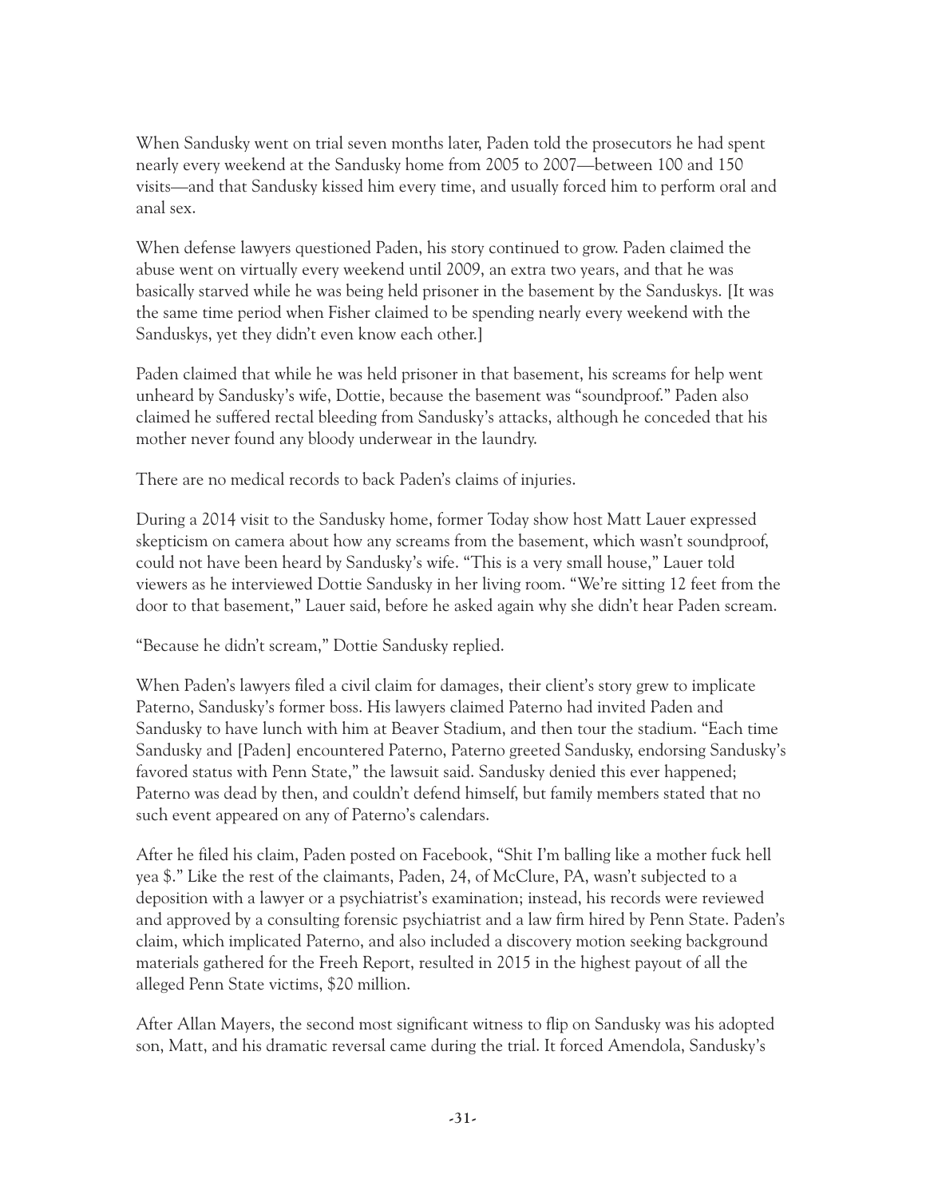When Sandusky went on trial seven months later, Paden told the prosecutors he had spent nearly every weekend at the Sandusky home from 2005 to 2007—between 100 and 150 visits—and that Sandusky kissed him every time, and usually forced him to perform oral and anal sex.

When defense lawyers questioned Paden, his story continued to grow. Paden claimed the abuse went on virtually every weekend until 2009, an extra two years, and that he was basically starved while he was being held prisoner in the basement by the Sanduskys. [It was the same time period when Fisher claimed to be spending nearly every weekend with the Sanduskys, yet they didn't even know each other.]

Paden claimed that while he was held prisoner in that basement, his screams for help went unheard by Sandusky's wife, Dottie, because the basement was "soundproof." Paden also claimed he suffered rectal bleeding from Sandusky's attacks, although he conceded that his mother never found any bloody underwear in the laundry.

There are no medical records to back Paden's claims of injuries.

During a 2014 visit to the Sandusky home, former Today show host Matt Lauer expressed skepticism on camera about how any screams from the basement, which wasn't soundproof, could not have been heard by Sandusky's wife. "This is a very small house," Lauer told viewers as he interviewed Dottie Sandusky in her living room. "We're sitting 12 feet from the door to that basement," Lauer said, before he asked again why she didn't hear Paden scream.

"Because he didn't scream," Dottie Sandusky replied.

When Paden's lawyers filed a civil claim for damages, their client's story grew to implicate Paterno, Sandusky's former boss. His lawyers claimed Paterno had invited Paden and Sandusky to have lunch with him at Beaver Stadium, and then tour the stadium. "Each time Sandusky and [Paden] encountered Paterno, Paterno greeted Sandusky, endorsing Sandusky's favored status with Penn State," the lawsuit said. Sandusky denied this ever happened; Paterno was dead by then, and couldn't defend himself, but family members stated that no such event appeared on any of Paterno's calendars.

After he filed his claim, Paden posted on Facebook, "Shit I'm balling like a mother fuck hell yea $." Like the rest of the claimants, Paden, 24, of McClure, PA, wasn't subjected to a deposition with a lawyer or a psychiatrist's examination; instead, his records were reviewed and approved by a consulting forensic psychiatrist and a law firm hired by Penn State. Paden's claim, which implicated Paterno, and also included a discovery motion seeking background materials gathered for the Freeh Report, resulted in 2015 in the highest payout of all the alleged Penn State victims, $20 million.

After Allan Mayers, the second most significant witness to flip on Sandusky was his adopted son, Matt, and his dramatic reversal came during the trial. It forced Amendola, Sandusky's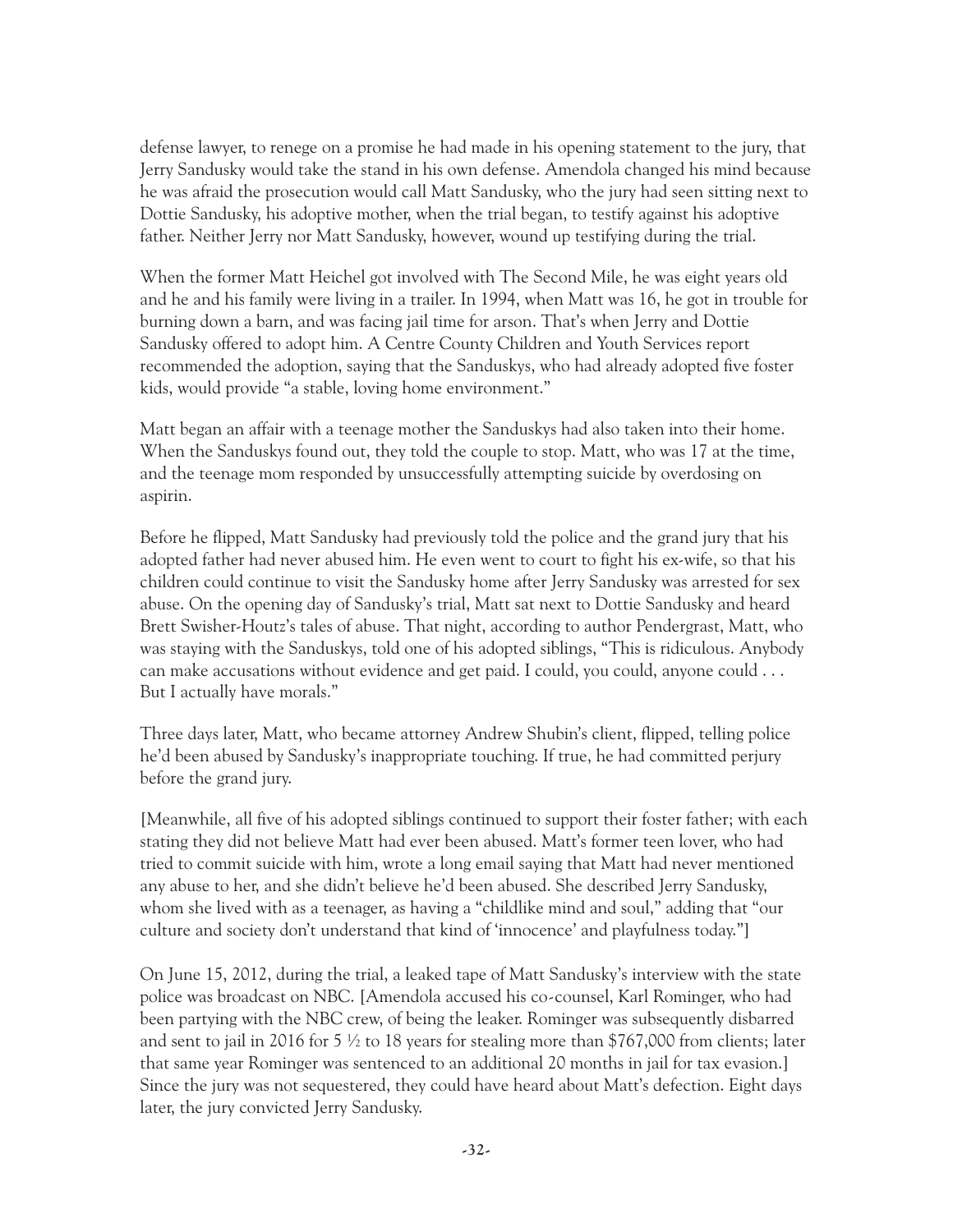defense lawyer, to renege on a promise he had made in his opening statement to the jury, that Jerry Sandusky would take the stand in his own defense. Amendola changed his mind because he was afraid the prosecution would call Matt Sandusky, who the jury had seen sitting next to Dottie Sandusky, his adoptive mother, when the trial began, to testify against his adoptive father. Neither Jerry nor Matt Sandusky, however, wound up testifying during the trial.

When the former Matt Heichel got involved with The Second Mile, he was eight years old and he and his family were living in a trailer. In 1994, when Matt was 16, he got in trouble for burning down a barn, and was facing jail time for arson. That's when Jerry and Dottie Sandusky offered to adopt him. A Centre County Children and Youth Services report recommended the adoption, saying that the Sanduskys, who had already adopted five foster kids, would provide "a stable, loving home environment."

Matt began an affair with a teenage mother the Sanduskys had also taken into their home. When the Sanduskys found out, they told the couple to stop. Matt, who was 17 at the time, and the teenage mom responded by unsuccessfully attempting suicide by overdosing on aspirin.

Before he flipped, Matt Sandusky had previously told the police and the grand jury that his adopted father had never abused him. He even went to court to fight his ex-wife, so that his children could continue to visit the Sandusky home after Jerry Sandusky was arrested for sex abuse. On the opening day of Sandusky's trial, Matt sat next to Dottie Sandusky and heard Brett Swisher-Houtz's tales of abuse. That night, according to author Pendergrast, Matt, who was staying with the Sanduskys, told one of his adopted siblings, "This is ridiculous. Anybody can make accusations without evidence and get paid. I could, you could, anyone could . . . But I actually have morals."

Three days later, Matt, who became attorney Andrew Shubin's client, flipped, telling police he'd been abused by Sandusky's inappropriate touching. If true, he had committed perjury before the grand jury.

[Meanwhile, all five of his adopted siblings continued to support their foster father; with each stating they did not believe Matt had ever been abused. Matt's former teen lover, who had tried to commit suicide with him, wrote a long email saying that Matt had never mentioned any abuse to her, and she didn't believe he'd been abused. She described Jerry Sandusky, whom she lived with as a teenager, as having a "childlike mind and soul," adding that "our culture and society don't understand that kind of 'innocence' and playfulness today."]

On June 15, 2012, during the trial, a leaked tape of Matt Sandusky's interview with the state police was broadcast on NBC. [Amendola accused his co-counsel, Karl Rominger, who had been partying with the NBC crew, of being the leaker. Rominger was subsequently disbarred and sent to jail in 2016 for 5 ½ to 18 years for stealing more than $767,000 from clients; later that same year Rominger was sentenced to an additional 20 months in jail for tax evasion.] Since the jury was not sequestered, they could have heard about Matt's defection. Eight days later, the jury convicted Jerry Sandusky.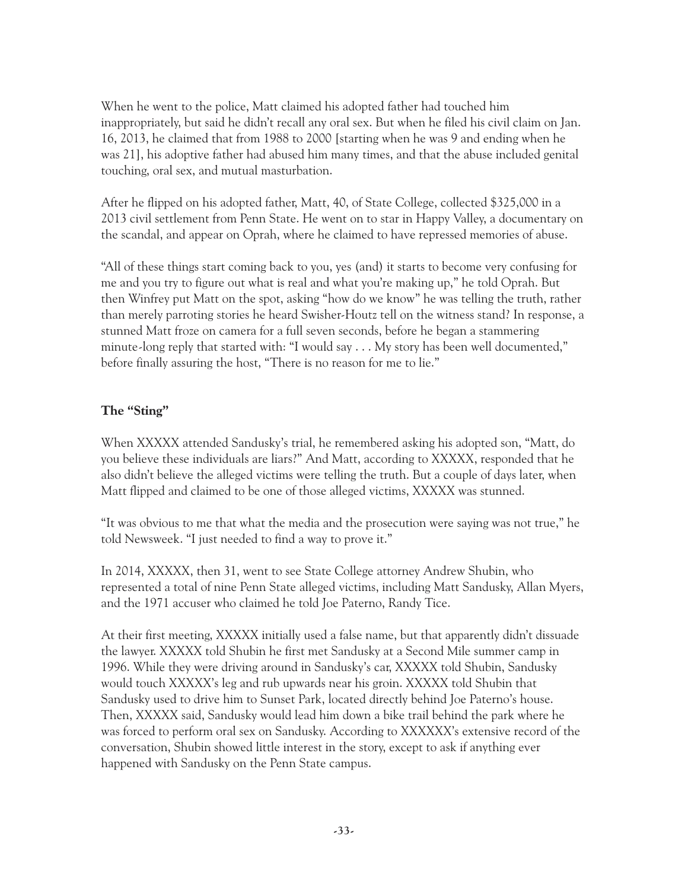When he went to the police, Matt claimed his adopted father had touched him inappropriately, but said he didn't recall any oral sex. But when he filed his civil claim on Jan. 16, 2013, he claimed that from 1988 to 2000 [starting when he was 9 and ending when he was 21], his adoptive father had abused him many times, and that the abuse included genital touching, oral sex, and mutual masturbation.

After he flipped on his adopted father, Matt, 40, of State College, collected $325,000 in a 2013 civil settlement from Penn State. He went on to star in Happy Valley, a documentary on the scandal, and appear on Oprah, where he claimed to have repressed memories of abuse.

"All of these things start coming back to you, yes (and) it starts to become very confusing for me and you try to figure out what is real and what you're making up," he told Oprah. But then Winfrey put Matt on the spot, asking "how do we know" he was telling the truth, rather than merely parroting stories he heard Swisher-Houtz tell on the witness stand? In response, a stunned Matt froze on camera for a full seven seconds, before he began a stammering minute-long reply that started with: "I would say . . . My story has been well documented," before finally assuring the host, "There is no reason for me to lie."

**The "Sting"**

When XXXXX attended Sandusky's trial, he remembered asking his adopted son, "Matt, do you believe these individuals are liars?" And Matt, according to XXXXX, responded that he also didn't believe the alleged victims were telling the truth. But a couple of days later, when Matt flipped and claimed to be one of those alleged victims, XXXXX was stunned.

"It was obvious to me that what the media and the prosecution were saying was not true," he told Newsweek. "I just needed to find a way to prove it."

In 2014, XXXXX, then 31, went to see State College attorney Andrew Shubin, who represented a total of nine Penn State alleged victims, including Matt Sandusky, Allan Myers, and the 1971 accuser who claimed he told Joe Paterno, Randy Tice.

At their first meeting, XXXXX initially used a false name, but that apparently didn't dissuade the lawyer. XXXXX told Shubin he first met Sandusky at a Second Mile summer camp in 1996. While they were driving around in Sandusky's car, XXXXX told Shubin, Sandusky would touch XXXXX's leg and rub upwards near his groin. XXXXX told Shubin that Sandusky used to drive him to Sunset Park, located directly behind Joe Paterno's house. Then, XXXXX said, Sandusky would lead him down a bike trail behind the park where he was forced to perform oral sex on Sandusky. According to XXXXXX's extensive record of the conversation, Shubin showed little interest in the story, except to ask if anything ever happened with Sandusky on the Penn State campus.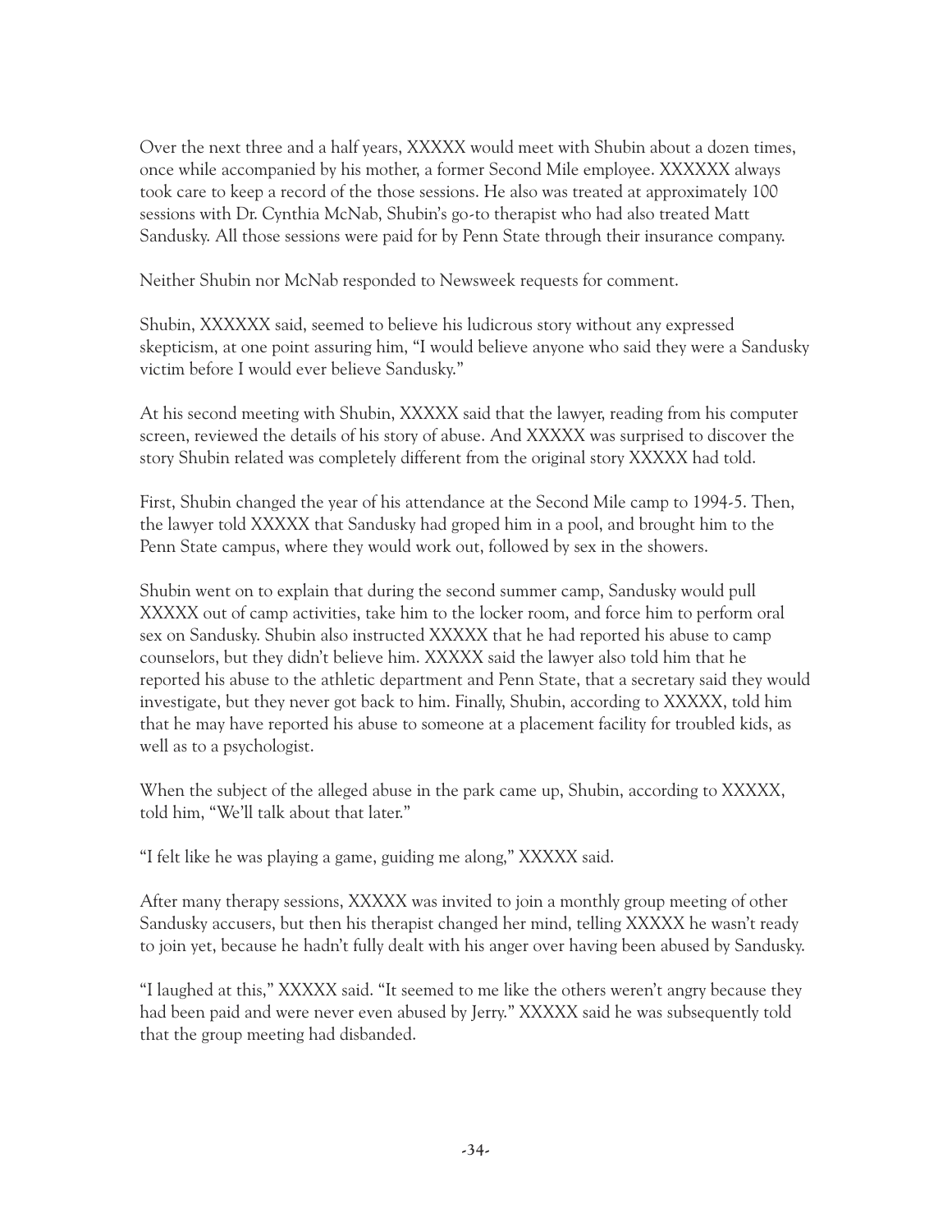Over the next three and a half years, XXXXX would meet with Shubin about a dozen times, once while accompanied by his mother, a former Second Mile employee. XXXXXX always took care to keep a record of the those sessions. He also was treated at approximately 100 sessions with Dr. Cynthia McNab, Shubin's go-to therapist who had also treated Matt Sandusky. All those sessions were paid for by Penn State through their insurance company.

Neither Shubin nor McNab responded to Newsweek requests for comment.

Shubin, XXXXXX said, seemed to believe his ludicrous story without any expressed skepticism, at one point assuring him, "I would believe anyone who said they were a Sandusky victim before I would ever believe Sandusky."

At his second meeting with Shubin, XXXXX said that the lawyer, reading from his computer screen, reviewed the details of his story of abuse. And XXXXX was surprised to discover the story Shubin related was completely different from the original story XXXXX had told.

First, Shubin changed the year of his attendance at the Second Mile camp to 1994-5. Then, the lawyer told XXXXX that Sandusky had groped him in a pool, and brought him to the Penn State campus, where they would work out, followed by sex in the showers.

Shubin went on to explain that during the second summer camp, Sandusky would pull XXXXX out of camp activities, take him to the locker room, and force him to perform oral sex on Sandusky. Shubin also instructed XXXXX that he had reported his abuse to camp counselors, but they didn't believe him. XXXXX said the lawyer also told him that he reported his abuse to the athletic department and Penn State, that a secretary said they would investigate, but they never got back to him. Finally, Shubin, according to XXXXX, told him that he may have reported his abuse to someone at a placement facility for troubled kids, as well as to a psychologist.

When the subject of the alleged abuse in the park came up, Shubin, according to XXXXX, told him, "We'll talk about that later."

"I felt like he was playing a game, guiding me along," XXXXX said.

After many therapy sessions, XXXXX was invited to join a monthly group meeting of other Sandusky accusers, but then his therapist changed her mind, telling XXXXX he wasn't ready to join yet, because he hadn't fully dealt with his anger over having been abused by Sandusky.

"I laughed at this," XXXXX said. "It seemed to me like the others weren't angry because they had been paid and were never even abused by Jerry." XXXXX said he was subsequently told that the group meeting had disbanded.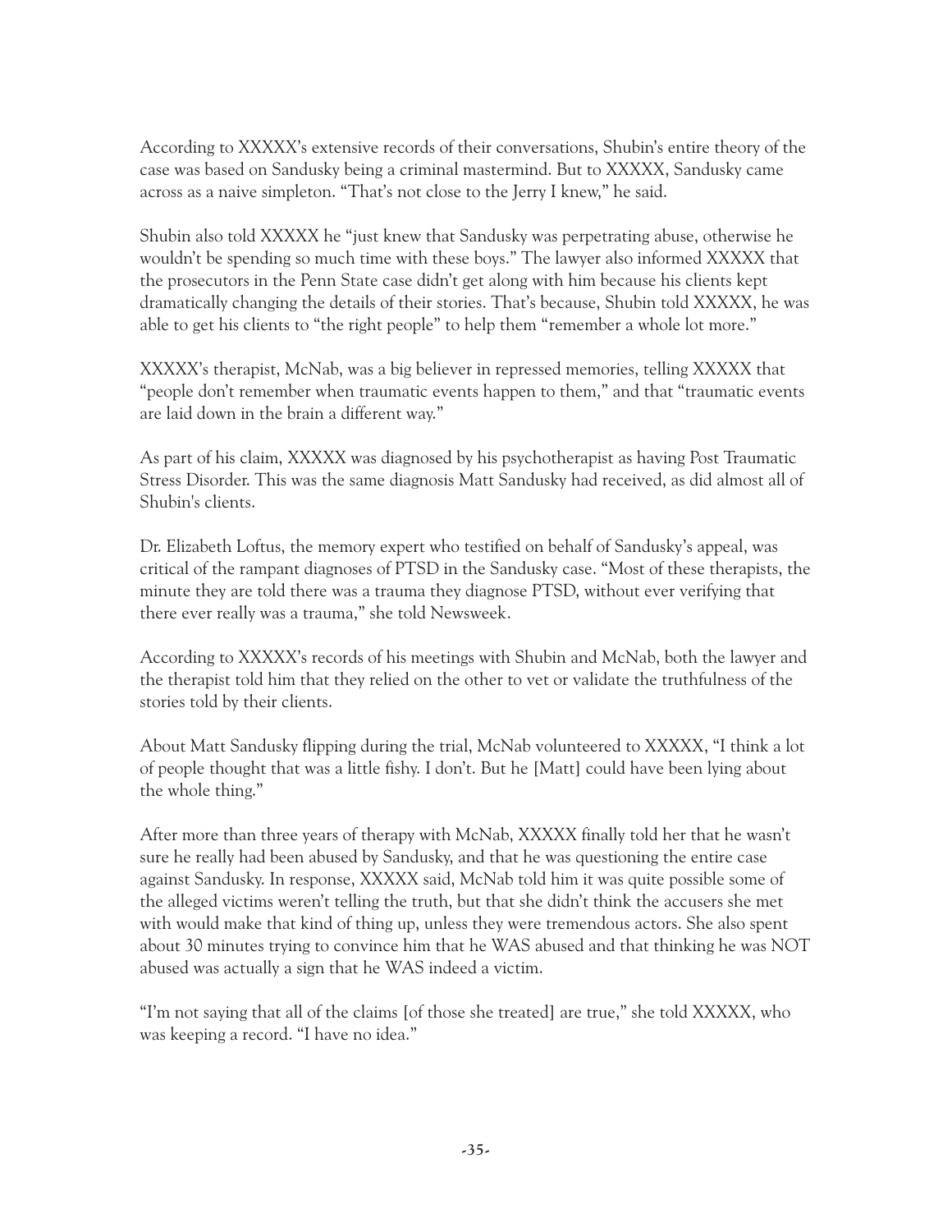According to XXXXX's extensive records of their conversations, Shubin's entire theory of the case was based on Sandusky being a criminal mastermind. But to XXXXX, Sandusky came across as a naive simpleton. "That's not close to the Jerry I knew," he said.

Shubin also told XXXXX he "just knew that Sandusky was perpetrating abuse, otherwise he wouldn't be spending so much time with these boys." The lawyer also informed XXXXX that the prosecutors in the Penn State case didn't get along with him because his clients kept dramatically changing the details of their stories. That's because, Shubin told XXXXX, he was able to get his clients to "the right people" to help them "remember a whole lot more."

XXXXX's therapist, McNab, was a big believer in repressed memories, telling XXXXX that "people don't remember when traumatic events happen to them," and that "traumatic events are laid down in the brain a different way."

As part of his claim, XXXXX was diagnosed by his psychotherapist as having Post Traumatic Stress Disorder. This was the same diagnosis Matt Sandusky had received, as did almost all of Shubin's clients.

Dr. Elizabeth Loftus, the memory expert who testified on behalf of Sandusky's appeal, was critical of the rampant diagnoses of PTSD in the Sandusky case. "Most of these therapists, the minute they are told there was a trauma they diagnose PTSD, without ever verifying that there ever really was a trauma," she told Newsweek.

According to XXXXX's records of his meetings with Shubin and McNab, both the lawyer and the therapist told him that they relied on the other to vet or validate the truthfulness of the stories told by their clients.

About Matt Sandusky flipping during the trial, McNab volunteered to XXXXX, "I think a lot of people thought that was a little fishy. I don't. But he [Matt] could have been lying about the whole thing."

After more than three years of therapy with McNab, XXXXX finally told her that he wasn't sure he really had been abused by Sandusky, and that he was questioning the entire case against Sandusky. In response, XXXXX said, McNab told him it was quite possible some of the alleged victims weren't telling the truth, but that she didn't think the accusers she met with would make that kind of thing up, unless they were tremendous actors. She also spent about 30 minutes trying to convince him that he WAS abused and that thinking he was NOT abused was actually a sign that he WAS indeed a victim.

"I'm not saying that all of the claims [of those she treated] are true," she told XXXXX, who was keeping a record. "I have no idea."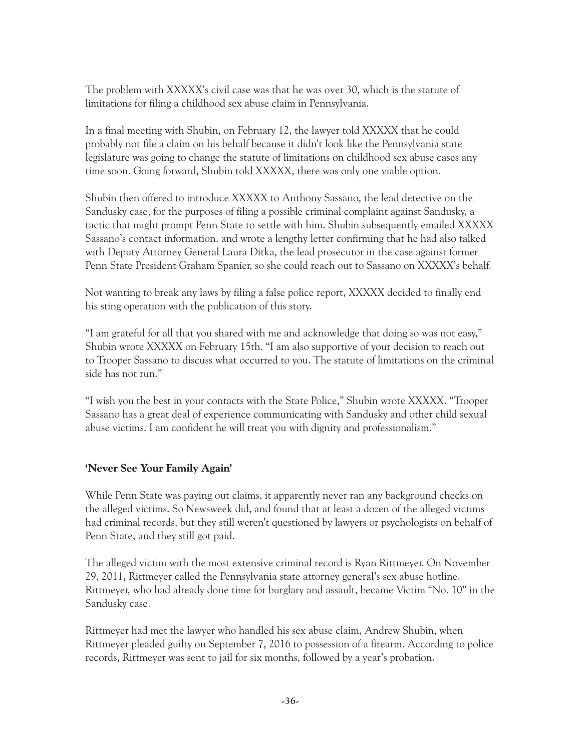The problem with XXXXX's civil case was that he was over 30, which is the statute of limitations for filing a childhood sex abuse claim in Pennsylvania.

In a final meeting with Shubin, on February 12, the lawyer told XXXXX that he could probably not file a claim on his behalf because it didn't look like the Pennsylvania state legislature was going to change the statute of limitations on childhood sex abuse cases any time soon. Going forward, Shubin told XXXXX, there was only one viable option.

Shubin then offered to introduce XXXXX to Anthony Sassano, the lead detective on the Sandusky case, for the purposes of filing a possible criminal complaint against Sandusky, a tactic that might prompt Penn State to settle with him. Shubin subsequently emailed XXXXX Sassano's contact information, and wrote a lengthy letter confirming that he had also talked with Deputy Attorney General Laura Ditka, the lead prosecutor in the case against former Penn State President Graham Spanier, so she could reach out to Sassano on XXXXX's behalf.

Not wanting to break any laws by filing a false police report, XXXXX decided to finally end his sting operation with the publication of this story.

"I am grateful for all that you shared with me and acknowledge that doing so was not easy," Shubin wrote XXXXX on February 15th. "I am also supportive of your decision to reach out to Trooper Sassano to discuss what occurred to you. The statute of limitations on the criminal side has not run."

"I wish you the best in your contacts with the State Police," Shubin wrote XXXXX. "Trooper Sassano has a great deal of experience communicating with Sandusky and other child sexual abuse victims. I am confident he will treat you with dignity and professionalism."

### 'Never See Your Family Again'

While Penn State was paying out claims, it apparently never ran any background checks on the alleged victims. So Newsweek did, and found that at least a dozen of the alleged victims had criminal records, but they still weren't questioned by lawyers or psychologists on behalf of Penn State, and they still got paid.

The alleged victim with the most extensive criminal record is Ryan Rittmeyer. On November 29, 2011, Rittmeyer called the Pennsylvania state attorney general's sex abuse hotline. Rittmeyer, who had already done time for burglary and assault, became Victim "No. 10" in the Sandusky case.

Rittmeyer had met the lawyer who handled his sex abuse claim, Andrew Shubin, when Rittmeyer pleaded guilty on September 7, 2016 to possession of a firearm. According to police records, Rittmeyer was sent to jail for six months, followed by a year's probation.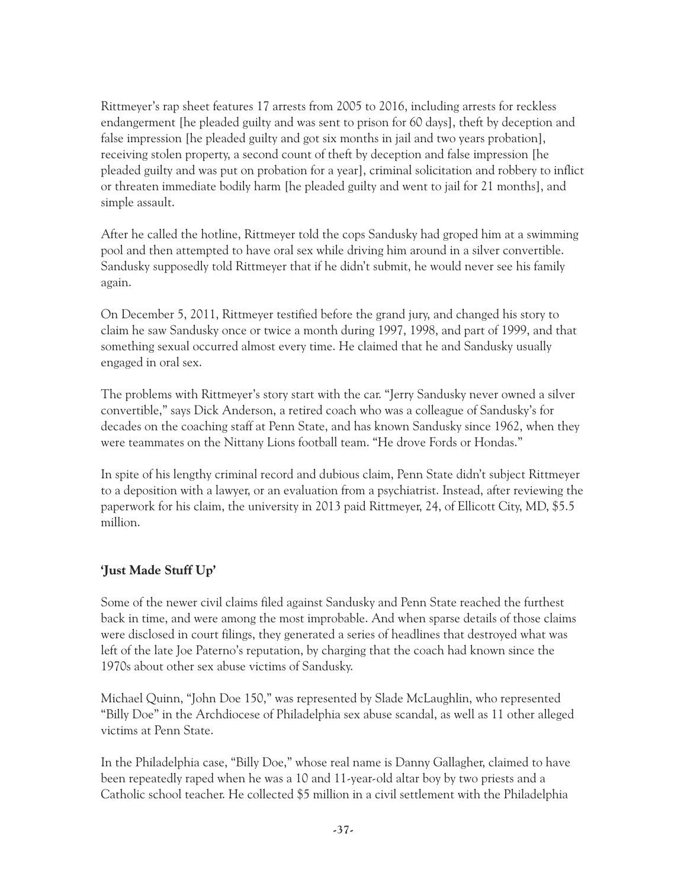Rittmeyer's rap sheet features 17 arrests from 2005 to 2016, including arrests for reckless endangerment [he pleaded guilty and was sent to prison for 60 days], theft by deception and false impression [he pleaded guilty and got six months in jail and two years probation], receiving stolen property, a second count of theft by deception and false impression [he pleaded guilty and was put on probation for a year], criminal solicitation and robbery to inflict or threaten immediate bodily harm [he pleaded guilty and went to jail for 21 months], and simple assault.

After he called the hotline, Rittmeyer told the cops Sandusky had groped him at a swimming pool and then attempted to have oral sex while driving him around in a silver convertible. Sandusky supposedly told Rittmeyer that if he didn't submit, he would never see his family again.

On December 5, 2011, Rittmeyer testified before the grand jury, and changed his story to claim he saw Sandusky once or twice a month during 1997, 1998, and part of 1999, and that something sexual occurred almost every time. He claimed that he and Sandusky usually engaged in oral sex.

The problems with Rittmeyer's story start with the car. "Jerry Sandusky never owned a silver convertible," says Dick Anderson, a retired coach who was a colleague of Sandusky's for decades on the coaching staff at Penn State, and has known Sandusky since 1962, when they were teammates on the Nittany Lions football team. "He drove Fords or Hondas."

In spite of his lengthy criminal record and dubious claim, Penn State didn't subject Rittmeyer to a deposition with a lawyer, or an evaluation from a psychiatrist. Instead, after reviewing the paperwork for his claim, the university in 2013 paid Rittmeyer, 24, of Ellicott City, MD, $5.5 million.

## 'Just Made Stuff Up'

Some of the newer civil claims filed against Sandusky and Penn State reached the furthest back in time, and were among the most improbable. And when sparse details of those claims were disclosed in court filings, they generated a series of headlines that destroyed what was left of the late Joe Paterno's reputation, by charging that the coach had known since the 1970s about other sex abuse victims of Sandusky.

Michael Quinn, "John Doe 150," was represented by Slade McLaughlin, who represented "Billy Doe" in the Archdiocese of Philadelphia sex abuse scandal, as well as 11 other alleged victims at Penn State.

In the Philadelphia case, "Billy Doe," whose real name is Danny Gallagher, claimed to have been repeatedly raped when he was a 10 and 11-year-old altar boy by two priests and a Catholic school teacher. He collected $5 million in a civil settlement with the Philadelphia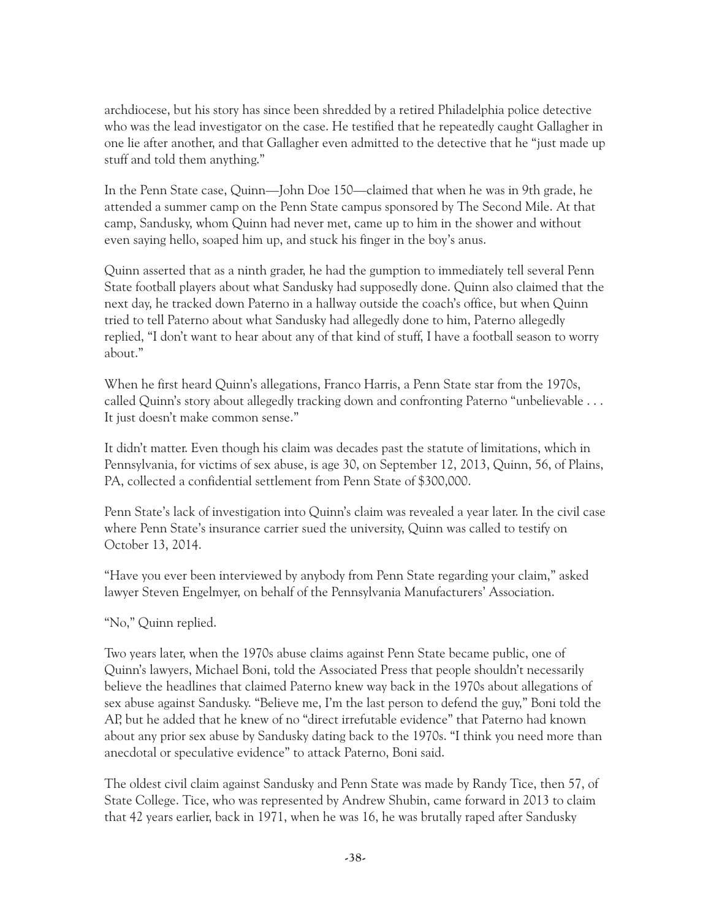archdiocese, but his story has since been shredded by a retired Philadelphia police detective who was the lead investigator on the case. He testified that he repeatedly caught Gallagher in one lie after another, and that Gallagher even admitted to the detective that he "just made up stuff and told them anything."

In the Penn State case, Quinn—John Doe 150—claimed that when he was in 9th grade, he attended a summer camp on the Penn State campus sponsored by The Second Mile. At that camp, Sandusky, whom Quinn had never met, came up to him in the shower and without even saying hello, soaped him up, and stuck his finger in the boy's anus.

Quinn asserted that as a ninth grader, he had the gumption to immediately tell several Penn State football players about what Sandusky had supposedly done. Quinn also claimed that the next day, he tracked down Paterno in a hallway outside the coach's office, but when Quinn tried to tell Paterno about what Sandusky had allegedly done to him, Paterno allegedly replied, "I don't want to hear about any of that kind of stuff, I have a football season to worry about."

When he first heard Quinn's allegations, Franco Harris, a Penn State star from the 1970s, called Quinn's story about allegedly tracking down and confronting Paterno "unbelievable . . . It just doesn't make common sense."

It didn't matter. Even though his claim was decades past the statute of limitations, which in Pennsylvania, for victims of sex abuse, is age 30, on September 12, 2013, Quinn, 56, of Plains, PA, collected a confidential settlement from Penn State of $300,000.

Penn State's lack of investigation into Quinn's claim was revealed a year later. In the civil case where Penn State's insurance carrier sued the university, Quinn was called to testify on October 13, 2014.

"Have you ever been interviewed by anybody from Penn State regarding your claim," asked lawyer Steven Engelmyer, on behalf of the Pennsylvania Manufacturers' Association.

"No," Quinn replied.

Two years later, when the 1970s abuse claims against Penn State became public, one of Quinn's lawyers, Michael Boni, told the Associated Press that people shouldn't necessarily believe the headlines that claimed Paterno knew way back in the 1970s about allegations of sex abuse against Sandusky. "Believe me, I'm the last person to defend the guy," Boni told the AP, but he added that he knew of no "direct irrefutable evidence" that Paterno had known about any prior sex abuse by Sandusky dating back to the 1970s. "I think you need more than anecdotal or speculative evidence" to attack Paterno, Boni said.

The oldest civil claim against Sandusky and Penn State was made by Randy Tice, then 57, of State College. Tice, who was represented by Andrew Shubin, came forward in 2013 to claim that 42 years earlier, back in 1971, when he was 16, he was brutally raped after Sandusky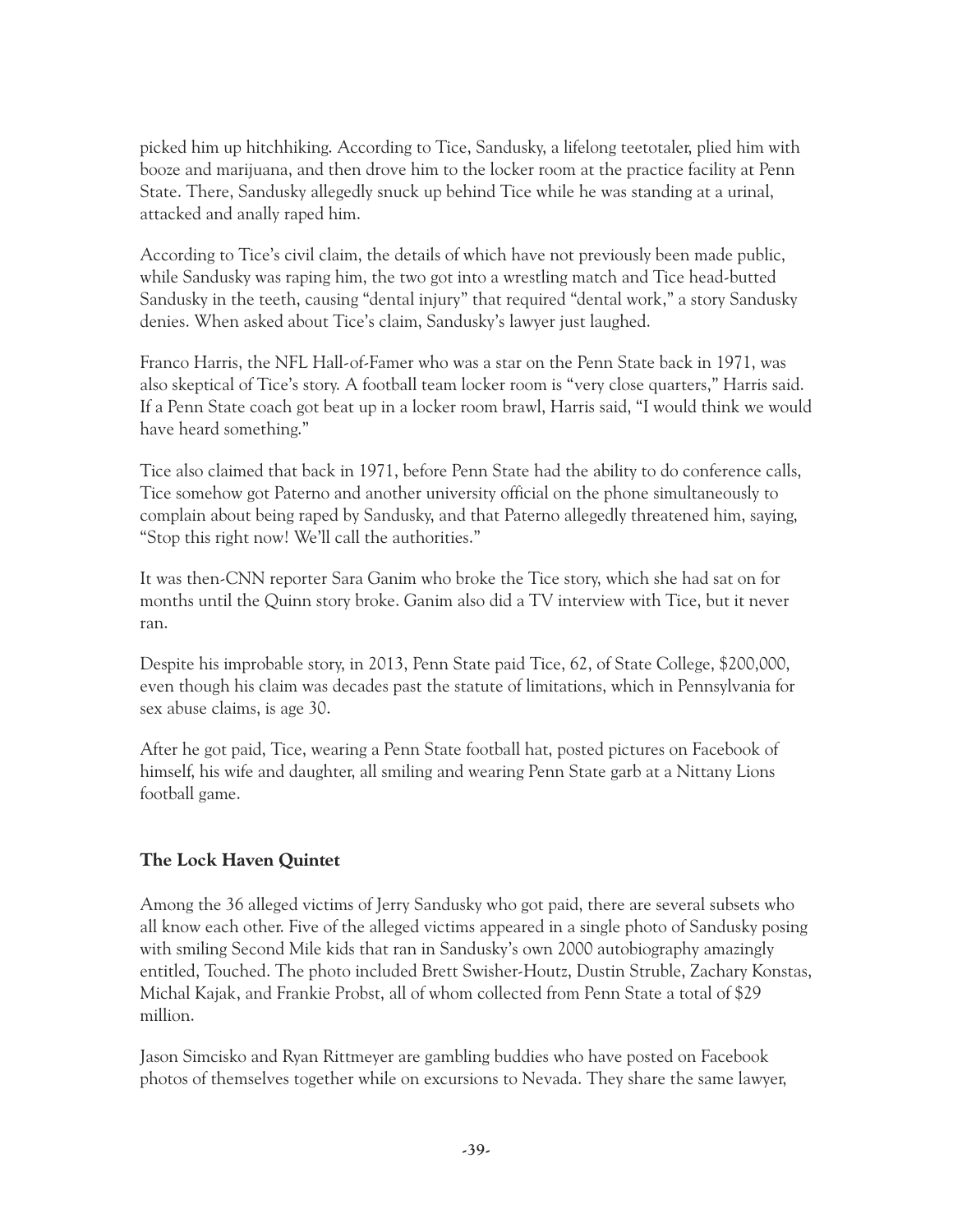picked him up hitchhiking. According to Tice, Sandusky, a lifelong teetotaler, plied him with booze and marijuana, and then drove him to the locker room at the practice facility at Penn State. There, Sandusky allegedly snuck up behind Tice while he was standing at a urinal, attacked and anally raped him.

According to Tice's civil claim, the details of which have not previously been made public, while Sandusky was raping him, the two got into a wrestling match and Tice head-butted Sandusky in the teeth, causing "dental injury" that required "dental work," a story Sandusky denies. When asked about Tice's claim, Sandusky's lawyer just laughed.

Franco Harris, the NFL Hall-of-Famer who was a star on the Penn State back in 1971, was also skeptical of Tice's story. A football team locker room is "very close quarters," Harris said. If a Penn State coach got beat up in a locker room brawl, Harris said, "I would think we would have heard something."

Tice also claimed that back in 1971, before Penn State had the ability to do conference calls, Tice somehow got Paterno and another university official on the phone simultaneously to complain about being raped by Sandusky, and that Paterno allegedly threatened him, saying, "Stop this right now! We'll call the authorities."

It was then-CNN reporter Sara Ganim who broke the Tice story, which she had sat on for months until the Quinn story broke. Ganim also did a TV interview with Tice, but it never ran.

Despite his improbable story, in 2013, Penn State paid Tice, 62, of State College, $200,000, even though his claim was decades past the statute of limitations, which in Pennsylvania for sex abuse claims, is age 30.

After he got paid, Tice, wearing a Penn State football hat, posted pictures on Facebook of himself, his wife and daughter, all smiling and wearing Penn State garb at a Nittany Lions football game.

### The Lock Haven Quintet

Among the 36 alleged victims of Jerry Sandusky who got paid, there are several subsets who all know each other. Five of the alleged victims appeared in a single photo of Sandusky posing with smiling Second Mile kids that ran in Sandusky's own 2000 autobiography amazingly entitled, *Touched*. The photo included Brett Swisher-Houtz, Dustin Struble, Zachary Konstas, Michal Kajak, and Frankie Probst, all of whom collected from Penn State a total of $29 million.

Jason Simcisko and Ryan Rittmeyer are gambling buddies who have posted on Facebook photos of themselves together while on excursions to Nevada. They share the same lawyer,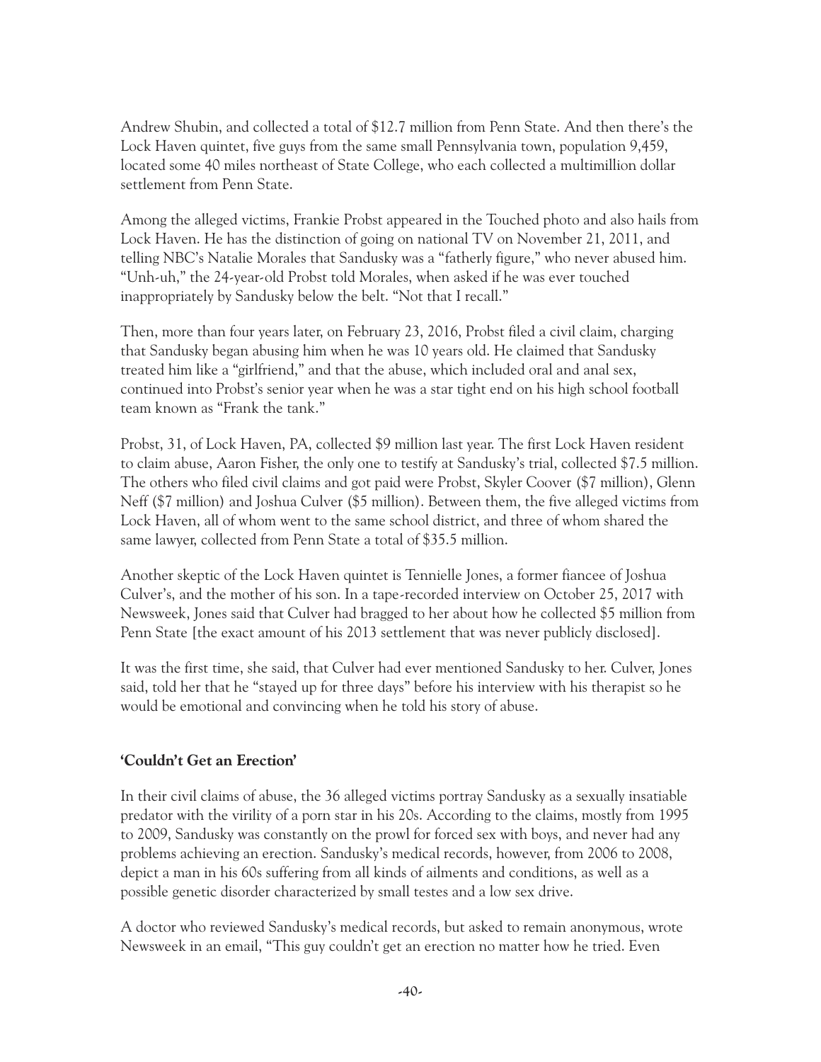Andrew Shubin, and collected a total of $12.7 million from Penn State. And then there's the Lock Haven quintet, five guys from the same small Pennsylvania town, population 9,459, located some 40 miles northeast of State College, who each collected a multimillion dollar settlement from Penn State.

Among the alleged victims, Frankie Probst appeared in the Touched photo and also hails from Lock Haven. He has the distinction of going on national TV on November 21, 2011, and telling NBC's Natalie Morales that Sandusky was a "fatherly figure," who never abused him. "Unh-uh," the 24-year-old Probst told Morales, when asked if he was ever touched inappropriately by Sandusky below the belt. "Not that I recall."

Then, more than four years later, on February 23, 2016, Probst filed a civil claim, charging that Sandusky began abusing him when he was 10 years old. He claimed that Sandusky treated him like a "girlfriend," and that the abuse, which included oral and anal sex, continued into Probst's senior year when he was a star tight end on his high school football team known as "Frank the tank."

Probst, 31, of Lock Haven, PA, collected $9 million last year. The first Lock Haven resident to claim abuse, Aaron Fisher, the only one to testify at Sandusky's trial, collected $7.5 million. The others who filed civil claims and got paid were Probst, Skyler Coover ($7 million), Glenn Neff ($7 million) and Joshua Culver ($5 million). Between them, the five alleged victims from Lock Haven, all of whom went to the same school district, and three of whom shared the same lawyer, collected from Penn State a total of $35.5 million.

Another skeptic of the Lock Haven quintet is Tennielle Jones, a former fiancee of Joshua Culver's, and the mother of his son. In a tape-recorded interview on October 25, 2017 with Newsweek, Jones said that Culver had bragged to her about how he collected $5 million from Penn State [the exact amount of his 2013 settlement that was never publicly disclosed].

It was the first time, she said, that Culver had ever mentioned Sandusky to her. Culver, Jones said, told her that he "stayed up for three days" before his interview with his therapist so he would be emotional and convincing when he told his story of abuse.

## 'Couldn't Get an Erection'

In their civil claims of abuse, the 36 alleged victims portray Sandusky as a sexually insatiable predator with the virility of a porn star in his 20s. According to the claims, mostly from 1995 to 2009, Sandusky was constantly on the prowl for forced sex with boys, and never had any problems achieving an erection. Sandusky's medical records, however, from 2006 to 2008, depict a man in his 60s suffering from all kinds of ailments and conditions, as well as a possible genetic disorder characterized by small testes and a low sex drive.

A doctor who reviewed Sandusky's medical records, but asked to remain anonymous, wrote Newsweek in an email, "This guy couldn't get an erection no matter how he tried. Even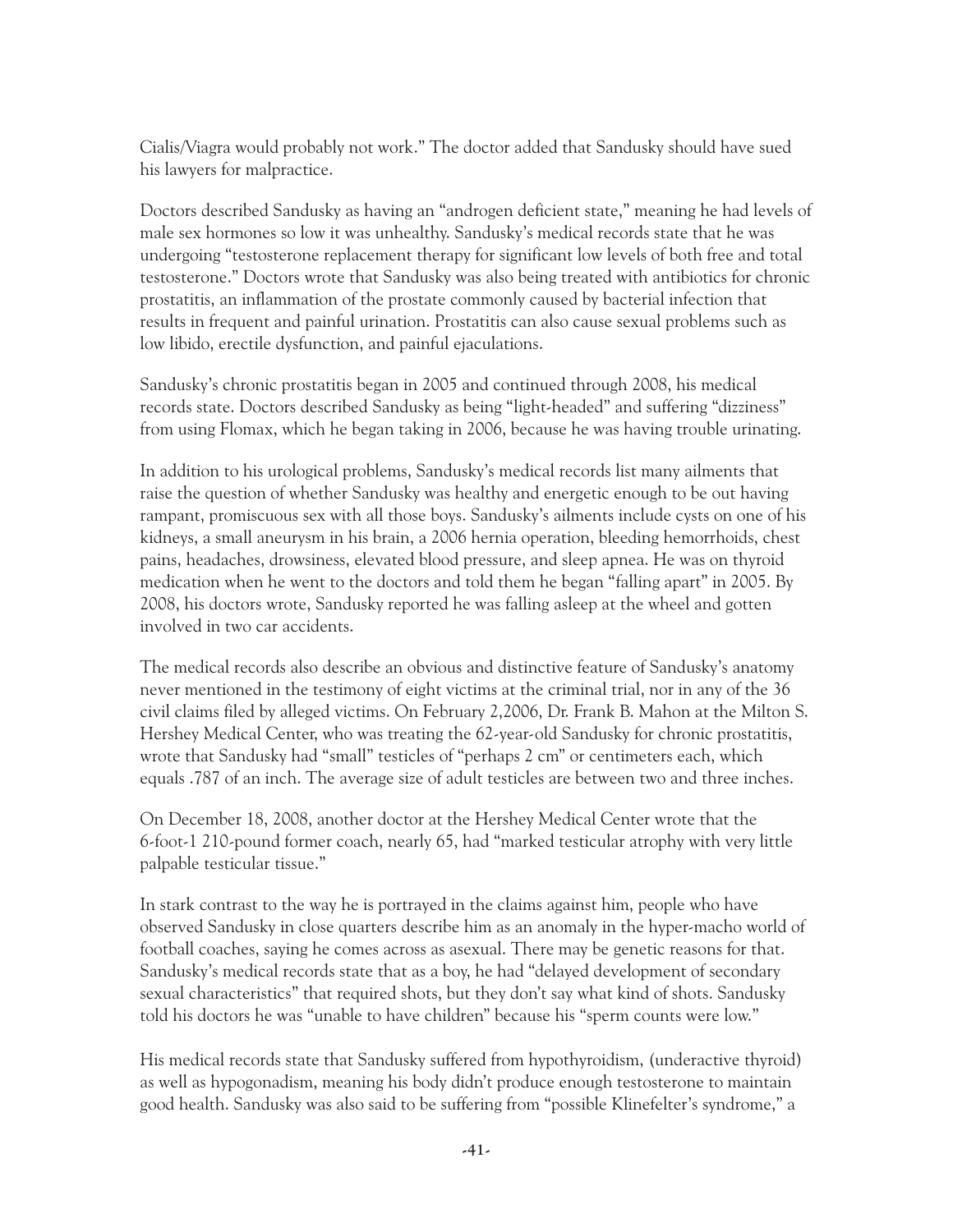Cialis/Viagra would probably not work." The doctor added that Sandusky should have sued his lawyers for malpractice.

Doctors described Sandusky as having an "androgen deficient state," meaning he had levels of male sex hormones so low it was unhealthy. Sandusky's medical records state that he was undergoing "testosterone replacement therapy for significant low levels of both free and total testosterone." Doctors wrote that Sandusky was also being treated with antibiotics for chronic prostatitis, an inflammation of the prostate commonly caused by bacterial infection that results in frequent and painful urination. Prostatitis can also cause sexual problems such as low libido, erectile dysfunction, and painful ejaculations.

Sandusky's chronic prostatitis began in 2005 and continued through 2008, his medical records state. Doctors described Sandusky as being "light-headed" and suffering "dizziness" from using Flomax, which he began taking in 2006, because he was having trouble urinating.

In addition to his urological problems, Sandusky's medical records list many ailments that raise the question of whether Sandusky was healthy and energetic enough to be out having rampant, promiscuous sex with all those boys. Sandusky's ailments include cysts on one of his kidneys, a small aneurysm in his brain, a 2006 hernia operation, bleeding hemorrhoids, chest pains, headaches, drowsiness, elevated blood pressure, and sleep apnea. He was on thyroid medication when he went to the doctors and told them he began "falling apart" in 2005. By 2008, his doctors wrote, Sandusky reported he was falling asleep at the wheel and gotten involved in two car accidents.

The medical records also describe an obvious and distinctive feature of Sandusky's anatomy never mentioned in the testimony of eight victims at the criminal trial, nor in any of the 36 civil claims filed by alleged victims. On February 2,2006, Dr. Frank B. Mahon at the Milton S. Hershey Medical Center, who was treating the 62-year-old Sandusky for chronic prostatitis, wrote that Sandusky had "small" testicles of "perhaps 2 cm" or centimeters each, which equals .787 of an inch. The average size of adult testicles are between two and three inches.

On December 18, 2008, another doctor at the Hershey Medical Center wrote that the 6-foot-1 210-pound former coach, nearly 65, had "marked testicular atrophy with very little palpable testicular tissue."

In stark contrast to the way he is portrayed in the claims against him, people who have observed Sandusky in close quarters describe him as an anomaly in the hyper-macho world of football coaches, saying he comes across as asexual. There may be genetic reasons for that. Sandusky's medical records state that as a boy, he had "delayed development of secondary sexual characteristics" that required shots, but they don't say what kind of shots. Sandusky told his doctors he was "unable to have children" because his "sperm counts were low."

His medical records state that Sandusky suffered from hypothyroidism, (underactive thyroid) as well as hypogonadism, meaning his body didn't produce enough testosterone to maintain good health. Sandusky was also said to be suffering from "possible Klinefelter's syndrome," a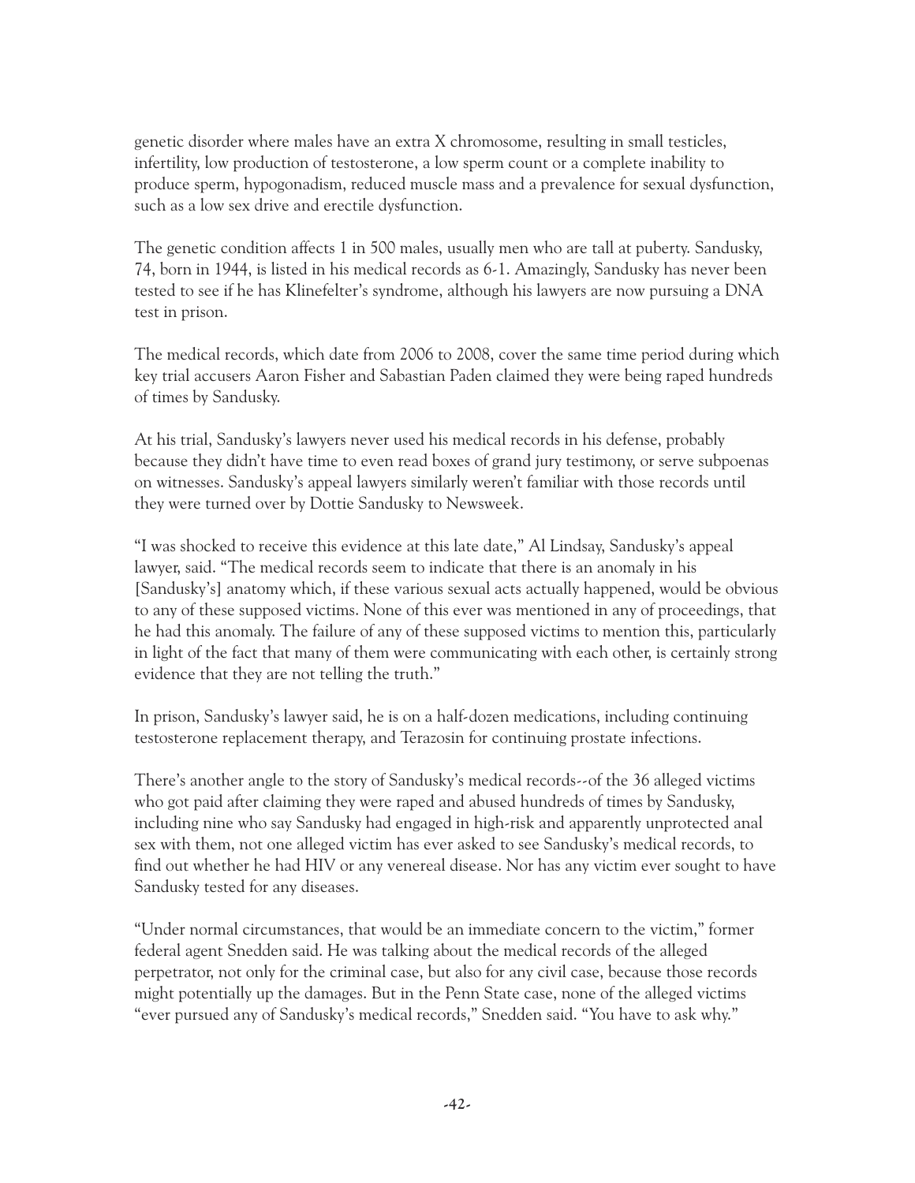genetic disorder where males have an extra X chromosome, resulting in small testicles, infertility, low production of testosterone, a low sperm count or a complete inability to produce sperm, hypogonadism, reduced muscle mass and a prevalence for sexual dysfunction, such as a low sex drive and erectile dysfunction.

The genetic condition affects 1 in 500 males, usually men who are tall at puberty. Sandusky, 74, born in 1944, is listed in his medical records as 6-1. Amazingly, Sandusky has never been tested to see if he has Klinefelter's syndrome, although his lawyers are now pursuing a DNA test in prison.

The medical records, which date from 2006 to 2008, cover the same time period during which key trial accusers Aaron Fisher and Sabastian Paden claimed they were being raped hundreds of times by Sandusky.

At his trial, Sandusky's lawyers never used his medical records in his defense, probably because they didn't have time to even read boxes of grand jury testimony, or serve subpoenas on witnesses. Sandusky's appeal lawyers similarly weren't familiar with those records until they were turned over by Dottie Sandusky to Newsweek.

"I was shocked to receive this evidence at this late date," Al Lindsay, Sandusky's appeal lawyer, said. "The medical records seem to indicate that there is an anomaly in his [Sandusky's] anatomy which, if these various sexual acts actually happened, would be obvious to any of these supposed victims. None of this ever was mentioned in any of proceedings, that he had this anomaly. The failure of any of these supposed victims to mention this, particularly in light of the fact that many of them were communicating with each other, is certainly strong evidence that they are not telling the truth."

In prison, Sandusky's lawyer said, he is on a half-dozen medications, including continuing testosterone replacement therapy, and Terazosin for continuing prostate infections.

There's another angle to the story of Sandusky's medical records--of the 36 alleged victims who got paid after claiming they were raped and abused hundreds of times by Sandusky, including nine who say Sandusky had engaged in high-risk and apparently unprotected anal sex with them, not one alleged victim has ever asked to see Sandusky's medical records, to find out whether he had HIV or any venereal disease. Nor has any victim ever sought to have Sandusky tested for any diseases.

"Under normal circumstances, that would be an immediate concern to the victim," former federal agent Snedden said. He was talking about the medical records of the alleged perpetrator, not only for the criminal case, but also for any civil case, because those records might potentially up the damages. But in the Penn State case, none of the alleged victims "ever pursued any of Sandusky's medical records," Snedden said. "You have to ask why."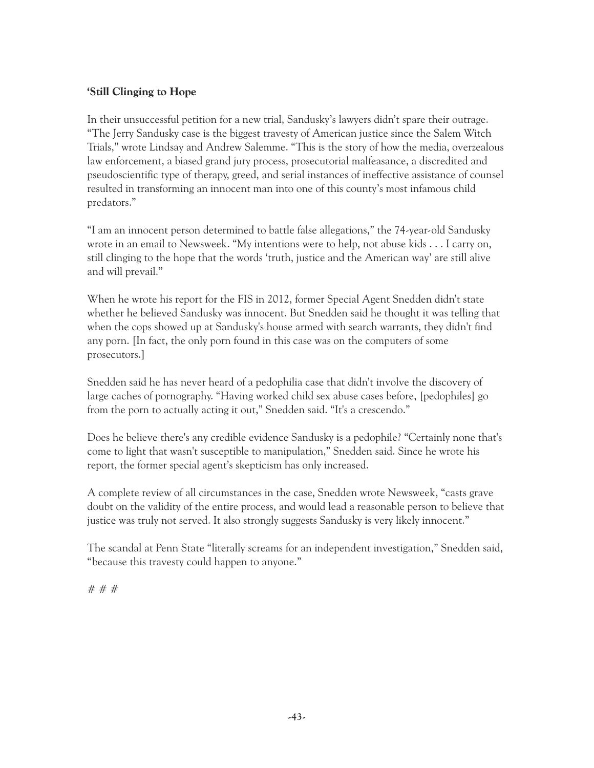**'Still Clinging to Hope**

In their unsuccessful petition for a new trial, Sandusky's lawyers didn't spare their outrage. "The Jerry Sandusky case is the biggest travesty of American justice since the Salem Witch Trials," wrote Lindsay and Andrew Salemme. "This is the story of how the media, overzealous law enforcement, a biased grand jury process, prosecutorial malfeasance, a discredited and pseudoscientific type of therapy, greed, and serial instances of ineffective assistance of counsel resulted in transforming an innocent man into one of this county's most infamous child predators."

"I am an innocent person determined to battle false allegations," the 74-year-old Sandusky wrote in an email to Newsweek. "My intentions were to help, not abuse kids . . . I carry on, still clinging to the hope that the words 'truth, justice and the American way' are still alive and will prevail."

When he wrote his report for the FIS in 2012, former Special Agent Snedden didn't state whether he believed Sandusky was innocent. But Snedden said he thought it was telling that when the cops showed up at Sandusky's house armed with search warrants, they didn't find any porn. [In fact, the only porn found in this case was on the computers of some prosecutors.]

Snedden said he has never heard of a pedophilia case that didn't involve the discovery of large caches of pornography. "Having worked child sex abuse cases before, [pedophiles] go from the porn to actually acting it out," Snedden said. "It's a crescendo."

Does he believe there's any credible evidence Sandusky is a pedophile? "Certainly none that's come to light that wasn't susceptible to manipulation," Snedden said. Since he wrote his report, the former special agent's skepticism has only increased.

A complete review of all circumstances in the case, Snedden wrote Newsweek, "casts grave doubt on the validity of the entire process, and would lead a reasonable person to believe that justice was truly not served. It also strongly suggests Sandusky is very likely innocent."

The scandal at Penn State "literally screams for an independent investigation," Snedden said, "because this travesty could happen to anyone."

# # #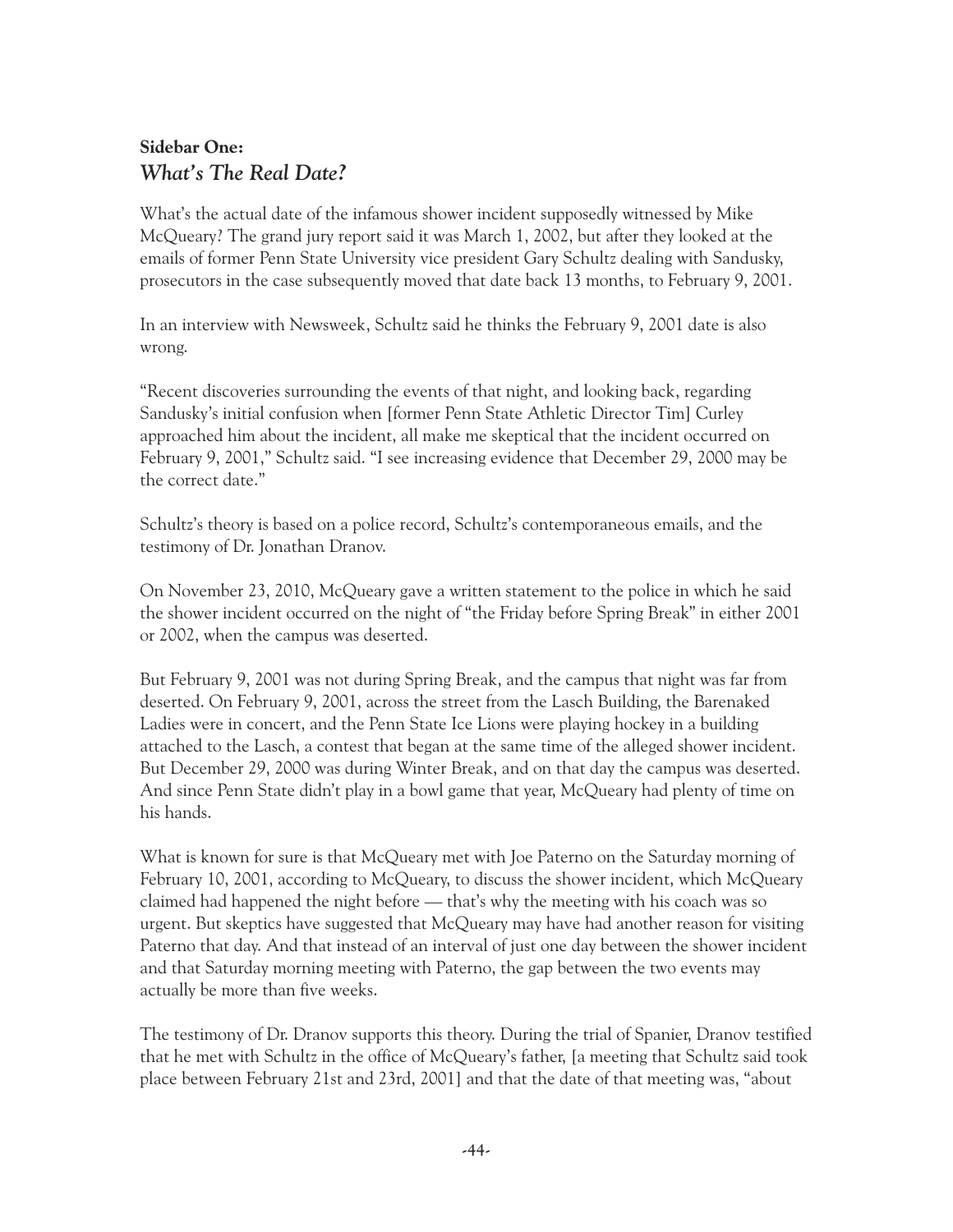## Sidebar One:
### *What's The Real Date?*

What's the actual date of the infamous shower incident supposedly witnessed by Mike McQueary? The grand jury report said it was March 1, 2002, but after they looked at the emails of former Penn State University vice president Gary Schultz dealing with Sandusky, prosecutors in the case subsequently moved that date back 13 months, to February 9, 2001.

In an interview with Newsweek, Schultz said he thinks the February 9, 2001 date is also wrong.

"Recent discoveries surrounding the events of that night, and looking back, regarding Sandusky's initial confusion when [former Penn State Athletic Director Tim] Curley approached him about the incident, all make me skeptical that the incident occurred on February 9, 2001," Schultz said. "I see increasing evidence that December 29, 2000 may be the correct date."

Schultz's theory is based on a police record, Schultz's contemporaneous emails, and the testimony of Dr. Jonathan Dranov.

On November 23, 2010, McQueary gave a written statement to the police in which he said the shower incident occurred on the night of "the Friday before Spring Break" in either 2001 or 2002, when the campus was deserted.

But February 9, 2001 was not during Spring Break, and the campus that night was far from deserted. On February 9, 2001, across the street from the Lasch Building, the Barenaked Ladies were in concert, and the Penn State Ice Lions were playing hockey in a building attached to the Lasch, a contest that began at the same time of the alleged shower incident. But December 29, 2000 was during Winter Break, and on that day the campus was deserted. And since Penn State didn't play in a bowl game that year, McQueary had plenty of time on his hands.

What is known for sure is that McQueary met with Joe Paterno on the Saturday morning of February 10, 2001, according to McQueary, to discuss the shower incident, which McQueary claimed had happened the night before — that's why the meeting with his coach was so urgent. But skeptics have suggested that McQueary may have had another reason for visiting Paterno that day. And that instead of an interval of just one day between the shower incident and that Saturday morning meeting with Paterno, the gap between the two events may actually be more than five weeks.

The testimony of Dr. Dranov supports this theory. During the trial of Spanier, Dranov testified that he met with Schultz in the office of McQueary's father, [a meeting that Schultz said took place between February 21st and 23rd, 2001] and that the date of that meeting was, "about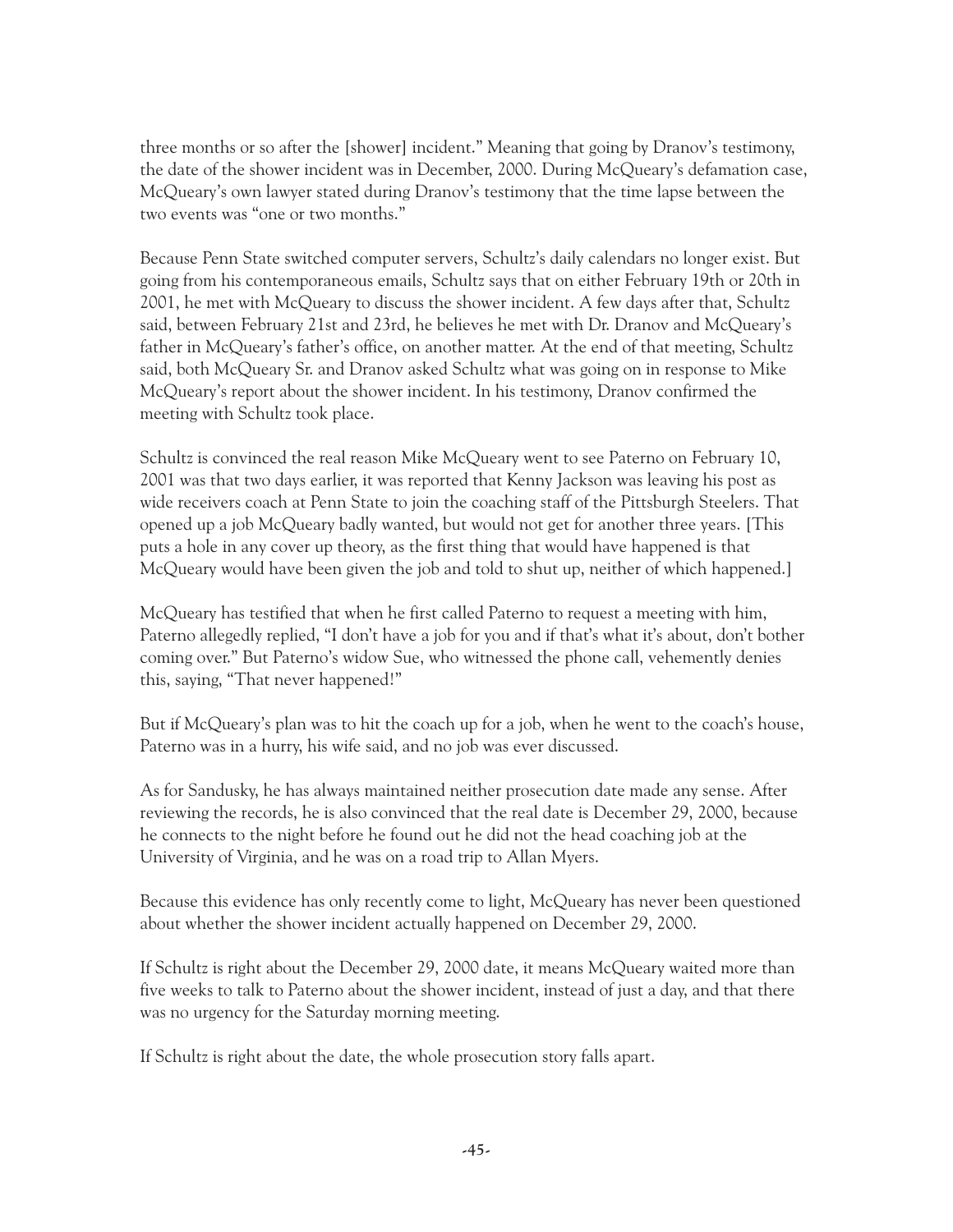three months or so after the [shower] incident." Meaning that going by Dranov's testimony, the date of the shower incident was in December, 2000. During McQueary's defamation case, McQueary's own lawyer stated during Dranov's testimony that the time lapse between the two events was "one or two months."

Because Penn State switched computer servers, Schultz's daily calendars no longer exist. But going from his contemporaneous emails, Schultz says that on either February 19th or 20th in 2001, he met with McQueary to discuss the shower incident. A few days after that, Schultz said, between February 21st and 23rd, he believes he met with Dr. Dranov and McQueary's father in McQueary's father's office, on another matter. At the end of that meeting, Schultz said, both McQueary Sr. and Dranov asked Schultz what was going on in response to Mike McQueary's report about the shower incident. In his testimony, Dranov confirmed the meeting with Schultz took place.

Schultz is convinced the real reason Mike McQueary went to see Paterno on February 10, 2001 was that two days earlier, it was reported that Kenny Jackson was leaving his post as wide receivers coach at Penn State to join the coaching staff of the Pittsburgh Steelers. That opened up a job McQueary badly wanted, but would not get for another three years. [This puts a hole in any cover up theory, as the first thing that would have happened is that McQueary would have been given the job and told to shut up, neither of which happened.]

McQueary has testified that when he first called Paterno to request a meeting with him, Paterno allegedly replied, "I don't have a job for you and if that's what it's about, don't bother coming over." But Paterno's widow Sue, who witnessed the phone call, vehemently denies this, saying, "That never happened!"

But if McQueary's plan was to hit the coach up for a job, when he went to the coach's house, Paterno was in a hurry, his wife said, and no job was ever discussed.

As for Sandusky, he has always maintained neither prosecution date made any sense. After reviewing the records, he is also convinced that the real date is December 29, 2000, because he connects to the night before he found out he did not the head coaching job at the University of Virginia, and he was on a road trip to Allan Myers.

Because this evidence has only recently come to light, McQueary has never been questioned about whether the shower incident actually happened on December 29, 2000.

If Schultz is right about the December 29, 2000 date, it means McQueary waited more than five weeks to talk to Paterno about the shower incident, instead of just a day, and that there was no urgency for the Saturday morning meeting.

If Schultz is right about the date, the whole prosecution story falls apart.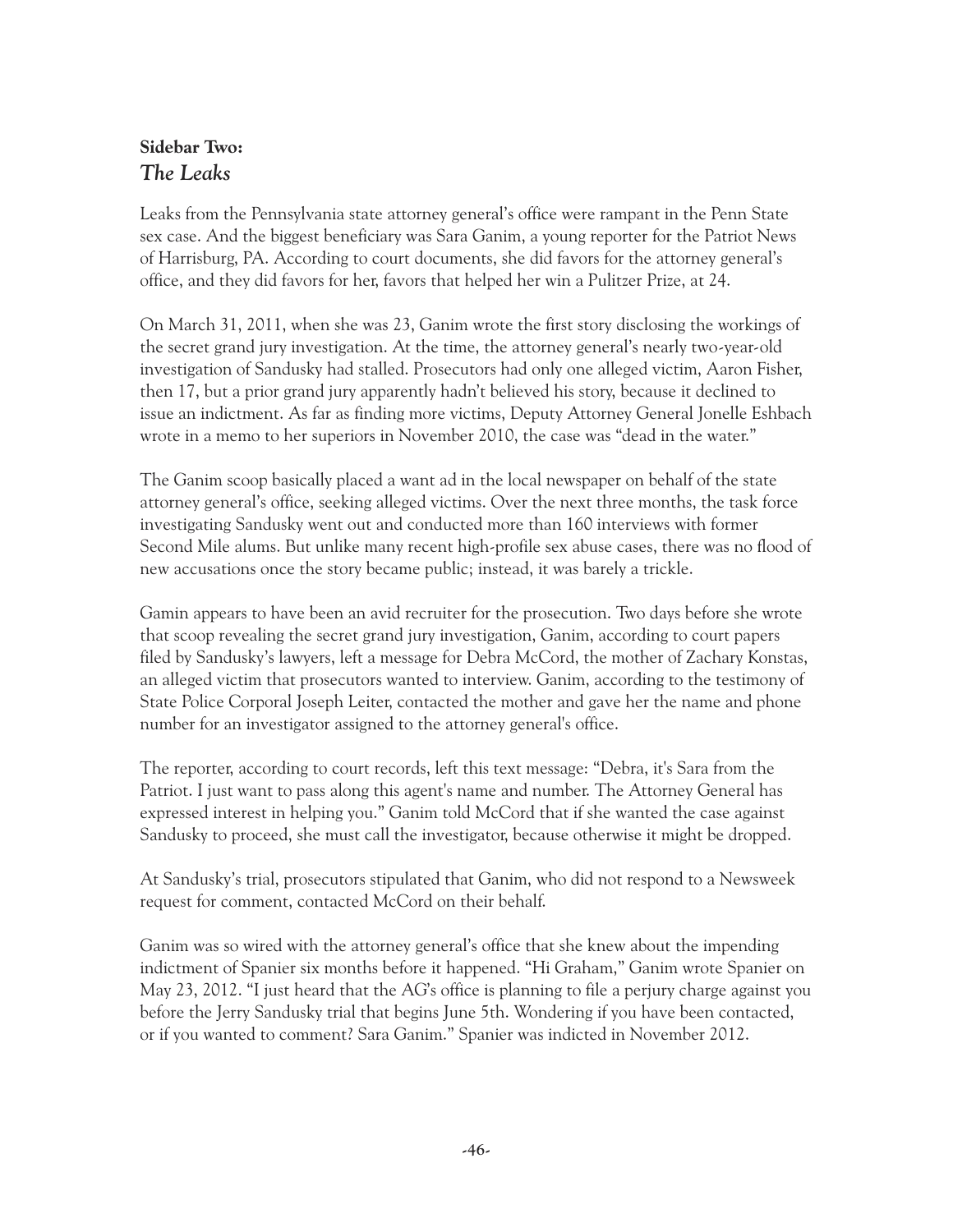**Sidebar Two:**
***The Leaks***

Leaks from the Pennsylvania state attorney general's office were rampant in the Penn State sex case. And the biggest beneficiary was Sara Ganim, a young reporter for the Patriot News of Harrisburg, PA. According to court documents, she did favors for the attorney general's office, and they did favors for her, favors that helped her win a Pulitzer Prize, at 24.

On March 31, 2011, when she was 23, Ganim wrote the first story disclosing the workings of the secret grand jury investigation. At the time, the attorney general's nearly two-year-old investigation of Sandusky had stalled. Prosecutors had only one alleged victim, Aaron Fisher, then 17, but a prior grand jury apparently hadn't believed his story, because it declined to issue an indictment. As far as finding more victims, Deputy Attorney General Jonelle Eshbach wrote in a memo to her superiors in November 2010, the case was "dead in the water."

The Ganim scoop basically placed a want ad in the local newspaper on behalf of the state attorney general's office, seeking alleged victims. Over the next three months, the task force investigating Sandusky went out and conducted more than 160 interviews with former Second Mile alums. But unlike many recent high-profile sex abuse cases, there was no flood of new accusations once the story became public; instead, it was barely a trickle.

Gamin appears to have been an avid recruiter for the prosecution. Two days before she wrote that scoop revealing the secret grand jury investigation, Ganim, according to court papers filed by Sandusky's lawyers, left a message for Debra McCord, the mother of Zachary Konstas, an alleged victim that prosecutors wanted to interview. Ganim, according to the testimony of State Police Corporal Joseph Leiter, contacted the mother and gave her the name and phone number for an investigator assigned to the attorney general's office.

The reporter, according to court records, left this text message: "Debra, it's Sara from the Patriot. I just want to pass along this agent's name and number. The Attorney General has expressed interest in helping you." Ganim told McCord that if she wanted the case against Sandusky to proceed, she must call the investigator, because otherwise it might be dropped.

At Sandusky's trial, prosecutors stipulated that Ganim, who did not respond to a Newsweek request for comment, contacted McCord on their behalf.

Ganim was so wired with the attorney general's office that she knew about the impending indictment of Spanier six months before it happened. "Hi Graham," Ganim wrote Spanier on May 23, 2012. "I just heard that the AG's office is planning to file a perjury charge against you before the Jerry Sandusky trial that begins June 5th. Wondering if you have been contacted, or if you wanted to comment? Sara Ganim." Spanier was indicted in November 2012.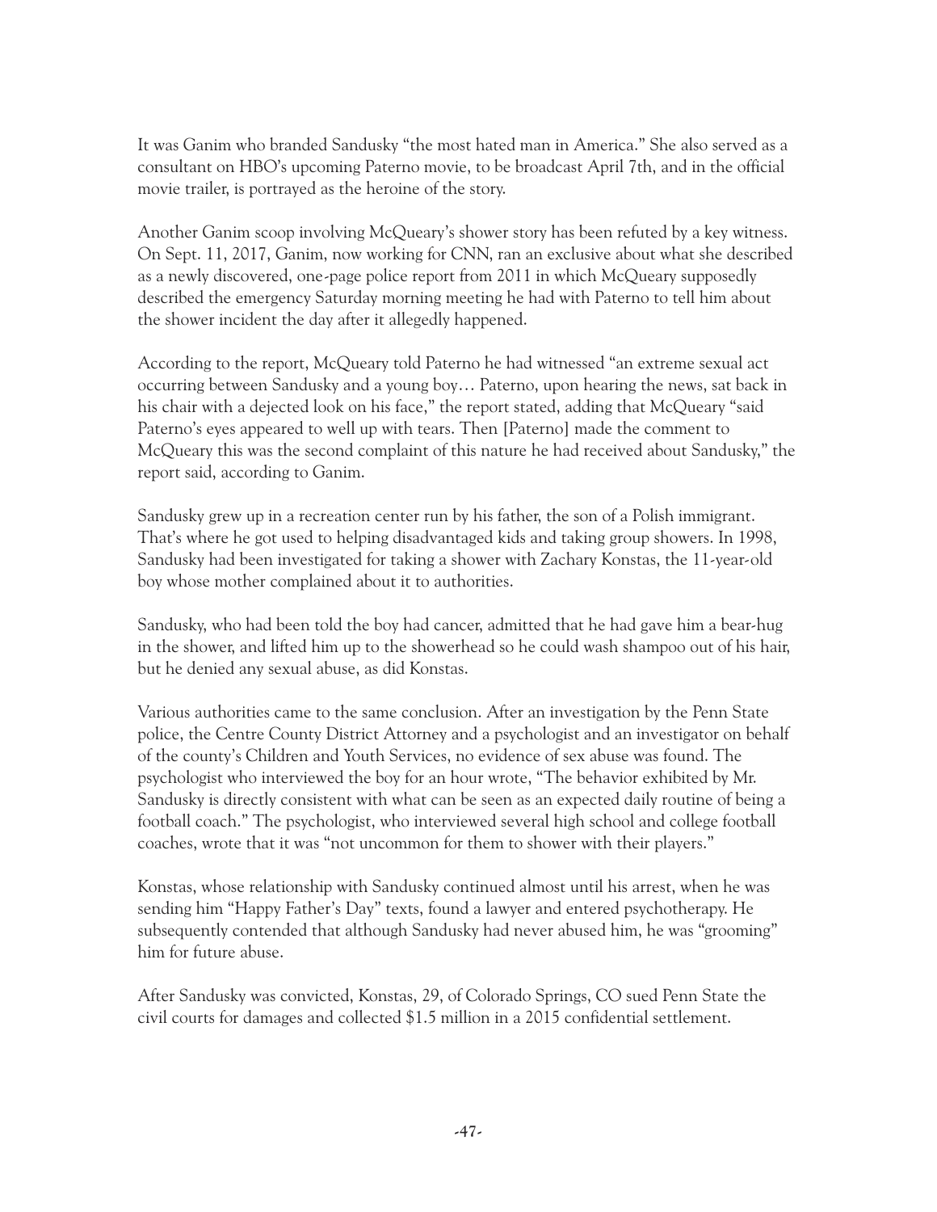It was Ganim who branded Sandusky "the most hated man in America." She also served as a consultant on HBO's upcoming Paterno movie, to be broadcast April 7th, and in the official movie trailer, is portrayed as the heroine of the story.

Another Ganim scoop involving McQueary's shower story has been refuted by a key witness. On Sept. 11, 2017, Ganim, now working for CNN, ran an exclusive about what she described as a newly discovered, one-page police report from 2011 in which McQueary supposedly described the emergency Saturday morning meeting he had with Paterno to tell him about the shower incident the day after it allegedly happened.

According to the report, McQueary told Paterno he had witnessed "an extreme sexual act occurring between Sandusky and a young boy… Paterno, upon hearing the news, sat back in his chair with a dejected look on his face," the report stated, adding that McQueary "said Paterno's eyes appeared to well up with tears. Then [Paterno] made the comment to McQueary this was the second complaint of this nature he had received about Sandusky," the report said, according to Ganim.

Sandusky grew up in a recreation center run by his father, the son of a Polish immigrant. That's where he got used to helping disadvantaged kids and taking group showers. In 1998, Sandusky had been investigated for taking a shower with Zachary Konstas, the 11-year-old boy whose mother complained about it to authorities.

Sandusky, who had been told the boy had cancer, admitted that he had gave him a bear-hug in the shower, and lifted him up to the showerhead so he could wash shampoo out of his hair, but he denied any sexual abuse, as did Konstas.

Various authorities came to the same conclusion. After an investigation by the Penn State police, the Centre County District Attorney and a psychologist and an investigator on behalf of the county's Children and Youth Services, no evidence of sex abuse was found. The psychologist who interviewed the boy for an hour wrote, "The behavior exhibited by Mr. Sandusky is directly consistent with what can be seen as an expected daily routine of being a football coach." The psychologist, who interviewed several high school and college football coaches, wrote that it was "not uncommon for them to shower with their players."

Konstas, whose relationship with Sandusky continued almost until his arrest, when he was sending him "Happy Father's Day" texts, found a lawyer and entered psychotherapy. He subsequently contended that although Sandusky had never abused him, he was "grooming" him for future abuse.

After Sandusky was convicted, Konstas, 29, of Colorado Springs, CO sued Penn State the civil courts for damages and collected $1.5 million in a 2015 confidential settlement.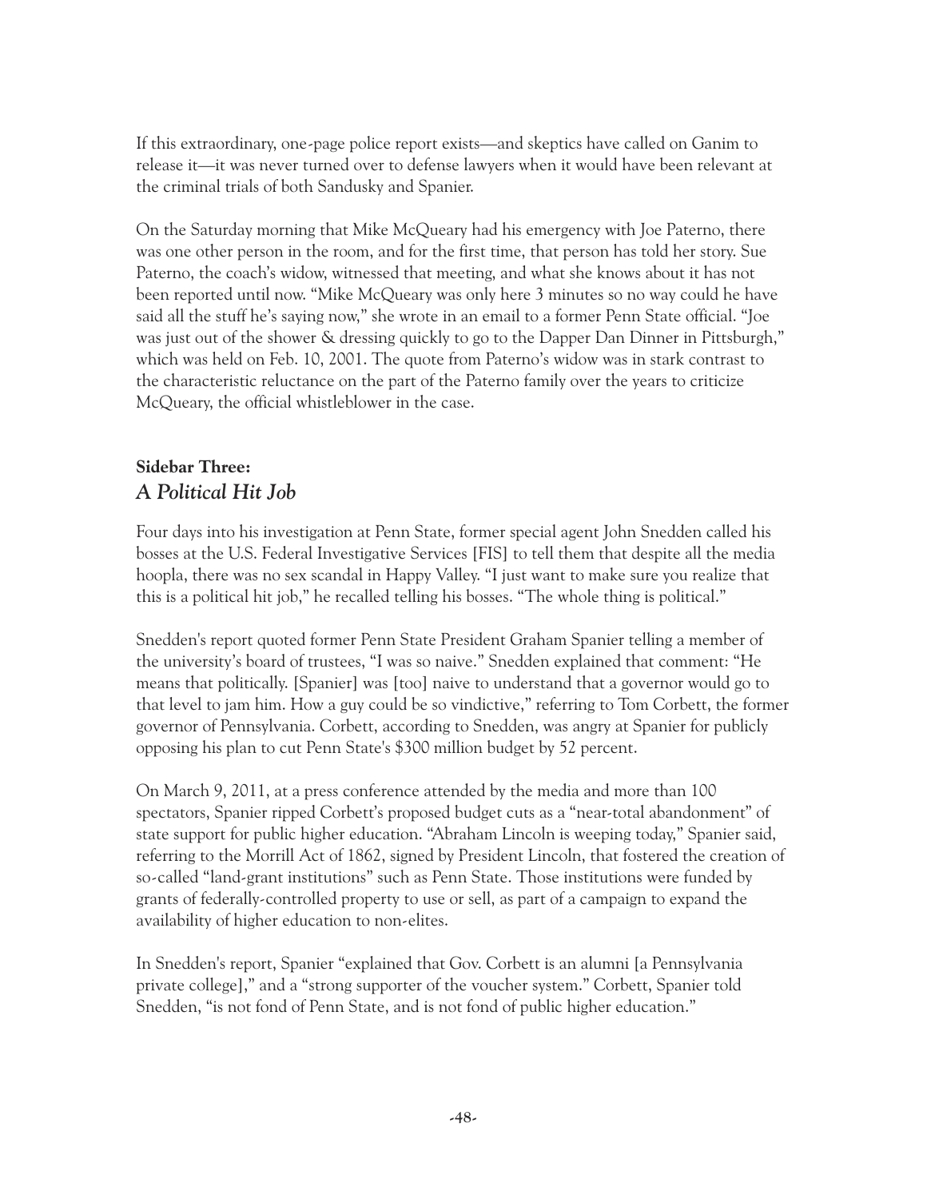If this extraordinary, one-page police report exists—and skeptics have called on Ganim to release it—it was never turned over to defense lawyers when it would have been relevant at the criminal trials of both Sandusky and Spanier.

On the Saturday morning that Mike McQueary had his emergency with Joe Paterno, there was one other person in the room, and for the first time, that person has told her story. Sue Paterno, the coach's widow, witnessed that meeting, and what she knows about it has not been reported until now. "Mike McQueary was only here 3 minutes so no way could he have said all the stuff he's saying now," she wrote in an email to a former Penn State official. "Joe was just out of the shower & dressing quickly to go to the Dapper Dan Dinner in Pittsburgh," which was held on Feb. 10, 2001. The quote from Paterno's widow was in stark contrast to the characteristic reluctance on the part of the Paterno family over the years to criticize McQueary, the official whistleblower in the case.

## Sidebar Three:
## *A Political Hit Job*

Four days into his investigation at Penn State, former special agent John Snedden called his bosses at the U.S. Federal Investigative Services [FIS] to tell them that despite all the media hoopla, there was no sex scandal in Happy Valley. "I just want to make sure you realize that this is a political hit job," he recalled telling his bosses. "The whole thing is political."

Snedden's report quoted former Penn State President Graham Spanier telling a member of the university's board of trustees, "I was so naive." Snedden explained that comment: "He means that politically. [Spanier] was [too] naive to understand that a governor would go to that level to jam him. How a guy could be so vindictive," referring to Tom Corbett, the former governor of Pennsylvania. Corbett, according to Snedden, was angry at Spanier for publicly opposing his plan to cut Penn State's $300 million budget by 52 percent.

On March 9, 2011, at a press conference attended by the media and more than 100 spectators, Spanier ripped Corbett's proposed budget cuts as a "near-total abandonment" of state support for public higher education. "Abraham Lincoln is weeping today," Spanier said, referring to the Morrill Act of 1862, signed by President Lincoln, that fostered the creation of so-called "land-grant institutions" such as Penn State. Those institutions were funded by grants of federally-controlled property to use or sell, as part of a campaign to expand the availability of higher education to non-elites.

In Snedden's report, Spanier "explained that Gov. Corbett is an alumni [a Pennsylvania private college]," and a "strong supporter of the voucher system." Corbett, Spanier told Snedden, "is not fond of Penn State, and is not fond of public higher education."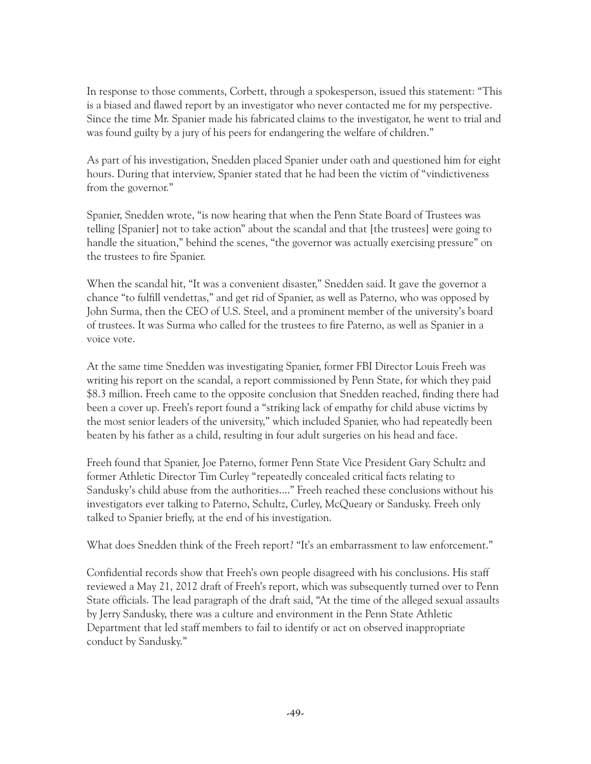In response to those comments, Corbett, through a spokesperson, issued this statement: "This is a biased and flawed report by an investigator who never contacted me for my perspective. Since the time Mr. Spanier made his fabricated claims to the investigator, he went to trial and was found guilty by a jury of his peers for endangering the welfare of children."

As part of his investigation, Snedden placed Spanier under oath and questioned him for eight hours. During that interview, Spanier stated that he had been the victim of "vindictiveness from the governor."

Spanier, Snedden wrote, "is now hearing that when the Penn State Board of Trustees was telling [Spanier] not to take action" about the scandal and that [the trustees] were going to handle the situation," behind the scenes, "the governor was actually exercising pressure" on the trustees to fire Spanier.

When the scandal hit, "It was a convenient disaster," Snedden said. It gave the governor a chance "to fulfill vendettas," and get rid of Spanier, as well as Paterno, who was opposed by John Surma, then the CEO of U.S. Steel, and a prominent member of the university's board of trustees. It was Surma who called for the trustees to fire Paterno, as well as Spanier in a voice vote.

At the same time Snedden was investigating Spanier, former FBI Director Louis Freeh was writing his report on the scandal, a report commissioned by Penn State, for which they paid $8.3 million. Freeh came to the opposite conclusion that Snedden reached, finding there had been a cover up. Freeh's report found a "striking lack of empathy for child abuse victims by the most senior leaders of the university," which included Spanier, who had repeatedly been beaten by his father as a child, resulting in four adult surgeries on his head and face.

Freeh found that Spanier, Joe Paterno, former Penn State Vice President Gary Schultz and former Athletic Director Tim Curley "repeatedly concealed critical facts relating to Sandusky's child abuse from the authorities…." Freeh reached these conclusions without his investigators ever talking to Paterno, Schultz, Curley, McQueary or Sandusky. Freeh only talked to Spanier briefly, at the end of his investigation.

What does Snedden think of the Freeh report? "It's an embarrassment to law enforcement."

Confidential records show that Freeh's own people disagreed with his conclusions. His staff reviewed a May 21, 2012 draft of Freeh's report, which was subsequently turned over to Penn State officials. The lead paragraph of the draft said, "At the time of the alleged sexual assaults by Jerry Sandusky, there was a culture and environment in the Penn State Athletic Department that led staff members to fail to identify or act on observed inappropriate conduct by Sandusky."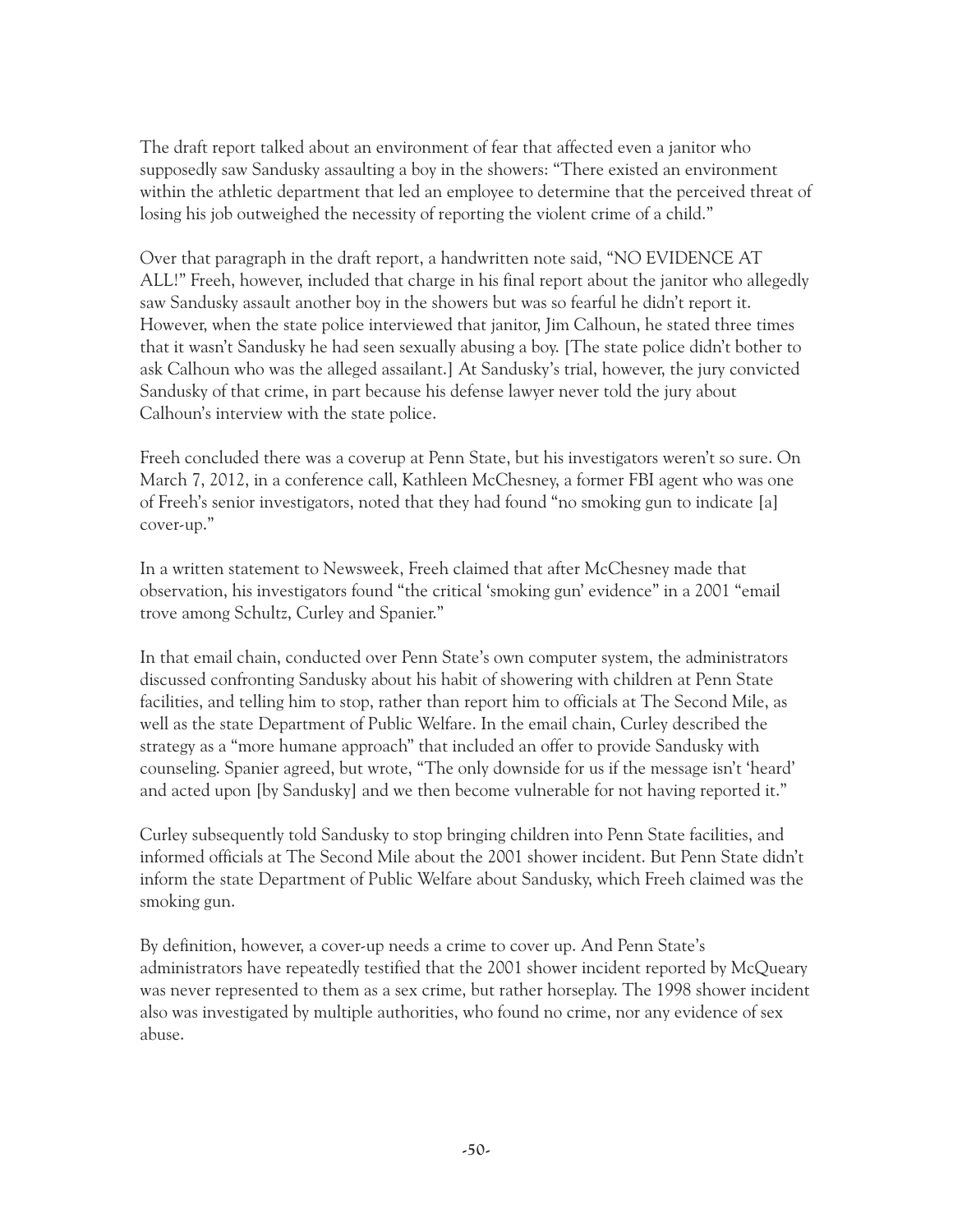The draft report talked about an environment of fear that affected even a janitor who supposedly saw Sandusky assaulting a boy in the showers: "There existed an environment within the athletic department that led an employee to determine that the perceived threat of losing his job outweighed the necessity of reporting the violent crime of a child."

Over that paragraph in the draft report, a handwritten note said, "NO EVIDENCE AT ALL!" Freeh, however, included that charge in his final report about the janitor who allegedly saw Sandusky assault another boy in the showers but was so fearful he didn't report it. However, when the state police interviewed that janitor, Jim Calhoun, he stated three times that it wasn't Sandusky he had seen sexually abusing a boy. [The state police didn't bother to ask Calhoun who was the alleged assailant.] At Sandusky's trial, however, the jury convicted Sandusky of that crime, in part because his defense lawyer never told the jury about Calhoun's interview with the state police.

Freeh concluded there was a coverup at Penn State, but his investigators weren't so sure. On March 7, 2012, in a conference call, Kathleen McChesney, a former FBI agent who was one of Freeh's senior investigators, noted that they had found "no smoking gun to indicate [a] cover-up."

In a written statement to Newsweek, Freeh claimed that after McChesney made that observation, his investigators found "the critical 'smoking gun' evidence" in a 2001 "email trove among Schultz, Curley and Spanier."

In that email chain, conducted over Penn State's own computer system, the administrators discussed confronting Sandusky about his habit of showering with children at Penn State facilities, and telling him to stop, rather than report him to officials at The Second Mile, as well as the state Department of Public Welfare. In the email chain, Curley described the strategy as a "more humane approach" that included an offer to provide Sandusky with counseling. Spanier agreed, but wrote, "The only downside for us if the message isn't 'heard' and acted upon [by Sandusky] and we then become vulnerable for not having reported it."

Curley subsequently told Sandusky to stop bringing children into Penn State facilities, and informed officials at The Second Mile about the 2001 shower incident. But Penn State didn't inform the state Department of Public Welfare about Sandusky, which Freeh claimed was the smoking gun.

By definition, however, a cover-up needs a crime to cover up. And Penn State's administrators have repeatedly testified that the 2001 shower incident reported by McQueary was never represented to them as a sex crime, but rather horseplay. The 1998 shower incident also was investigated by multiple authorities, who found no crime, nor any evidence of sex abuse.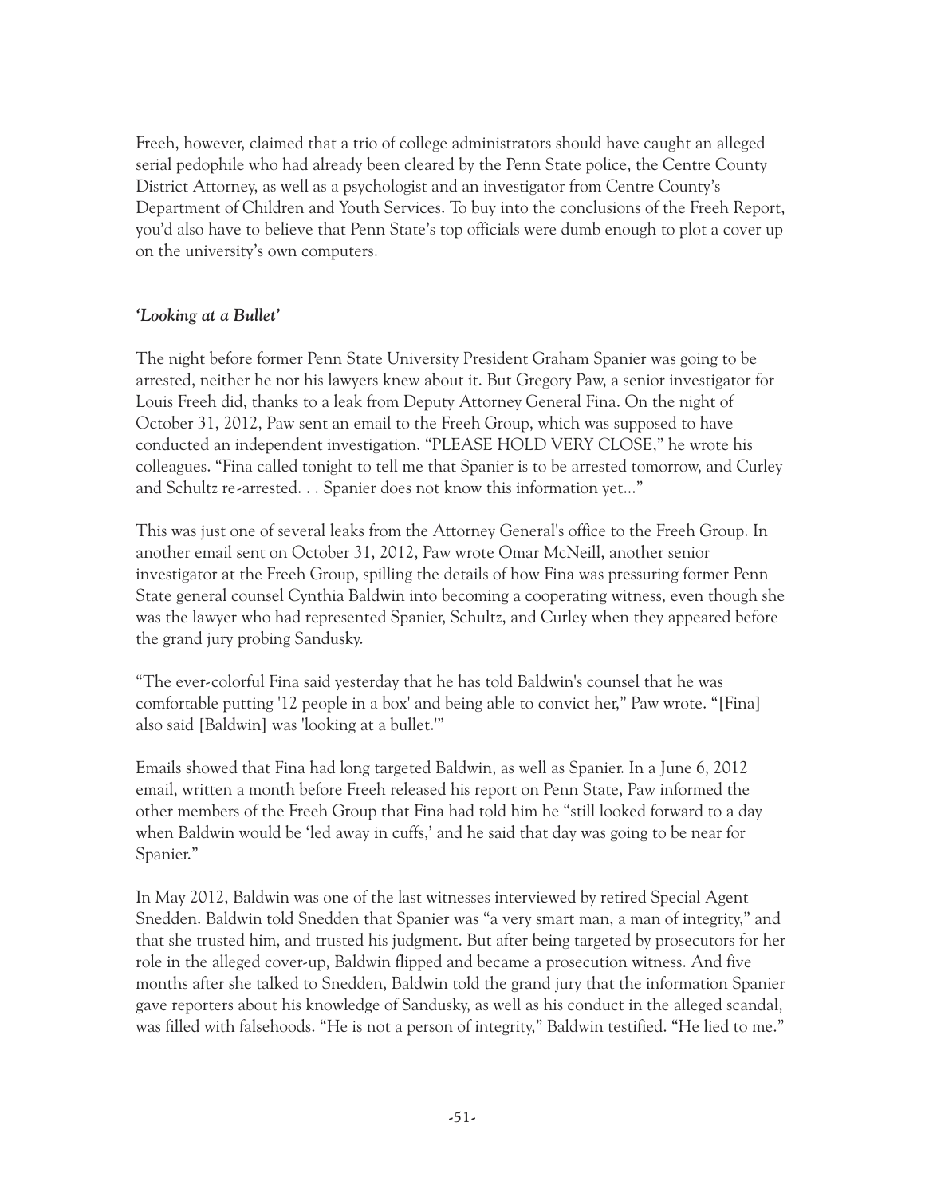Freeh, however, claimed that a trio of college administrators should have caught an alleged serial pedophile who had already been cleared by the Penn State police, the Centre County District Attorney, as well as a psychologist and an investigator from Centre County's Department of Children and Youth Services. To buy into the conclusions of the Freeh Report, you'd also have to believe that Penn State's top officials were dumb enough to plot a cover up on the university's own computers.

### *'Looking at a Bullet'*

The night before former Penn State University President Graham Spanier was going to be arrested, neither he nor his lawyers knew about it. But Gregory Paw, a senior investigator for Louis Freeh did, thanks to a leak from Deputy Attorney General Fina. On the night of October 31, 2012, Paw sent an email to the Freeh Group, which was supposed to have conducted an independent investigation. "PLEASE HOLD VERY CLOSE," he wrote his colleagues. "Fina called tonight to tell me that Spanier is to be arrested tomorrow, and Curley and Schultz re-arrested. . . Spanier does not know this information yet..."

This was just one of several leaks from the Attorney General's office to the Freeh Group. In another email sent on October 31, 2012, Paw wrote Omar McNeill, another senior investigator at the Freeh Group, spilling the details of how Fina was pressuring former Penn State general counsel Cynthia Baldwin into becoming a cooperating witness, even though she was the lawyer who had represented Spanier, Schultz, and Curley when they appeared before the grand jury probing Sandusky.

"The ever-colorful Fina said yesterday that he has told Baldwin's counsel that he was comfortable putting '12 people in a box' and being able to convict her," Paw wrote. "[Fina] also said [Baldwin] was 'looking at a bullet.'"

Emails showed that Fina had long targeted Baldwin, as well as Spanier. In a June 6, 2012 email, written a month before Freeh released his report on Penn State, Paw informed the other members of the Freeh Group that Fina had told him he "still looked forward to a day when Baldwin would be 'led away in cuffs,' and he said that day was going to be near for Spanier."

In May 2012, Baldwin was one of the last witnesses interviewed by retired Special Agent Snedden. Baldwin told Snedden that Spanier was "a very smart man, a man of integrity," and that she trusted him, and trusted his judgment. But after being targeted by prosecutors for her role in the alleged cover-up, Baldwin flipped and became a prosecution witness. And five months after she talked to Snedden, Baldwin told the grand jury that the information Spanier gave reporters about his knowledge of Sandusky, as well as his conduct in the alleged scandal, was filled with falsehoods. "He is not a person of integrity," Baldwin testified. "He lied to me."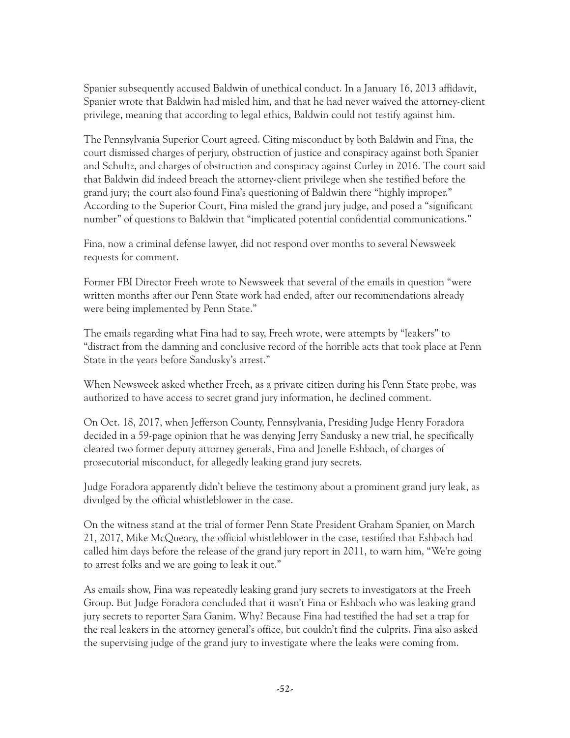Spanier subsequently accused Baldwin of unethical conduct. In a January 16, 2013 affidavit, Spanier wrote that Baldwin had misled him, and that he had never waived the attorney-client privilege, meaning that according to legal ethics, Baldwin could not testify against him.

The Pennsylvania Superior Court agreed. Citing misconduct by both Baldwin and Fina, the court dismissed charges of perjury, obstruction of justice and conspiracy against both Spanier and Schultz, and charges of obstruction and conspiracy against Curley in 2016. The court said that Baldwin did indeed breach the attorney-client privilege when she testified before the grand jury; the court also found Fina's questioning of Baldwin there "highly improper." According to the Superior Court, Fina misled the grand jury judge, and posed a "significant number" of questions to Baldwin that "implicated potential confidential communications."

Fina, now a criminal defense lawyer, did not respond over months to several Newsweek requests for comment.

Former FBI Director Freeh wrote to Newsweek that several of the emails in question "were written months after our Penn State work had ended, after our recommendations already were being implemented by Penn State."

The emails regarding what Fina had to say, Freeh wrote, were attempts by "leakers" to "distract from the damning and conclusive record of the horrible acts that took place at Penn State in the years before Sandusky's arrest."

When Newsweek asked whether Freeh, as a private citizen during his Penn State probe, was authorized to have access to secret grand jury information, he declined comment.

On Oct. 18, 2017, when Jefferson County, Pennsylvania, Presiding Judge Henry Foradora decided in a 59-page opinion that he was denying Jerry Sandusky a new trial, he specifically cleared two former deputy attorney generals, Fina and Jonelle Eshbach, of charges of prosecutorial misconduct, for allegedly leaking grand jury secrets.

Judge Foradora apparently didn't believe the testimony about a prominent grand jury leak, as divulged by the official whistleblower in the case.

On the witness stand at the trial of former Penn State President Graham Spanier, on March 21, 2017, Mike McQueary, the official whistleblower in the case, testified that Eshbach had called him days before the release of the grand jury report in 2011, to warn him, "We're going to arrest folks and we are going to leak it out."

As emails show, Fina was repeatedly leaking grand jury secrets to investigators at the Freeh Group. But Judge Foradora concluded that it wasn't Fina or Eshbach who was leaking grand jury secrets to reporter Sara Ganim. Why? Because Fina had testified the had set a trap for the real leakers in the attorney general's office, but couldn't find the culprits. Fina also asked the supervising judge of the grand jury to investigate where the leaks were coming from.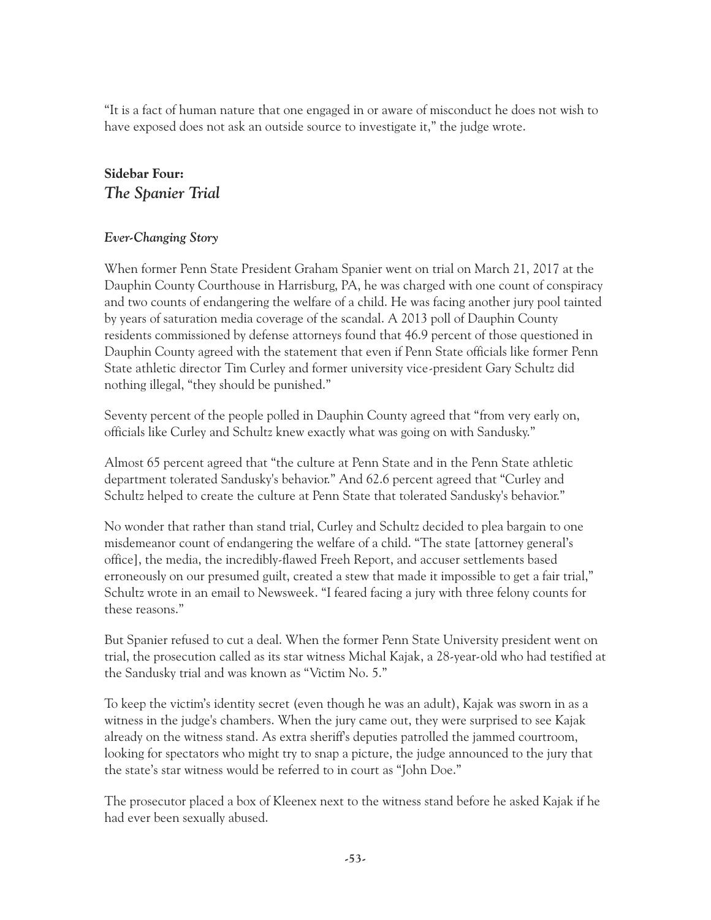"It is a fact of human nature that one engaged in or aware of misconduct he does not wish to have exposed does not ask an outside source to investigate it," the judge wrote.

## Sidebar Four:
## *The Spanier Trial*

### *Ever-Changing Story*

When former Penn State President Graham Spanier went on trial on March 21, 2017 at the Dauphin County Courthouse in Harrisburg, PA, he was charged with one count of conspiracy and two counts of endangering the welfare of a child. He was facing another jury pool tainted by years of saturation media coverage of the scandal. A 2013 poll of Dauphin County residents commissioned by defense attorneys found that 46.9 percent of those questioned in Dauphin County agreed with the statement that even if Penn State officials like former Penn State athletic director Tim Curley and former university vice-president Gary Schultz did nothing illegal, "they should be punished."

Seventy percent of the people polled in Dauphin County agreed that "from very early on, officials like Curley and Schultz knew exactly what was going on with Sandusky."

Almost 65 percent agreed that "the culture at Penn State and in the Penn State athletic department tolerated Sandusky's behavior." And 62.6 percent agreed that "Curley and Schultz helped to create the culture at Penn State that tolerated Sandusky's behavior."

No wonder that rather than stand trial, Curley and Schultz decided to plea bargain to one misdemeanor count of endangering the welfare of a child. "The state [attorney general's office], the media, the incredibly-flawed Freeh Report, and accuser settlements based erroneously on our presumed guilt, created a stew that made it impossible to get a fair trial," Schultz wrote in an email to Newsweek. "I feared facing a jury with three felony counts for these reasons."

But Spanier refused to cut a deal. When the former Penn State University president went on trial, the prosecution called as its star witness Michal Kajak, a 28-year-old who had testified at the Sandusky trial and was known as "Victim No. 5."

To keep the victim's identity secret (even though he was an adult), Kajak was sworn in as a witness in the judge's chambers. When the jury came out, they were surprised to see Kajak already on the witness stand. As extra sheriff's deputies patrolled the jammed courtroom, looking for spectators who might try to snap a picture, the judge announced to the jury that the state's star witness would be referred to in court as "John Doe."

The prosecutor placed a box of Kleenex next to the witness stand before he asked Kajak if he had ever been sexually abused.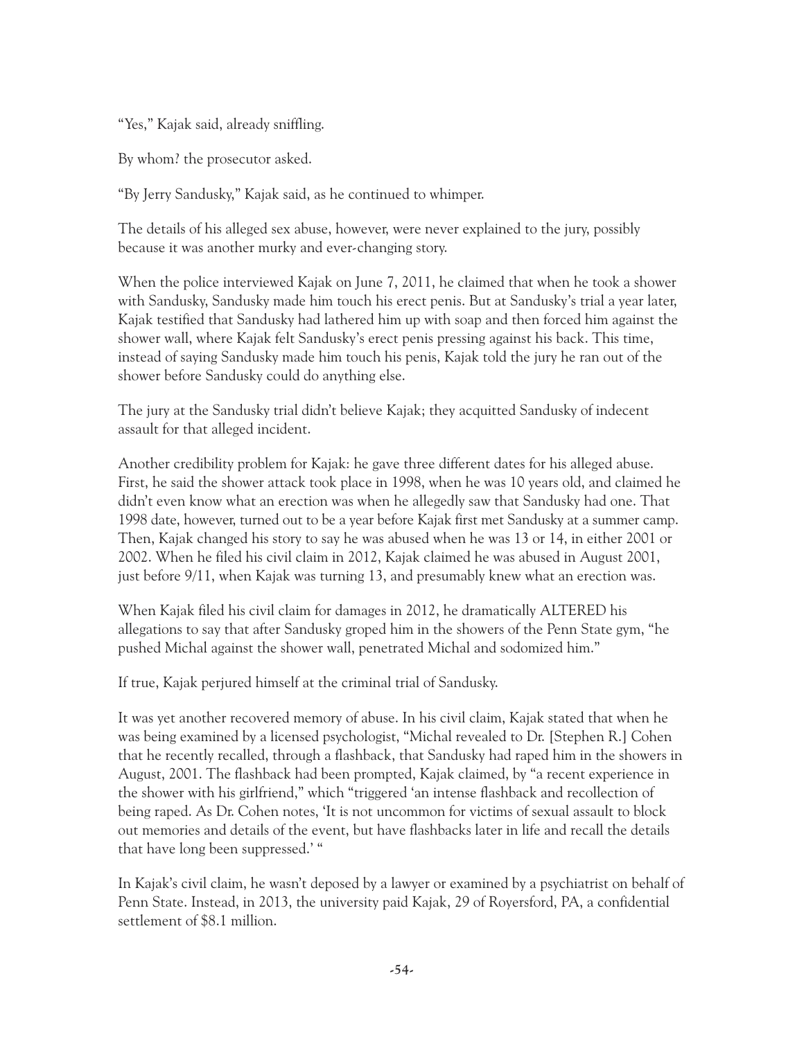"Yes," Kajak said, already sniffling.

By whom? the prosecutor asked.

"By Jerry Sandusky," Kajak said, as he continued to whimper.

The details of his alleged sex abuse, however, were never explained to the jury, possibly because it was another murky and ever-changing story.

When the police interviewed Kajak on June 7, 2011, he claimed that when he took a shower with Sandusky, Sandusky made him touch his erect penis. But at Sandusky's trial a year later, Kajak testified that Sandusky had lathered him up with soap and then forced him against the shower wall, where Kajak felt Sandusky's erect penis pressing against his back. This time, instead of saying Sandusky made him touch his penis, Kajak told the jury he ran out of the shower before Sandusky could do anything else.

The jury at the Sandusky trial didn't believe Kajak; they acquitted Sandusky of indecent assault for that alleged incident.

Another credibility problem for Kajak: he gave three different dates for his alleged abuse. First, he said the shower attack took place in 1998, when he was 10 years old, and claimed he didn't even know what an erection was when he allegedly saw that Sandusky had one. That 1998 date, however, turned out to be a year before Kajak first met Sandusky at a summer camp. Then, Kajak changed his story to say he was abused when he was 13 or 14, in either 2001 or 2002. When he filed his civil claim in 2012, Kajak claimed he was abused in August 2001, just before 9/11, when Kajak was turning 13, and presumably knew what an erection was.

When Kajak filed his civil claim for damages in 2012, he dramatically ALTERED his allegations to say that after Sandusky groped him in the showers of the Penn State gym, "he pushed Michal against the shower wall, penetrated Michal and sodomized him."

If true, Kajak perjured himself at the criminal trial of Sandusky.

It was yet another recovered memory of abuse. In his civil claim, Kajak stated that when he was being examined by a licensed psychologist, "Michal revealed to Dr. [Stephen R.] Cohen that he recently recalled, through a flashback, that Sandusky had raped him in the showers in August, 2001. The flashback had been prompted, Kajak claimed, by "a recent experience in the shower with his girlfriend," which "triggered 'an intense flashback and recollection of being raped. As Dr. Cohen notes, 'It is not uncommon for victims of sexual assault to block out memories and details of the event, but have flashbacks later in life and recall the details that have long been suppressed.' "

In Kajak's civil claim, he wasn't deposed by a lawyer or examined by a psychiatrist on behalf of Penn State. Instead, in 2013, the university paid Kajak, 29 of Royersford, PA, a confidential settlement of $8.1 million.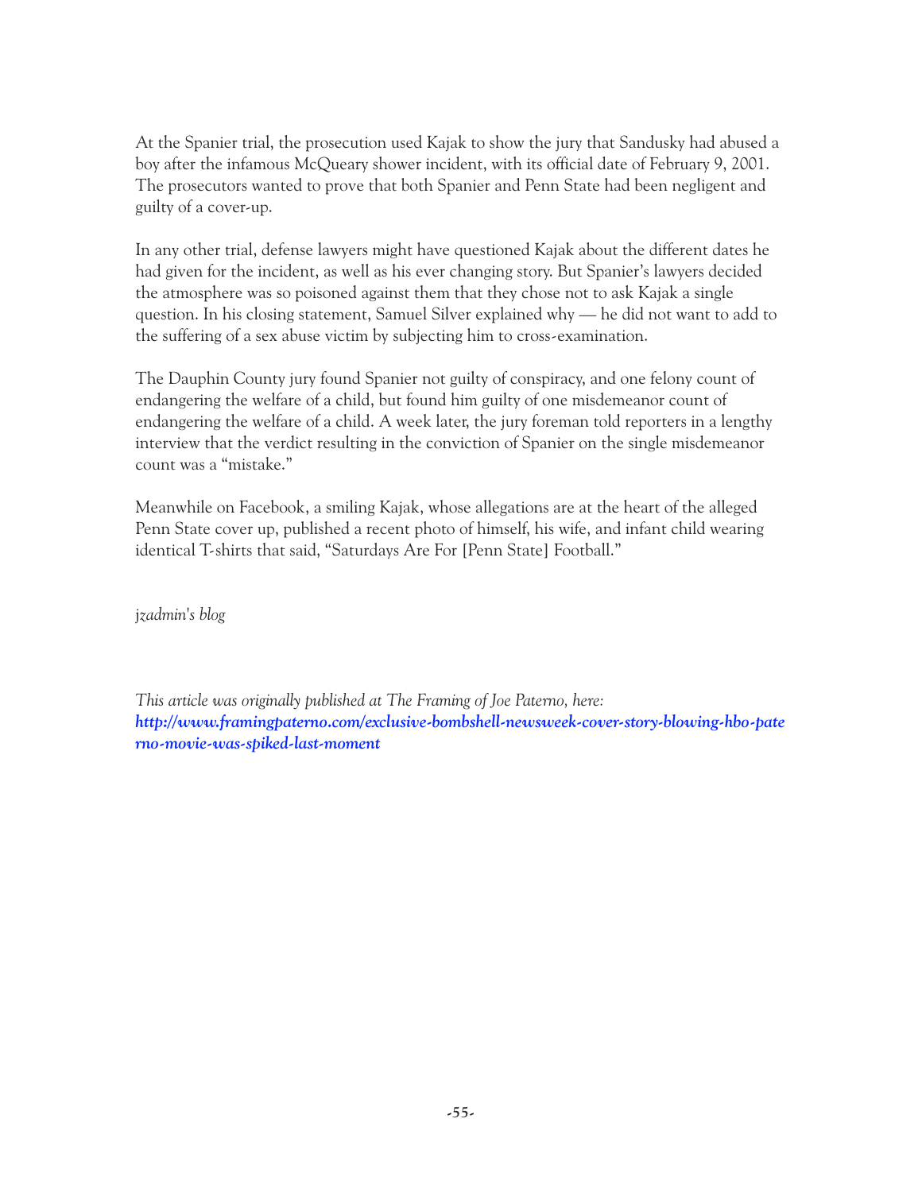At the Spanier trial, the prosecution used Kajak to show the jury that Sandusky had abused a boy after the infamous McQueary shower incident, with its official date of February 9, 2001. The prosecutors wanted to prove that both Spanier and Penn State had been negligent and guilty of a cover-up.

In any other trial, defense lawyers might have questioned Kajak about the different dates he had given for the incident, as well as his ever changing story. But Spanier's lawyers decided the atmosphere was so poisoned against them that they chose not to ask Kajak a single question. In his closing statement, Samuel Silver explained why — he did not want to add to the suffering of a sex abuse victim by subjecting him to cross-examination.

The Dauphin County jury found Spanier not guilty of conspiracy, and one felony count of endangering the welfare of a child, but found him guilty of one misdemeanor count of endangering the welfare of a child. A week later, the jury foreman told reporters in a lengthy interview that the verdict resulting in the conviction of Spanier on the single misdemeanor count was a "mistake."

Meanwhile on Facebook, a smiling Kajak, whose allegations are at the heart of the alleged Penn State cover up, published a recent photo of himself, his wife, and infant child wearing identical T-shirts that said, "Saturdays Are For [Penn State] Football."

*jzadmin's blog*

*This article was originally published at The Framing of Joe Paterno, here:*
***http://www.framingpaterno.com/exclusive-bombshell-newsweek-cover-story-blowing-hbo-paterno-movie-was-spiked-last-moment***